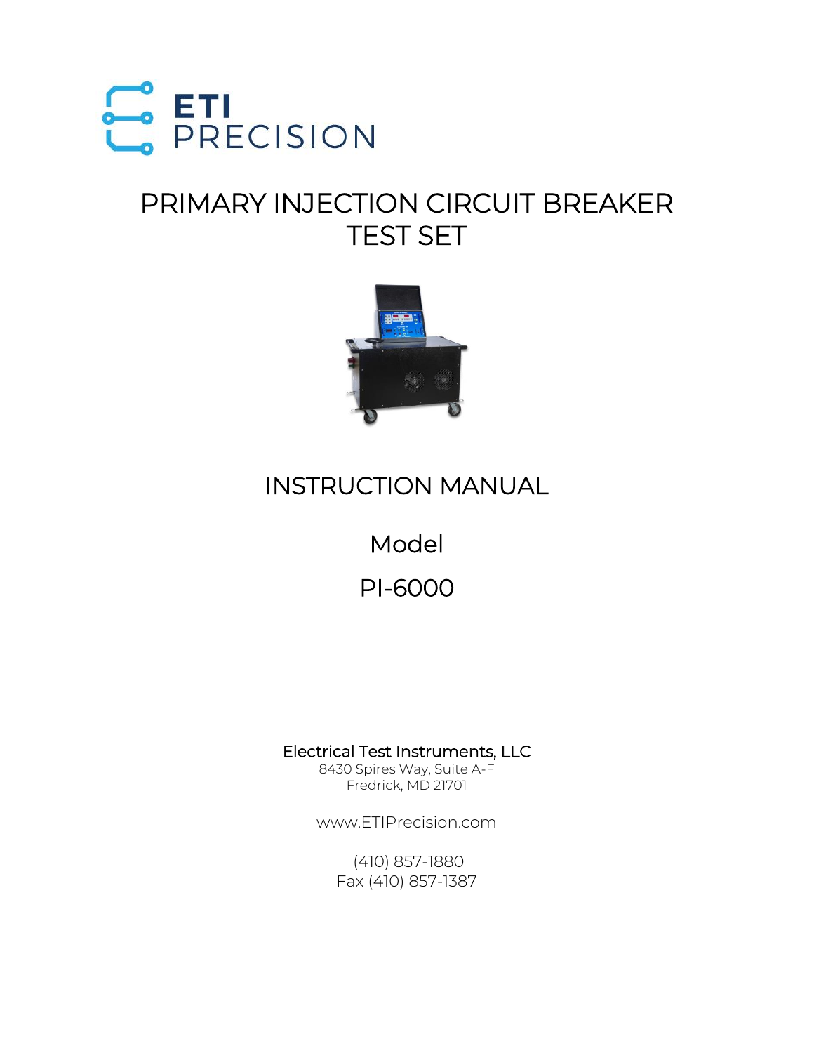ETI PRECISION

# PRIMARY INJECTION CIRCUIT BREAKER TEST SET

## INSTRUCTION MANUAL

## Model

## PI-6000

Electrical Test Instruments, LLC
8430 Spires Way, Suite A-F
Fredrick, MD 21701

www.ETIPrecision.com

(410) 857-1880
Fax (410) 857-1387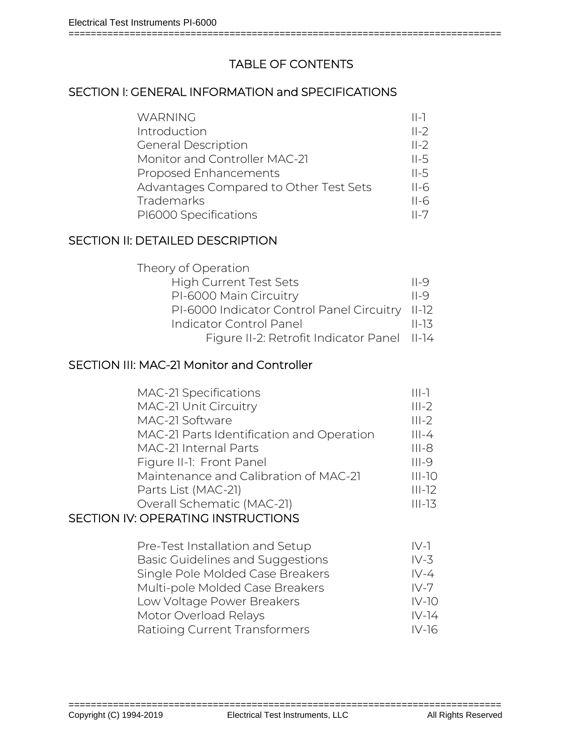# TABLE OF CONTENTS

## SECTION I: GENERAL INFORMATION and SPECIFICATIONS

| | |
|---|---|
| WARNING | II-1 |
| Introduction | II-2 |
| General Description | II-2 |
| Monitor and Controller MAC-21 | II-5 |
| Proposed Enhancements | II-5 |
| Advantages Compared to Other Test Sets | II-6 |
| Trademarks | II-6 |
| PI6000 Specifications | II-7 |

## SECTION II: DETAILED DESCRIPTION

| | |
|---|---|
| Theory of Operation | |
| High Current Test Sets | II-9 |
| PI-6000 Main Circuitry | II-9 |
| PI-6000 Indicator Control Panel Circuitry | II-12 |
| Indicator Control Panel | II-13 |
| Figure II-2: Retrofit Indicator Panel | II-14 |

## SECTION III: MAC-21 Monitor and Controller

| | |
|---|---|
| MAC-21 Specifications | III-1 |
| MAC-21 Unit Circuitry | III-2 |
| MAC-21 Software | III-2 |
| MAC-21 Parts Identification and Operation | III-4 |
| MAC-21 Internal Parts | III-8 |
| Figure II-1: Front Panel | III-9 |
| Maintenance and Calibration of MAC-21 | III-10 |
| Parts List (MAC-21) | III-12 |
| Overall Schematic (MAC-21) | III-13 |

## SECTION IV: OPERATING INSTRUCTIONS

| | |
|---|---|
| Pre-Test Installation and Setup | IV-1 |
| Basic Guidelines and Suggestions | IV-3 |
| Single Pole Molded Case Breakers | IV-4 |
| Multi-pole Molded Case Breakers | IV-7 |
| Low Voltage Power Breakers | IV-10 |
| Motor Overload Relays | IV-14 |
| Ratioing Current Transformers | IV-16 |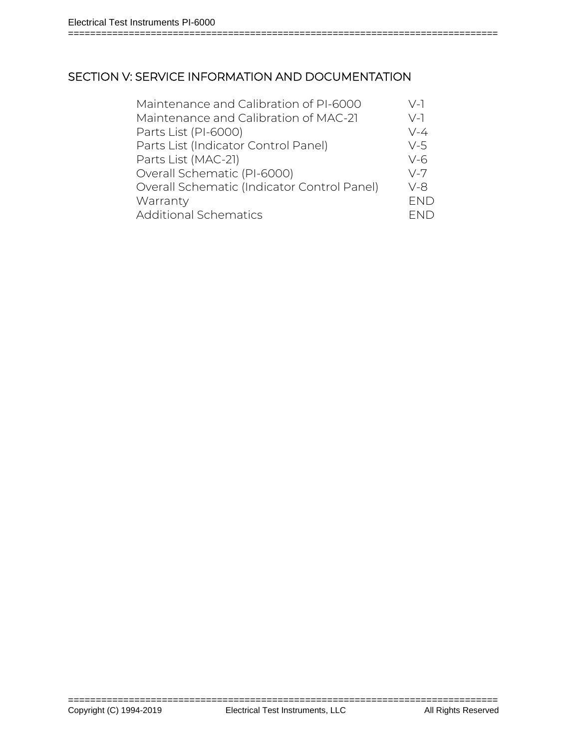# SECTION V: SERVICE INFORMATION AND DOCUMENTATION

| | |
|---|---|
| Maintenance and Calibration of PI-6000 | V-1 |
| Maintenance and Calibration of MAC-21 | V-1 |
| Parts List (PI-6000) | V-4 |
| Parts List (Indicator Control Panel) | V-5 |
| Parts List (MAC-21) | V-6 |
| Overall Schematic (PI-6000) | V-7 |
| Overall Schematic (Indicator Control Panel) | V-8 |
| Warranty | END |
| Additional Schematics | END |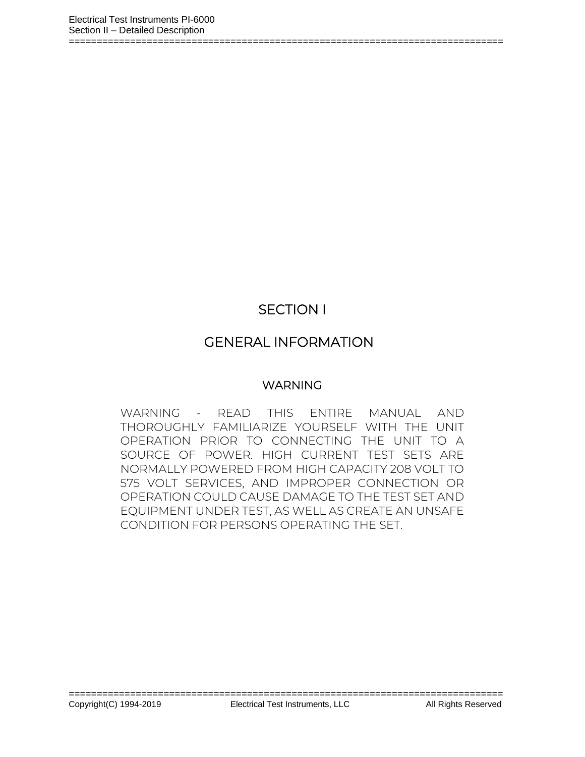# SECTION I

# GENERAL INFORMATION

## WARNING

WARNING - READ THIS ENTIRE MANUAL AND THOROUGHLY FAMILIARIZE YOURSELF WITH THE UNIT OPERATION PRIOR TO CONNECTING THE UNIT TO A SOURCE OF POWER. HIGH CURRENT TEST SETS ARE NORMALLY POWERED FROM HIGH CAPACITY 208 VOLT TO 575 VOLT SERVICES, AND IMPROPER CONNECTION OR OPERATION COULD CAUSE DAMAGE TO THE TEST SET AND EQUIPMENT UNDER TEST, AS WELL AS CREATE AN UNSAFE CONDITION FOR PERSONS OPERATING THE SET.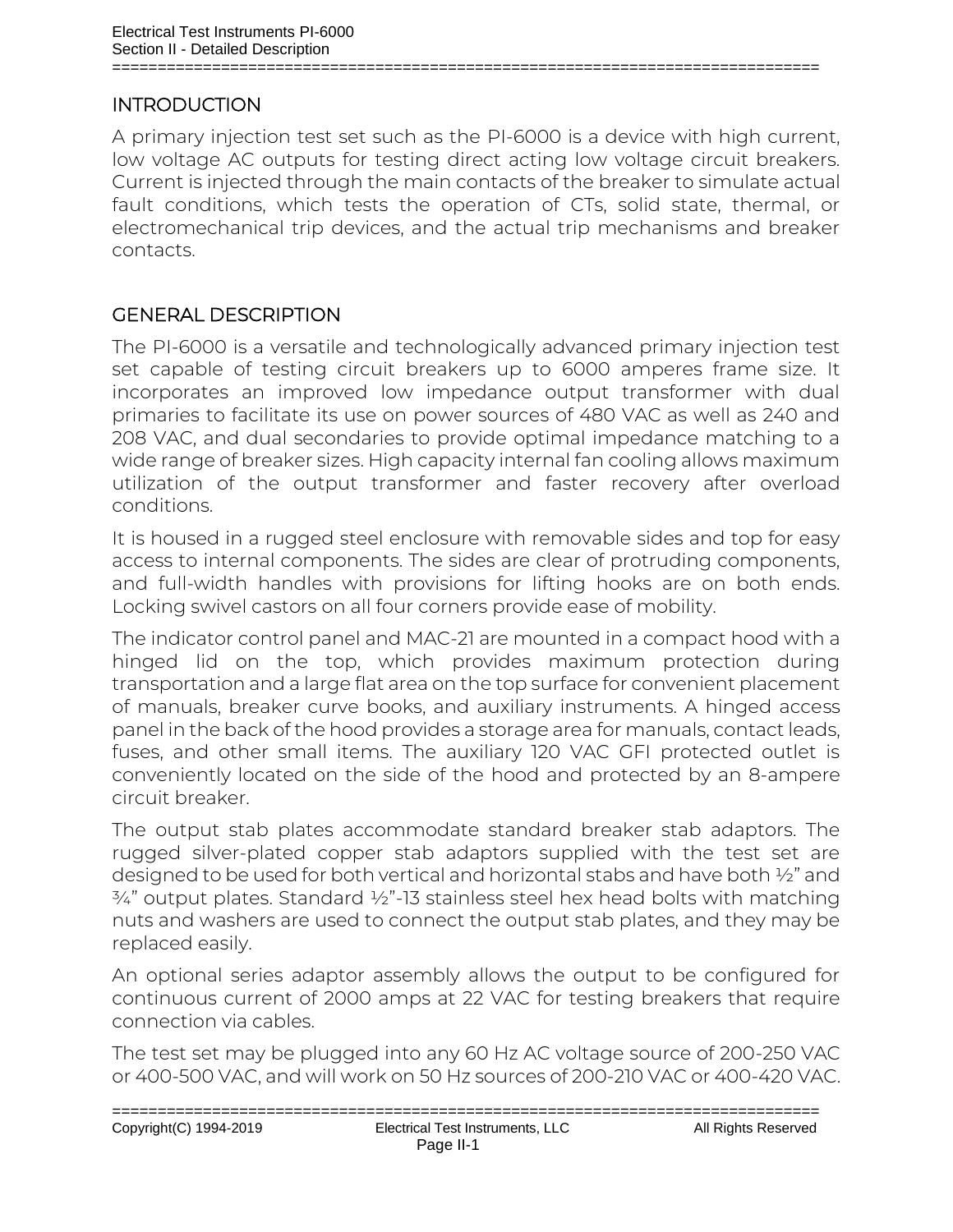## INTRODUCTION

A primary injection test set such as the PI-6000 is a device with high current, low voltage AC outputs for testing direct acting low voltage circuit breakers. Current is injected through the main contacts of the breaker to simulate actual fault conditions, which tests the operation of CTs, solid state, thermal, or electromechanical trip devices, and the actual trip mechanisms and breaker contacts.

## GENERAL DESCRIPTION

The PI-6000 is a versatile and technologically advanced primary injection test set capable of testing circuit breakers up to 6000 amperes frame size. It incorporates an improved low impedance output transformer with dual primaries to facilitate its use on power sources of 480 VAC as well as 240 and 208 VAC, and dual secondaries to provide optimal impedance matching to a wide range of breaker sizes. High capacity internal fan cooling allows maximum utilization of the output transformer and faster recovery after overload conditions.

It is housed in a rugged steel enclosure with removable sides and top for easy access to internal components. The sides are clear of protruding components, and full-width handles with provisions for lifting hooks are on both ends. Locking swivel castors on all four corners provide ease of mobility.

The indicator control panel and MAC-21 are mounted in a compact hood with a hinged lid on the top, which provides maximum protection during transportation and a large flat area on the top surface for convenient placement of manuals, breaker curve books, and auxiliary instruments. A hinged access panel in the back of the hood provides a storage area for manuals, contact leads, fuses, and other small items. The auxiliary 120 VAC GFI protected outlet is conveniently located on the side of the hood and protected by an 8-ampere circuit breaker.

The output stab plates accommodate standard breaker stab adaptors. The rugged silver-plated copper stab adaptors supplied with the test set are designed to be used for both vertical and horizontal stabs and have both ½" and ¾" output plates. Standard ½"-13 stainless steel hex head bolts with matching nuts and washers are used to connect the output stab plates, and they may be replaced easily.

An optional series adaptor assembly allows the output to be configured for continuous current of 2000 amps at 22 VAC for testing breakers that require connection via cables.

The test set may be plugged into any 60 Hz AC voltage source of 200-250 VAC or 400-500 VAC, and will work on 50 Hz sources of 200-210 VAC or 400-420 VAC.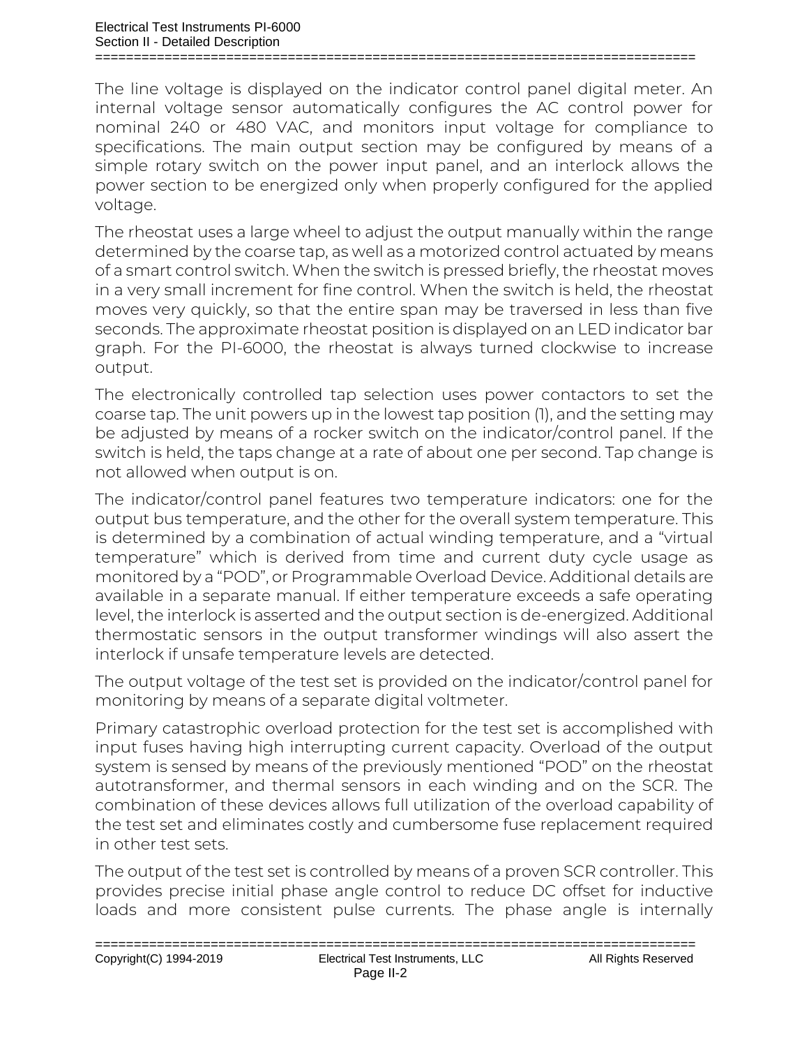The line voltage is displayed on the indicator control panel digital meter. An internal voltage sensor automatically configures the AC control power for nominal 240 or 480 VAC, and monitors input voltage for compliance to specifications. The main output section may be configured by means of a simple rotary switch on the power input panel, and an interlock allows the power section to be energized only when properly configured for the applied voltage.

The rheostat uses a large wheel to adjust the output manually within the range determined by the coarse tap, as well as a motorized control actuated by means of a smart control switch. When the switch is pressed briefly, the rheostat moves in a very small increment for fine control. When the switch is held, the rheostat moves very quickly, so that the entire span may be traversed in less than five seconds. The approximate rheostat position is displayed on an LED indicator bar graph. For the PI-6000, the rheostat is always turned clockwise to increase output.

The electronically controlled tap selection uses power contactors to set the coarse tap. The unit powers up in the lowest tap position (1), and the setting may be adjusted by means of a rocker switch on the indicator/control panel. If the switch is held, the taps change at a rate of about one per second. Tap change is not allowed when output is on.

The indicator/control panel features two temperature indicators: one for the output bus temperature, and the other for the overall system temperature. This is determined by a combination of actual winding temperature, and a "virtual temperature" which is derived from time and current duty cycle usage as monitored by a "POD", or Programmable Overload Device. Additional details are available in a separate manual. If either temperature exceeds a safe operating level, the interlock is asserted and the output section is de-energized. Additional thermostatic sensors in the output transformer windings will also assert the interlock if unsafe temperature levels are detected.

The output voltage of the test set is provided on the indicator/control panel for monitoring by means of a separate digital voltmeter.

Primary catastrophic overload protection for the test set is accomplished with input fuses having high interrupting current capacity. Overload of the output system is sensed by means of the previously mentioned "POD" on the rheostat autotransformer, and thermal sensors in each winding and on the SCR. The combination of these devices allows full utilization of the overload capability of the test set and eliminates costly and cumbersome fuse replacement required in other test sets.

The output of the test set is controlled by means of a proven SCR controller. This provides precise initial phase angle control to reduce DC offset for inductive loads and more consistent pulse currents. The phase angle is internally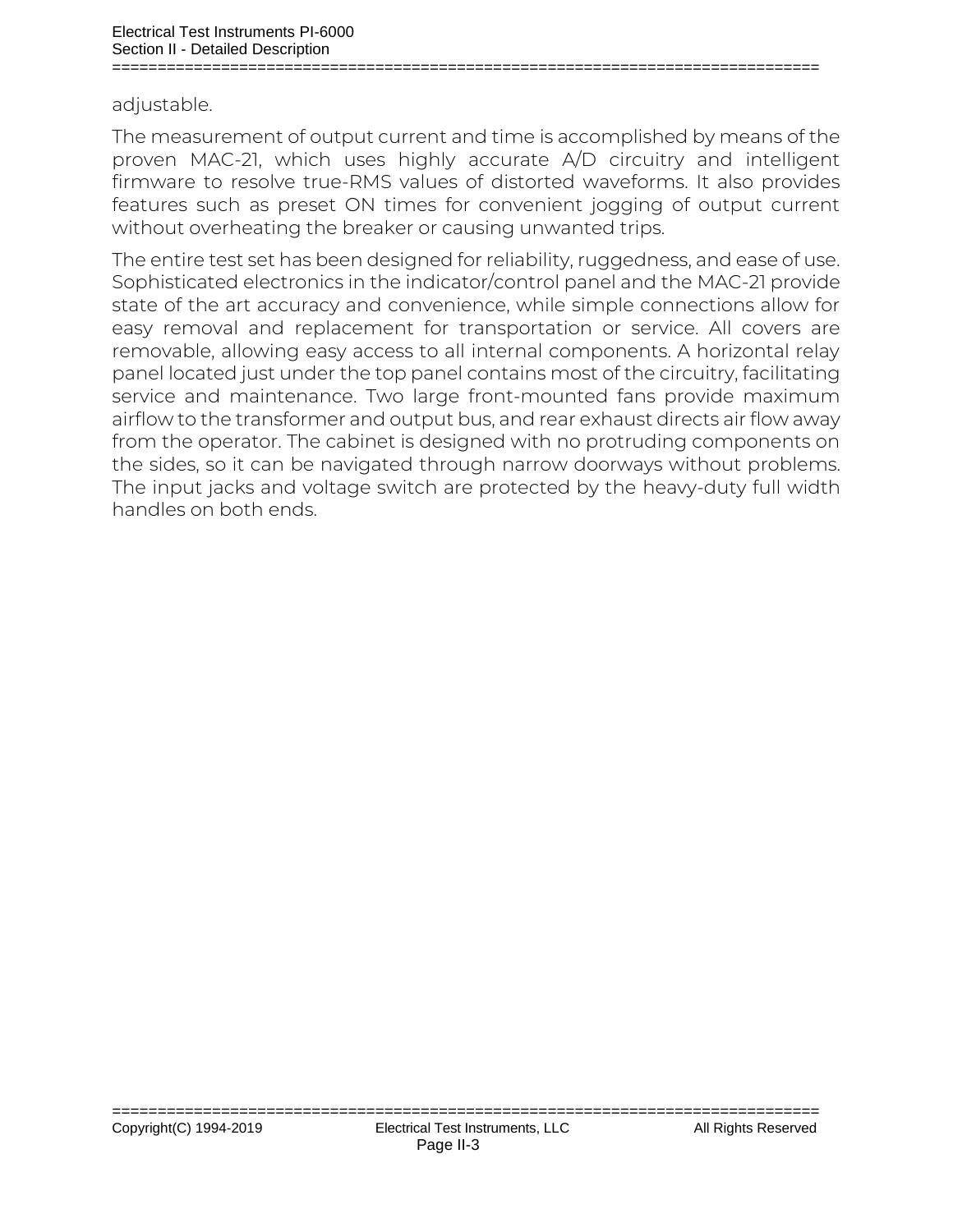adjustable.

The measurement of output current and time is accomplished by means of the proven MAC-21, which uses highly accurate A/D circuitry and intelligent firmware to resolve true-RMS values of distorted waveforms. It also provides features such as preset ON times for convenient jogging of output current without overheating the breaker or causing unwanted trips.

The entire test set has been designed for reliability, ruggedness, and ease of use. Sophisticated electronics in the indicator/control panel and the MAC-21 provide state of the art accuracy and convenience, while simple connections allow for easy removal and replacement for transportation or service. All covers are removable, allowing easy access to all internal components. A horizontal relay panel located just under the top panel contains most of the circuitry, facilitating service and maintenance. Two large front-mounted fans provide maximum airflow to the transformer and output bus, and rear exhaust directs air flow away from the operator. The cabinet is designed with no protruding components on the sides, so it can be navigated through narrow doorways without problems. The input jacks and voltage switch are protected by the heavy-duty full width handles on both ends.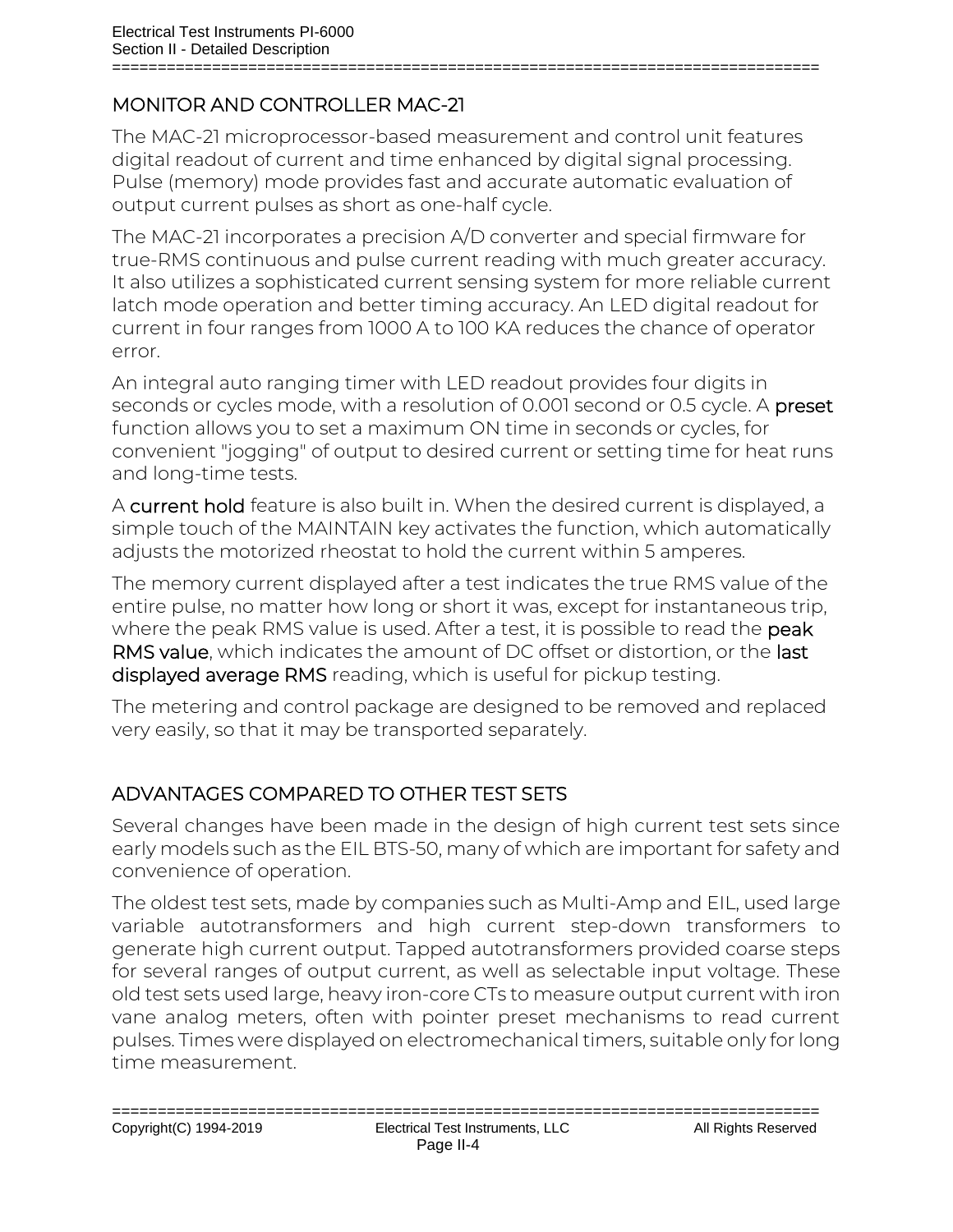## MONITOR AND CONTROLLER MAC-21

The MAC-21 microprocessor-based measurement and control unit features digital readout of current and time enhanced by digital signal processing. Pulse (memory) mode provides fast and accurate automatic evaluation of output current pulses as short as one-half cycle.

The MAC-21 incorporates a precision A/D converter and special firmware for true-RMS continuous and pulse current reading with much greater accuracy. It also utilizes a sophisticated current sensing system for more reliable current latch mode operation and better timing accuracy. An LED digital readout for current in four ranges from 1000 A to 100 KA reduces the chance of operator error.

An integral auto ranging timer with LED readout provides four digits in seconds or cycles mode, with a resolution of 0.001 second or 0.5 cycle. A **preset** function allows you to set a maximum ON time in seconds or cycles, for convenient "jogging" of output to desired current or setting time for heat runs and long-time tests.

A **current hold** feature is also built in. When the desired current is displayed, a simple touch of the MAINTAIN key activates the function, which automatically adjusts the motorized rheostat to hold the current within 5 amperes.

The memory current displayed after a test indicates the true RMS value of the entire pulse, no matter how long or short it was, except for instantaneous trip, where the peak RMS value is used. After a test, it is possible to read the **peak RMS value**, which indicates the amount of DC offset or distortion, or the **last displayed average RMS** reading, which is useful for pickup testing.

The metering and control package are designed to be removed and replaced very easily, so that it may be transported separately.

## ADVANTAGES COMPARED TO OTHER TEST SETS

Several changes have been made in the design of high current test sets since early models such as the EIL BTS-50, many of which are important for safety and convenience of operation.

The oldest test sets, made by companies such as Multi-Amp and EIL, used large variable autotransformers and high current step-down transformers to generate high current output. Tapped autotransformers provided coarse steps for several ranges of output current, as well as selectable input voltage. These old test sets used large, heavy iron-core CTs to measure output current with iron vane analog meters, often with pointer preset mechanisms to read current pulses. Times were displayed on electromechanical timers, suitable only for long time measurement.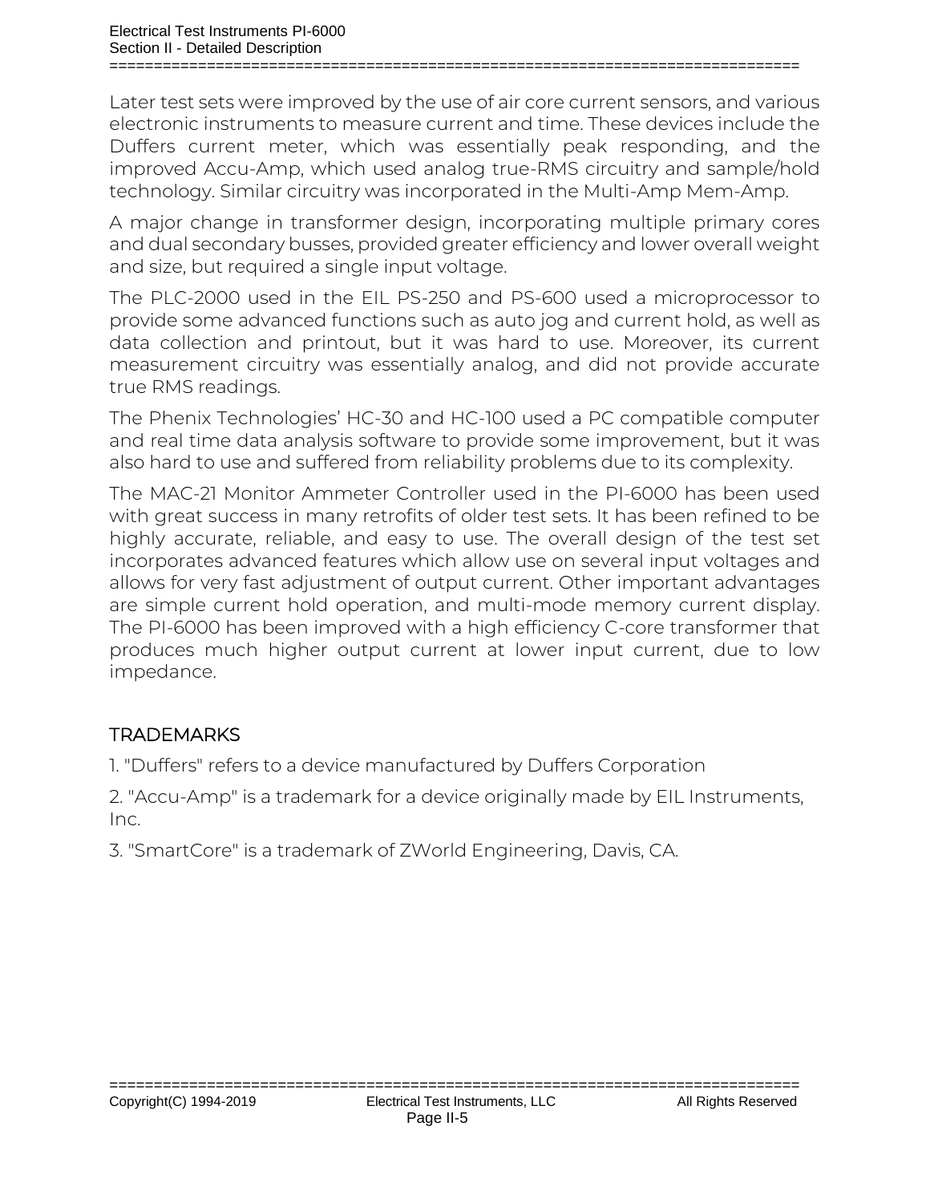Later test sets were improved by the use of air core current sensors, and various electronic instruments to measure current and time. These devices include the Duffers current meter, which was essentially peak responding, and the improved Accu-Amp, which used analog true-RMS circuitry and sample/hold technology. Similar circuitry was incorporated in the Multi-Amp Mem-Amp.

A major change in transformer design, incorporating multiple primary cores and dual secondary busses, provided greater efficiency and lower overall weight and size, but required a single input voltage.

The PLC-2000 used in the EIL PS-250 and PS-600 used a microprocessor to provide some advanced functions such as auto jog and current hold, as well as data collection and printout, but it was hard to use. Moreover, its current measurement circuitry was essentially analog, and did not provide accurate true RMS readings.

The Phenix Technologies' HC-30 and HC-100 used a PC compatible computer and real time data analysis software to provide some improvement, but it was also hard to use and suffered from reliability problems due to its complexity.

The MAC-21 Monitor Ammeter Controller used in the PI-6000 has been used with great success in many retrofits of older test sets. It has been refined to be highly accurate, reliable, and easy to use. The overall design of the test set incorporates advanced features which allow use on several input voltages and allows for very fast adjustment of output current. Other important advantages are simple current hold operation, and multi-mode memory current display. The PI-6000 has been improved with a high efficiency C-core transformer that produces much higher output current at lower input current, due to low impedance.

## TRADEMARKS

1. "Duffers" refers to a device manufactured by Duffers Corporation

2. "Accu-Amp" is a trademark for a device originally made by EIL Instruments, Inc.

3. "SmartCore" is a trademark of ZWorld Engineering, Davis, CA.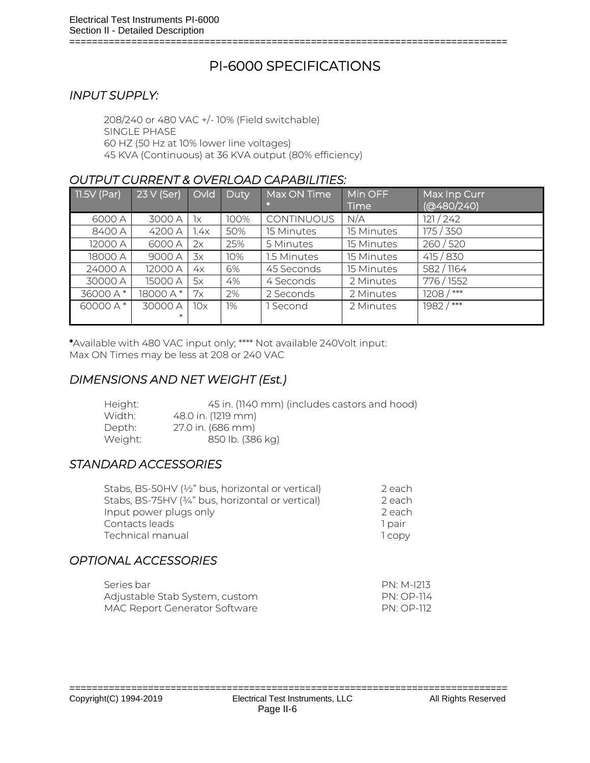# PI-6000 SPECIFICATIONS

## *INPUT SUPPLY:*

208/240 or 480 VAC +/- 10% (Field switchable)
SINGLE PHASE
60 HZ (50 Hz at 10% lower line voltages)
45 KVA (Continuous) at 36 KVA output (80% efficiency)

## *OUTPUT CURRENT & OVERLOAD CAPABILITIES:*

| 11.5V (Par) | 23 V (Ser) | Ovld | Duty | Max ON Time * | Min OFF Time | Max Inp Curr (@480/240) |
|---|---|---|---|---|---|---|
| 6000 A | 3000 A | 1x | 100% | CONTINUOUS | N/A | 121 / 242 |
| 8400 A | 4200 A | 1.4x | 50% | 15 Minutes | 15 Minutes | 175 / 350 |
| 12000 A | 6000 A | 2x | 25% | 5 Minutes | 15 Minutes | 260 / 520 |
| 18000 A | 9000 A | 3x | 10% | 1.5 Minutes | 15 Minutes | 415 / 830 |
| 24000 A | 12000 A | 4x | 6% | 45 Seconds | 15 Minutes | 582 / 1164 |
| 30000 A | 15000 A | 5x | 4% | 4 Seconds | 2 Minutes | 776 / 1552 |
| 36000 A * | 18000 A * | 7x | 2% | 2 Seconds | 2 Minutes | 1208 / *** |
| 60000 A * | 30000 A * | 10x | 1% | 1 Second | 2 Minutes | 1982 / *** |

**\***Available with 480 VAC input only; **** Not available 240Volt input:
Max ON Times may be less at 208 or 240 VAC

## *DIMENSIONS AND NET WEIGHT (Est.)*

Height: 45 in. (1140 mm) (includes castors and hood)
Width: 48.0 in. (1219 mm)
Depth: 27.0 in. (686 mm)
Weight: 850 lb. (386 kg)

## *STANDARD ACCESSORIES*

| | |
|---|---|
| Stabs, BS-50HV (½" bus, horizontal or vertical) | 2 each |
| Stabs, BS-75HV (¾" bus, horizontal or vertical) | 2 each |
| Input power plugs only | 2 each |
| Contacts leads | 1 pair |
| Technical manual | 1 copy |

## *OPTIONAL ACCESSORIES*

| | |
|---|---|
| Series bar | PN: M-I213 |
| Adjustable Stab System, custom | PN: OP-114 |
| MAC Report Generator Software | PN: OP-112 |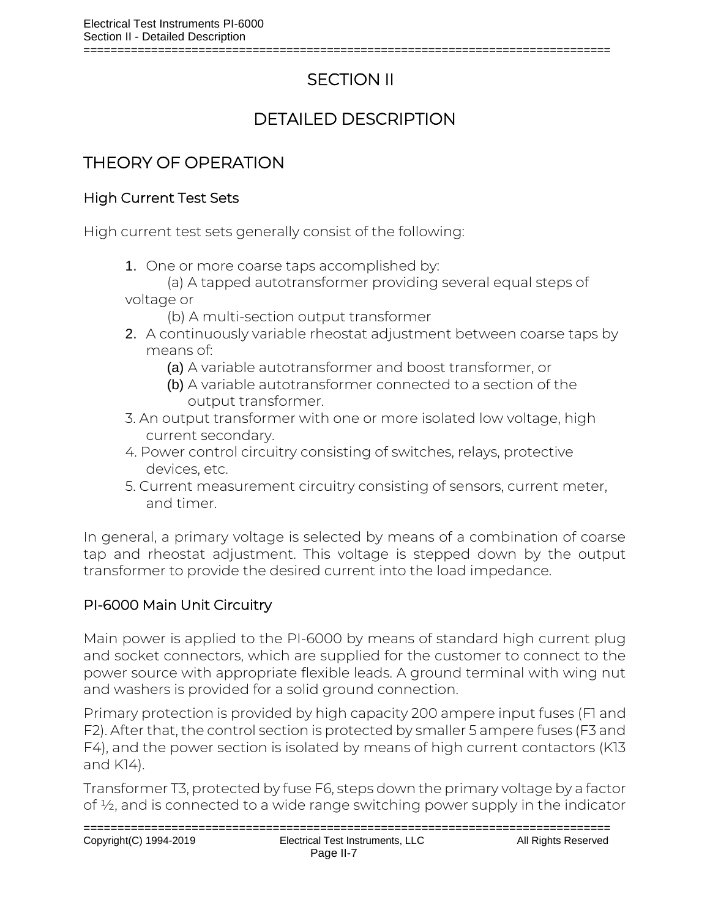# SECTION II

# DETAILED DESCRIPTION

## THEORY OF OPERATION

### High Current Test Sets

High current test sets generally consist of the following:

1. One or more coarse taps accomplished by:
   (a) A tapped autotransformer providing several equal steps of voltage or
   (b) A multi-section output transformer
2. A continuously variable rheostat adjustment between coarse taps by means of:
   (a) A variable autotransformer and boost transformer, or
   (b) A variable autotransformer connected to a section of the output transformer.
3. An output transformer with one or more isolated low voltage, high current secondary.
4. Power control circuitry consisting of switches, relays, protective devices, etc.
5. Current measurement circuitry consisting of sensors, current meter, and timer.

In general, a primary voltage is selected by means of a combination of coarse tap and rheostat adjustment. This voltage is stepped down by the output transformer to provide the desired current into the load impedance.

### PI-6000 Main Unit Circuitry

Main power is applied to the PI-6000 by means of standard high current plug and socket connectors, which are supplied for the customer to connect to the power source with appropriate flexible leads. A ground terminal with wing nut and washers is provided for a solid ground connection.

Primary protection is provided by high capacity 200 ampere input fuses (F1 and F2). After that, the control section is protected by smaller 5 ampere fuses (F3 and F4), and the power section is isolated by means of high current contactors (K13 and K14).

Transformer T3, protected by fuse F6, steps down the primary voltage by a factor of ½, and is connected to a wide range switching power supply in the indicator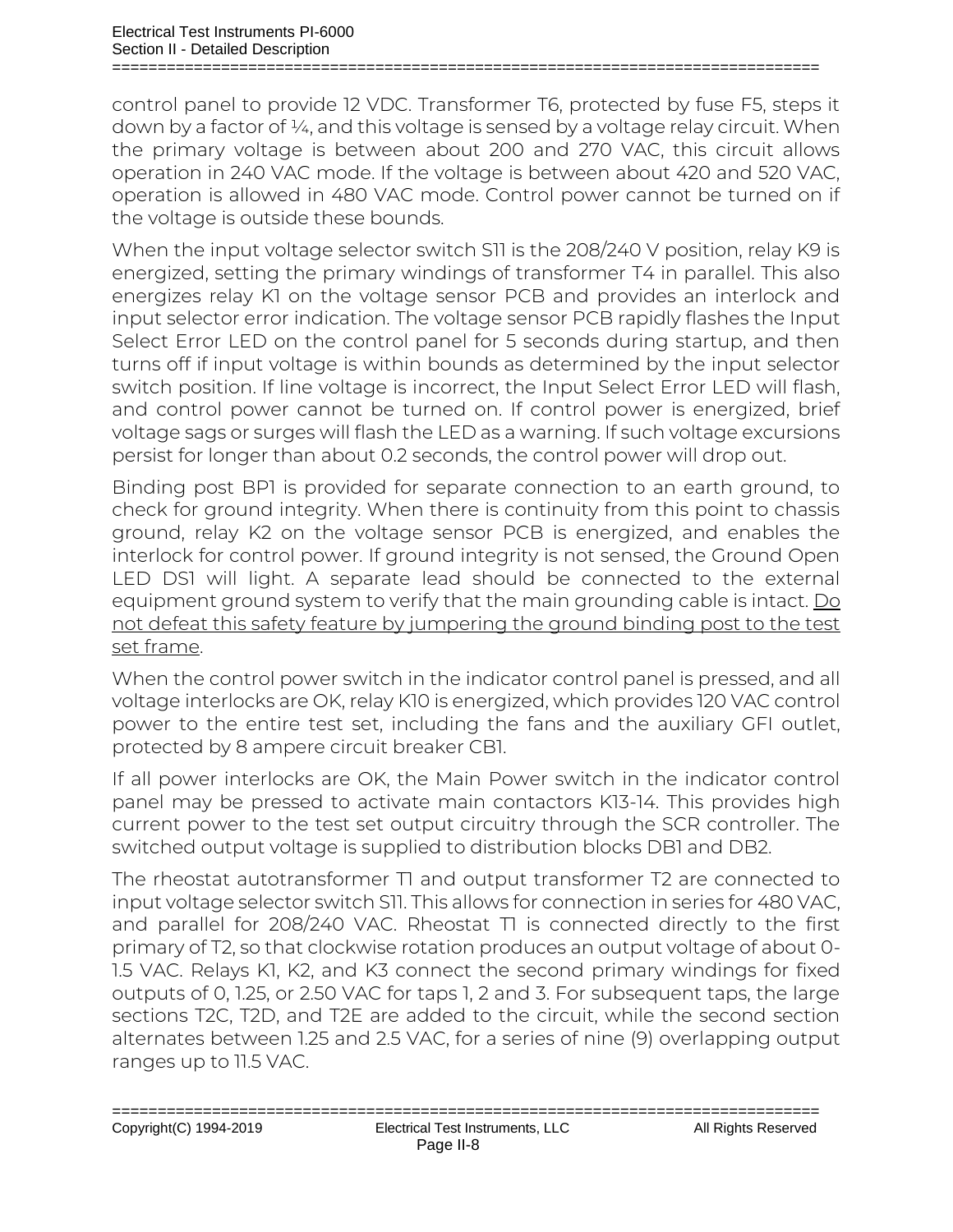control panel to provide 12 VDC. Transformer T6, protected by fuse F5, steps it down by a factor of ¼, and this voltage is sensed by a voltage relay circuit. When the primary voltage is between about 200 and 270 VAC, this circuit allows operation in 240 VAC mode. If the voltage is between about 420 and 520 VAC, operation is allowed in 480 VAC mode. Control power cannot be turned on if the voltage is outside these bounds.

When the input voltage selector switch S11 is the 208/240 V position, relay K9 is energized, setting the primary windings of transformer T4 in parallel. This also energizes relay K1 on the voltage sensor PCB and provides an interlock and input selector error indication. The voltage sensor PCB rapidly flashes the Input Select Error LED on the control panel for 5 seconds during startup, and then turns off if input voltage is within bounds as determined by the input selector switch position. If line voltage is incorrect, the Input Select Error LED will flash, and control power cannot be turned on. If control power is energized, brief voltage sags or surges will flash the LED as a warning. If such voltage excursions persist for longer than about 0.2 seconds, the control power will drop out.

Binding post BP1 is provided for separate connection to an earth ground, to check for ground integrity. When there is continuity from this point to chassis ground, relay K2 on the voltage sensor PCB is energized, and enables the interlock for control power. If ground integrity is not sensed, the Ground Open LED DS1 will light. A separate lead should be connected to the external equipment ground system to verify that the main grounding cable is intact. <u>Do not defeat this safety feature by jumpering the ground binding post to the test set frame</u>.

When the control power switch in the indicator control panel is pressed, and all voltage interlocks are OK, relay K10 is energized, which provides 120 VAC control power to the entire test set, including the fans and the auxiliary GFI outlet, protected by 8 ampere circuit breaker CB1.

If all power interlocks are OK, the Main Power switch in the indicator control panel may be pressed to activate main contactors K13-14. This provides high current power to the test set output circuitry through the SCR controller. The switched output voltage is supplied to distribution blocks DB1 and DB2.

The rheostat autotransformer T1 and output transformer T2 are connected to input voltage selector switch S11. This allows for connection in series for 480 VAC, and parallel for 208/240 VAC. Rheostat T1 is connected directly to the first primary of T2, so that clockwise rotation produces an output voltage of about 0-1.5 VAC. Relays K1, K2, and K3 connect the second primary windings for fixed outputs of 0, 1.25, or 2.50 VAC for taps 1, 2 and 3. For subsequent taps, the large sections T2C, T2D, and T2E are added to the circuit, while the second section alternates between 1.25 and 2.5 VAC, for a series of nine (9) overlapping output ranges up to 11.5 VAC.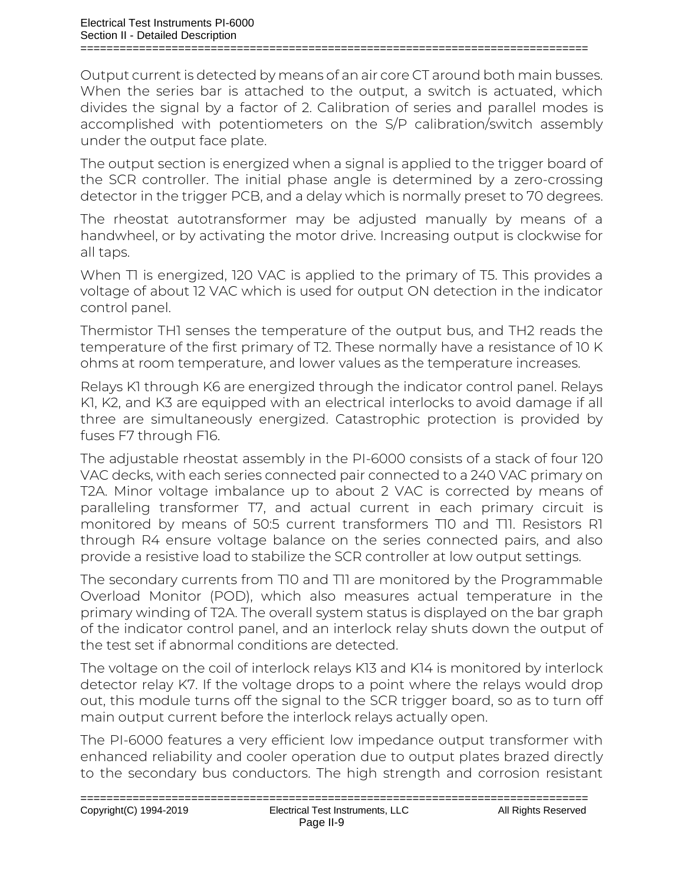Output current is detected by means of an air core CT around both main busses. When the series bar is attached to the output, a switch is actuated, which divides the signal by a factor of 2. Calibration of series and parallel modes is accomplished with potentiometers on the S/P calibration/switch assembly under the output face plate.

The output section is energized when a signal is applied to the trigger board of the SCR controller. The initial phase angle is determined by a zero-crossing detector in the trigger PCB, and a delay which is normally preset to 70 degrees.

The rheostat autotransformer may be adjusted manually by means of a handwheel, or by activating the motor drive. Increasing output is clockwise for all taps.

When T1 is energized, 120 VAC is applied to the primary of T5. This provides a voltage of about 12 VAC which is used for output ON detection in the indicator control panel.

Thermistor TH1 senses the temperature of the output bus, and TH2 reads the temperature of the first primary of T2. These normally have a resistance of 10 K ohms at room temperature, and lower values as the temperature increases.

Relays K1 through K6 are energized through the indicator control panel. Relays K1, K2, and K3 are equipped with an electrical interlocks to avoid damage if all three are simultaneously energized. Catastrophic protection is provided by fuses F7 through F16.

The adjustable rheostat assembly in the PI-6000 consists of a stack of four 120 VAC decks, with each series connected pair connected to a 240 VAC primary on T2A. Minor voltage imbalance up to about 2 VAC is corrected by means of paralleling transformer T7, and actual current in each primary circuit is monitored by means of 50:5 current transformers T10 and T11. Resistors R1 through R4 ensure voltage balance on the series connected pairs, and also provide a resistive load to stabilize the SCR controller at low output settings.

The secondary currents from T10 and T11 are monitored by the Programmable Overload Monitor (POD), which also measures actual temperature in the primary winding of T2A. The overall system status is displayed on the bar graph of the indicator control panel, and an interlock relay shuts down the output of the test set if abnormal conditions are detected.

The voltage on the coil of interlock relays K13 and K14 is monitored by interlock detector relay K7. If the voltage drops to a point where the relays would drop out, this module turns off the signal to the SCR trigger board, so as to turn off main output current before the interlock relays actually open.

The PI-6000 features a very efficient low impedance output transformer with enhanced reliability and cooler operation due to output plates brazed directly to the secondary bus conductors. The high strength and corrosion resistant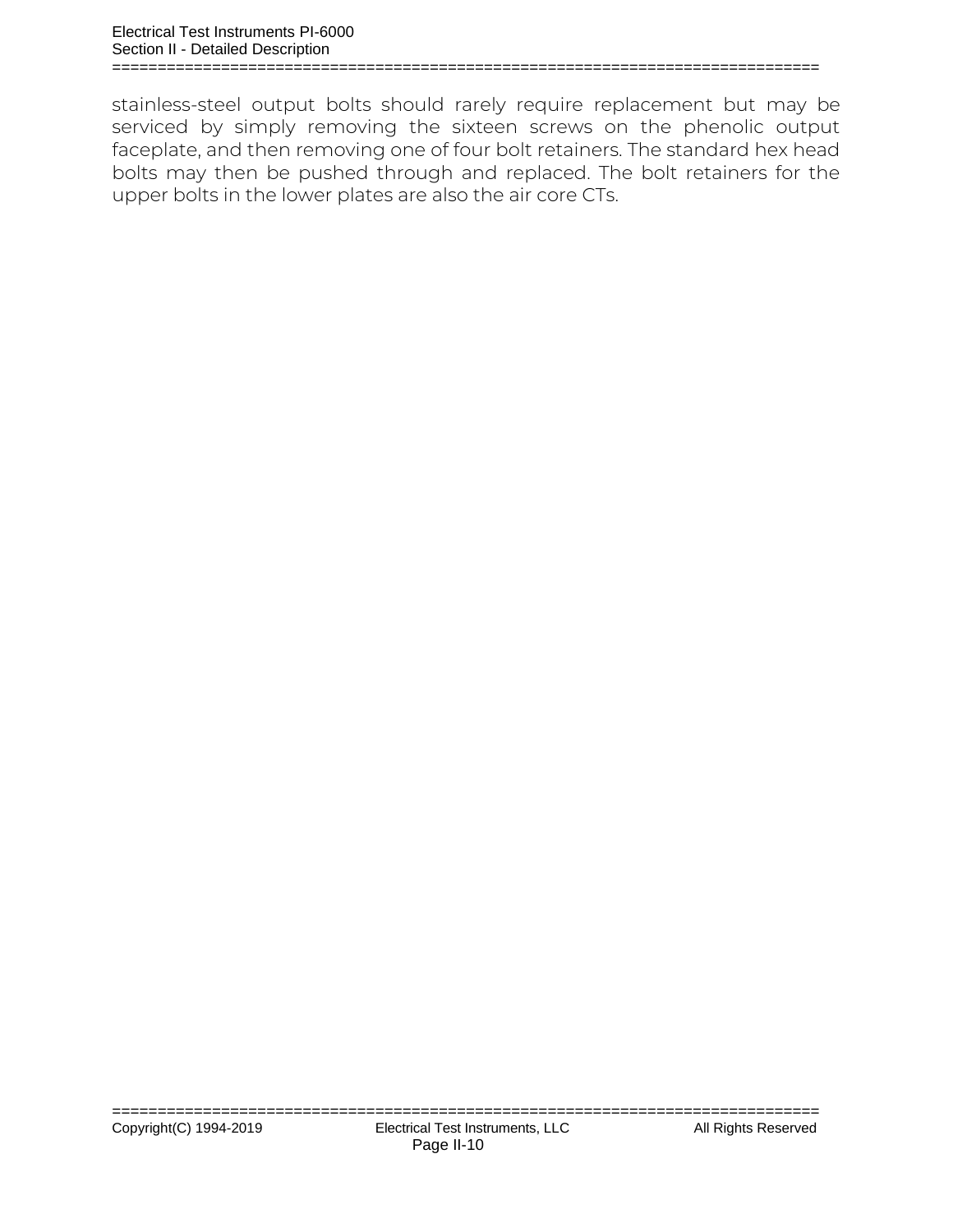stainless-steel output bolts should rarely require replacement but may be serviced by simply removing the sixteen screws on the phenolic output faceplate, and then removing one of four bolt retainers. The standard hex head bolts may then be pushed through and replaced. The bolt retainers for the upper bolts in the lower plates are also the air core CTs.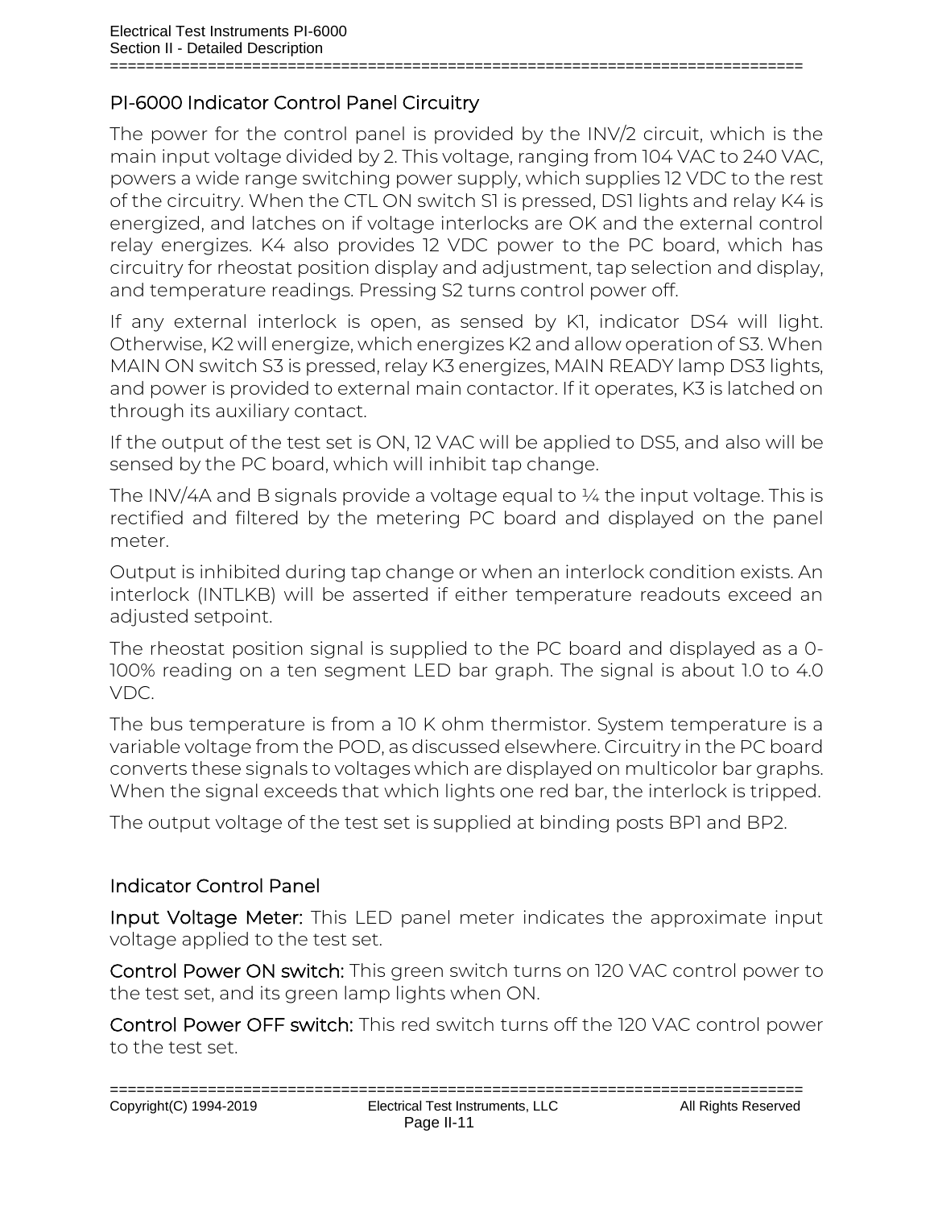## PI-6000 Indicator Control Panel Circuitry

The power for the control panel is provided by the INV/2 circuit, which is the main input voltage divided by 2. This voltage, ranging from 104 VAC to 240 VAC, powers a wide range switching power supply, which supplies 12 VDC to the rest of the circuitry. When the CTL ON switch S1 is pressed, DS1 lights and relay K4 is energized, and latches on if voltage interlocks are OK and the external control relay energizes. K4 also provides 12 VDC power to the PC board, which has circuitry for rheostat position display and adjustment, tap selection and display, and temperature readings. Pressing S2 turns control power off.

If any external interlock is open, as sensed by K1, indicator DS4 will light. Otherwise, K2 will energize, which energizes K2 and allow operation of S3. When MAIN ON switch S3 is pressed, relay K3 energizes, MAIN READY lamp DS3 lights, and power is provided to external main contactor. If it operates, K3 is latched on through its auxiliary contact.

If the output of the test set is ON, 12 VAC will be applied to DS5, and also will be sensed by the PC board, which will inhibit tap change.

The INV/4A and B signals provide a voltage equal to ¼ the input voltage. This is rectified and filtered by the metering PC board and displayed on the panel meter.

Output is inhibited during tap change or when an interlock condition exists. An interlock (INTLKB) will be asserted if either temperature readouts exceed an adjusted setpoint.

The rheostat position signal is supplied to the PC board and displayed as a 0-100% reading on a ten segment LED bar graph. The signal is about 1.0 to 4.0 VDC.

The bus temperature is from a 10 K ohm thermistor. System temperature is a variable voltage from the POD, as discussed elsewhere. Circuitry in the PC board converts these signals to voltages which are displayed on multicolor bar graphs. When the signal exceeds that which lights one red bar, the interlock is tripped.

The output voltage of the test set is supplied at binding posts BP1 and BP2.

## Indicator Control Panel

**Input Voltage Meter:** This LED panel meter indicates the approximate input voltage applied to the test set.

**Control Power ON switch:** This green switch turns on 120 VAC control power to the test set, and its green lamp lights when ON.

**Control Power OFF switch:** This red switch turns off the 120 VAC control power to the test set.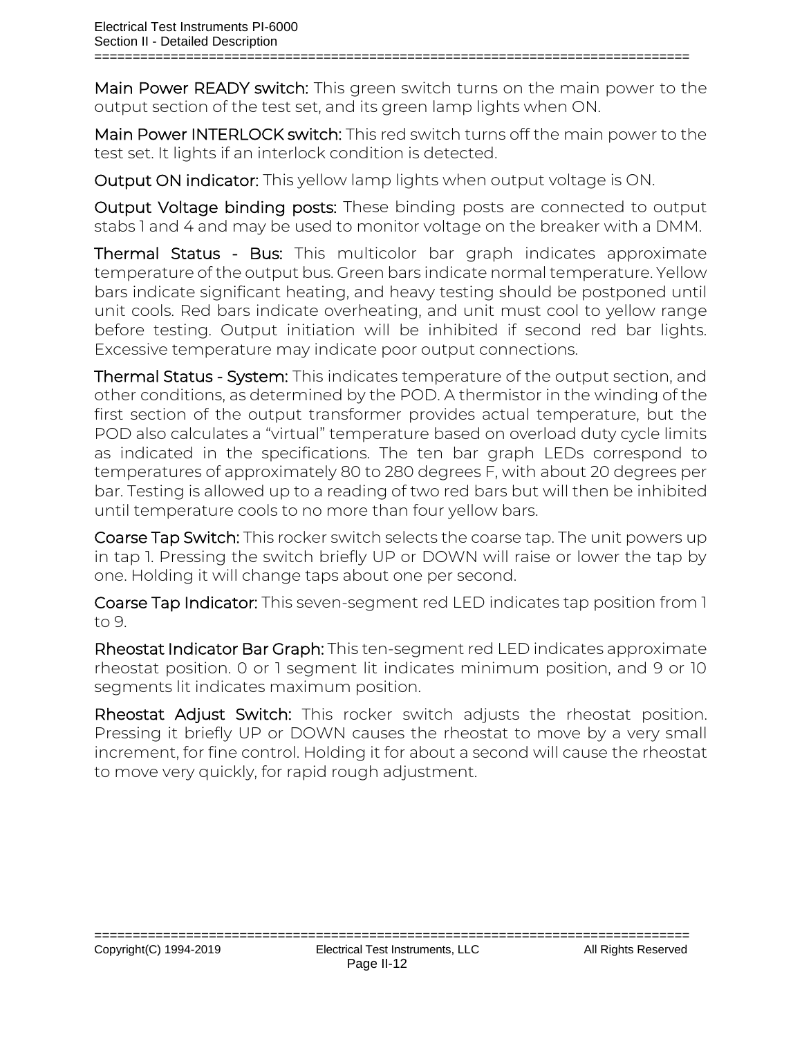**Main Power READY switch:** This green switch turns on the main power to the output section of the test set, and its green lamp lights when ON.

**Main Power INTERLOCK switch:** This red switch turns off the main power to the test set. It lights if an interlock condition is detected.

**Output ON indicator:** This yellow lamp lights when output voltage is ON.

**Output Voltage binding posts:** These binding posts are connected to output stabs 1 and 4 and may be used to monitor voltage on the breaker with a DMM.

**Thermal Status - Bus:** This multicolor bar graph indicates approximate temperature of the output bus. Green bars indicate normal temperature. Yellow bars indicate significant heating, and heavy testing should be postponed until unit cools. Red bars indicate overheating, and unit must cool to yellow range before testing. Output initiation will be inhibited if second red bar lights. Excessive temperature may indicate poor output connections.

**Thermal Status - System:** This indicates temperature of the output section, and other conditions, as determined by the POD. A thermistor in the winding of the first section of the output transformer provides actual temperature, but the POD also calculates a “virtual” temperature based on overload duty cycle limits as indicated in the specifications. The ten bar graph LEDs correspond to temperatures of approximately 80 to 280 degrees F, with about 20 degrees per bar. Testing is allowed up to a reading of two red bars but will then be inhibited until temperature cools to no more than four yellow bars.

**Coarse Tap Switch:** This rocker switch selects the coarse tap. The unit powers up in tap 1. Pressing the switch briefly UP or DOWN will raise or lower the tap by one. Holding it will change taps about one per second.

**Coarse Tap Indicator:** This seven-segment red LED indicates tap position from 1 to 9.

**Rheostat Indicator Bar Graph:** This ten-segment red LED indicates approximate rheostat position. 0 or 1 segment lit indicates minimum position, and 9 or 10 segments lit indicates maximum position.

**Rheostat Adjust Switch:** This rocker switch adjusts the rheostat position. Pressing it briefly UP or DOWN causes the rheostat to move by a very small increment, for fine control. Holding it for about a second will cause the rheostat to move very quickly, for rapid rough adjustment.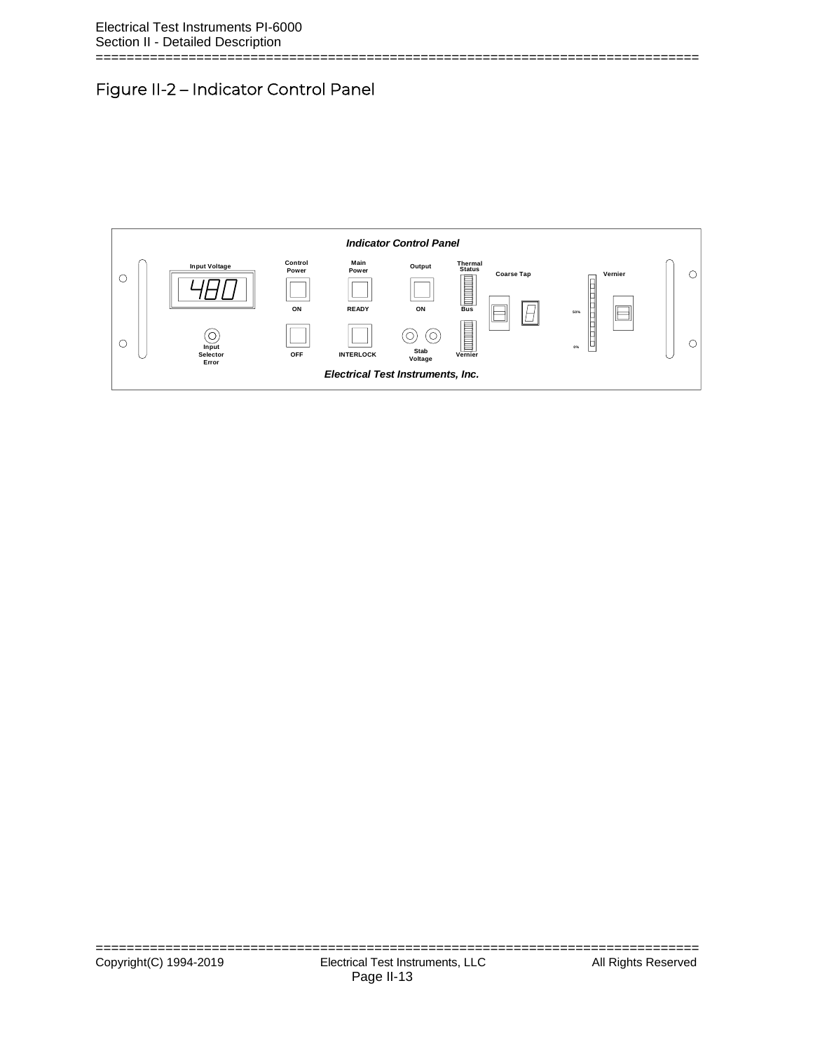# Figure II-2 – Indicator Control Panel

*Indicator Control Panel*

Input Voltage

480

Input Selector Error

Control Power

ON

OFF

Main Power

READY

INTERLOCK

Output

ON

Stab Voltage

Thermal Status

Bus

Vernier

Coarse Tap

50%

0%

Vernier

*Electrical Test Instruments, Inc.*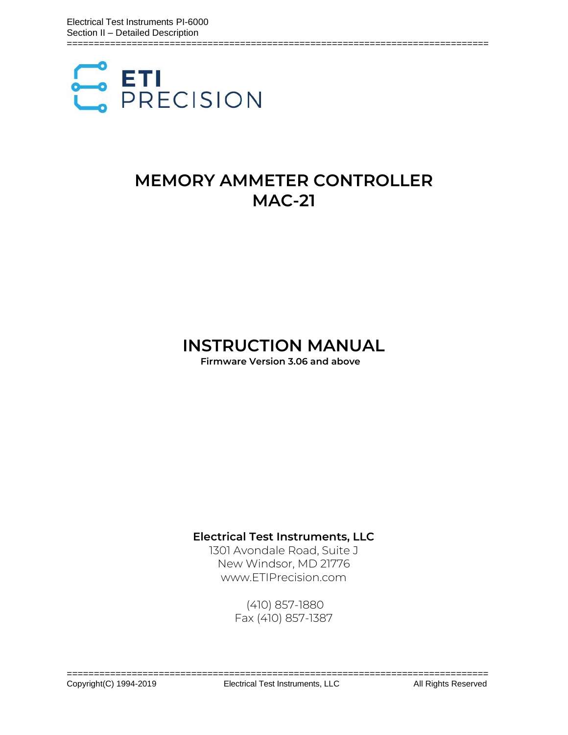# MEMORY AMMETER CONTROLLER
# MAC-21

# INSTRUCTION MANUAL

**Firmware Version 3.06 and above**

**Electrical Test Instruments, LLC**

1301 Avondale Road, Suite J
New Windsor, MD 21776
www.ETIPrecision.com

(410) 857-1880
Fax (410) 857-1387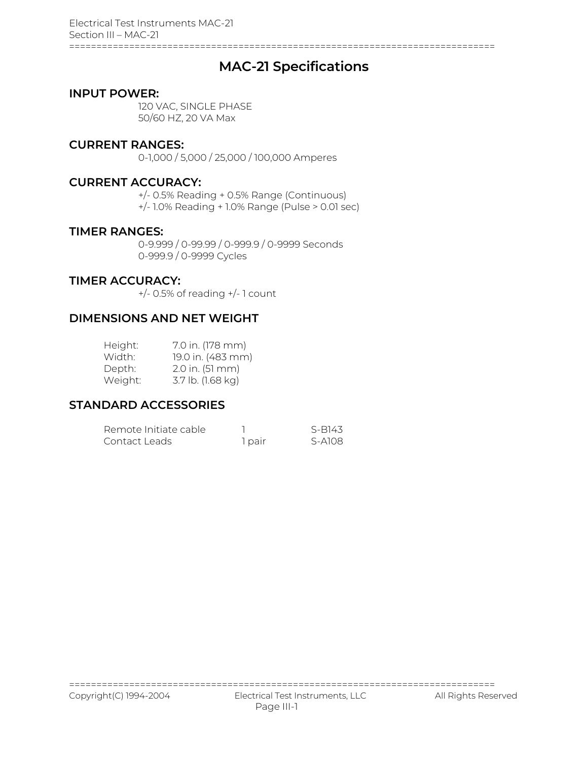# MAC-21 Specifications

## INPUT POWER:

120 VAC, SINGLE PHASE
50/60 HZ, 20 VA Max

## CURRENT RANGES:

0-1,000 / 5,000 / 25,000 / 100,000 Amperes

## CURRENT ACCURACY:

+/- 0.5% Reading + 0.5% Range (Continuous)
+/- 1.0% Reading + 1.0% Range (Pulse > 0.01 sec)

## TIMER RANGES:

0-9.999 / 0-99.99 / 0-999.9 / 0-9999 Seconds
0-999.9 / 0-9999 Cycles

## TIMER ACCURACY:

+/- 0.5% of reading +/- 1 count

## DIMENSIONS AND NET WEIGHT

| | |
|---|---|
| Height: | 7.0 in. (178 mm) |
| Width: | 19.0 in. (483 mm) |
| Depth: | 2.0 in. (51 mm) |
| Weight: | 3.7 lb. (1.68 kg) |

## STANDARD ACCESSORIES

| | | |
|---|---|---|
| Remote Initiate cable | 1 | S-B143 |
| Contact Leads | 1 pair | S-A108 |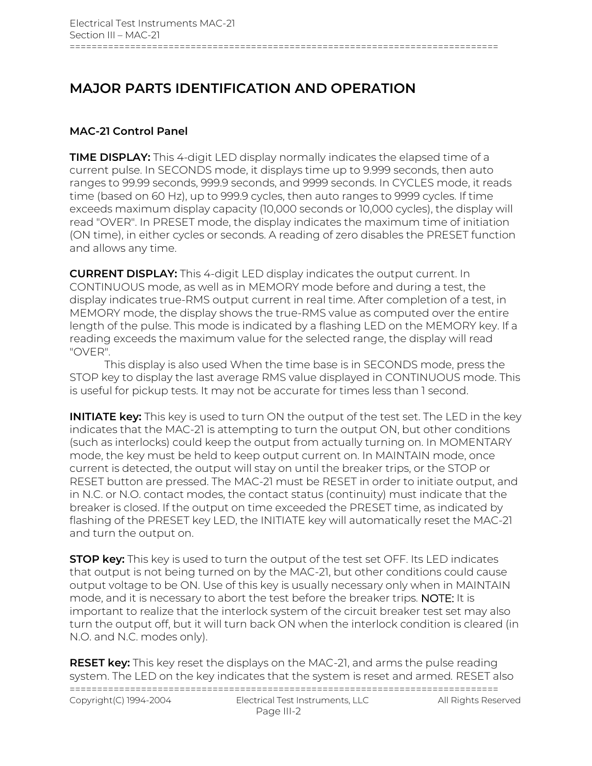# MAJOR PARTS IDENTIFICATION AND OPERATION

### MAC-21 Control Panel

**TIME DISPLAY:** This 4-digit LED display normally indicates the elapsed time of a current pulse. In SECONDS mode, it displays time up to 9.999 seconds, then auto ranges to 99.99 seconds, 999.9 seconds, and 9999 seconds. In CYCLES mode, it reads time (based on 60 Hz), up to 999.9 cycles, then auto ranges to 9999 cycles. If time exceeds maximum display capacity (10,000 seconds or 10,000 cycles), the display will read "OVER". In PRESET mode, the display indicates the maximum time of initiation (ON time), in either cycles or seconds. A reading of zero disables the PRESET function and allows any time.

**CURRENT DISPLAY:** This 4-digit LED display indicates the output current. In CONTINUOUS mode, as well as in MEMORY mode before and during a test, the display indicates true-RMS output current in real time. After completion of a test, in MEMORY mode, the display shows the true-RMS value as computed over the entire length of the pulse. This mode is indicated by a flashing LED on the MEMORY key. If a reading exceeds the maximum value for the selected range, the display will read "OVER".

This display is also used When the time base is in SECONDS mode, press the STOP key to display the last average RMS value displayed in CONTINUOUS mode. This is useful for pickup tests. It may not be accurate for times less than 1 second.

**INITIATE key:** This key is used to turn ON the output of the test set. The LED in the key indicates that the MAC-21 is attempting to turn the output ON, but other conditions (such as interlocks) could keep the output from actually turning on. In MOMENTARY mode, the key must be held to keep output current on. In MAINTAIN mode, once current is detected, the output will stay on until the breaker trips, or the STOP or RESET button are pressed. The MAC-21 must be RESET in order to initiate output, and in N.C. or N.O. contact modes, the contact status (continuity) must indicate that the breaker is closed. If the output on time exceeded the PRESET time, as indicated by flashing of the PRESET key LED, the INITIATE key will automatically reset the MAC-21 and turn the output on.

**STOP key:** This key is used to turn the output of the test set OFF. Its LED indicates that output is not being turned on by the MAC-21, but other conditions could cause output voltage to be ON. Use of this key is usually necessary only when in MAINTAIN mode, and it is necessary to abort the test before the breaker trips. NOTE: It is important to realize that the interlock system of the circuit breaker test set may also turn the output off, but it will turn back ON when the interlock condition is cleared (in N.O. and N.C. modes only).

**RESET key:** This key reset the displays on the MAC-21, and arms the pulse reading system. The LED on the key indicates that the system is reset and armed. RESET also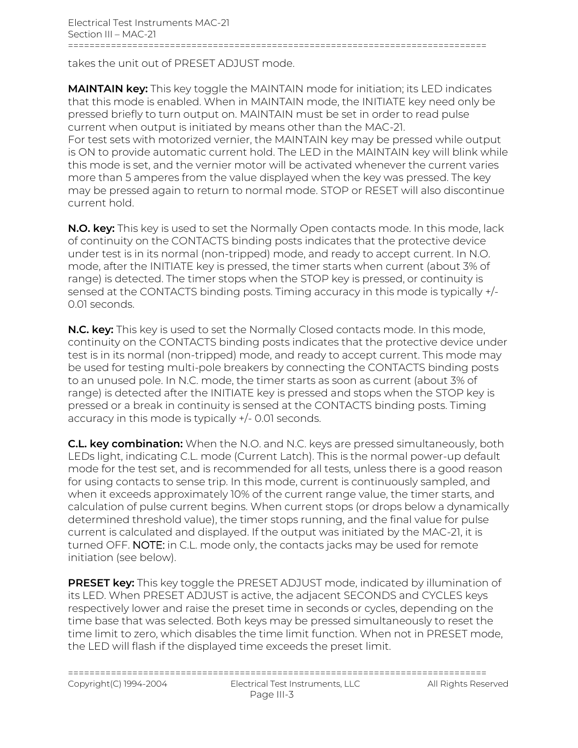takes the unit out of PRESET ADJUST mode.

**MAINTAIN key:** This key toggle the MAINTAIN mode for initiation; its LED indicates that this mode is enabled. When in MAINTAIN mode, the INITIATE key need only be pressed briefly to turn output on. MAINTAIN must be set in order to read pulse current when output is initiated by means other than the MAC-21.
For test sets with motorized vernier, the MAINTAIN key may be pressed while output is ON to provide automatic current hold. The LED in the MAINTAIN key will blink while this mode is set, and the vernier motor will be activated whenever the current varies more than 5 amperes from the value displayed when the key was pressed. The key may be pressed again to return to normal mode. STOP or RESET will also discontinue current hold.

**N.O. key:** This key is used to set the Normally Open contacts mode. In this mode, lack of continuity on the CONTACTS binding posts indicates that the protective device under test is in its normal (non-tripped) mode, and ready to accept current. In N.O. mode, after the INITIATE key is pressed, the timer starts when current (about 3% of range) is detected. The timer stops when the STOP key is pressed, or continuity is sensed at the CONTACTS binding posts. Timing accuracy in this mode is typically +/- 0.01 seconds.

**N.C. key:** This key is used to set the Normally Closed contacts mode. In this mode, continuity on the CONTACTS binding posts indicates that the protective device under test is in its normal (non-tripped) mode, and ready to accept current. This mode may be used for testing multi-pole breakers by connecting the CONTACTS binding posts to an unused pole. In N.C. mode, the timer starts as soon as current (about 3% of range) is detected after the INITIATE key is pressed and stops when the STOP key is pressed or a break in continuity is sensed at the CONTACTS binding posts. Timing accuracy in this mode is typically +/- 0.01 seconds.

**C.L. key combination:** When the N.O. and N.C. keys are pressed simultaneously, both LEDs light, indicating C.L. mode (Current Latch). This is the normal power-up default mode for the test set, and is recommended for all tests, unless there is a good reason for using contacts to sense trip. In this mode, current is continuously sampled, and when it exceeds approximately 10% of the current range value, the timer starts, and calculation of pulse current begins. When current stops (or drops below a dynamically determined threshold value), the timer stops running, and the final value for pulse current is calculated and displayed. If the output was initiated by the MAC-21, it is turned OFF. NOTE: in C.L. mode only, the contacts jacks may be used for remote initiation (see below).

**PRESET key:** This key toggle the PRESET ADJUST mode, indicated by illumination of its LED. When PRESET ADJUST is active, the adjacent SECONDS and CYCLES keys respectively lower and raise the preset time in seconds or cycles, depending on the time base that was selected. Both keys may be pressed simultaneously to reset the time limit to zero, which disables the time limit function. When not in PRESET mode, the LED will flash if the displayed time exceeds the preset limit.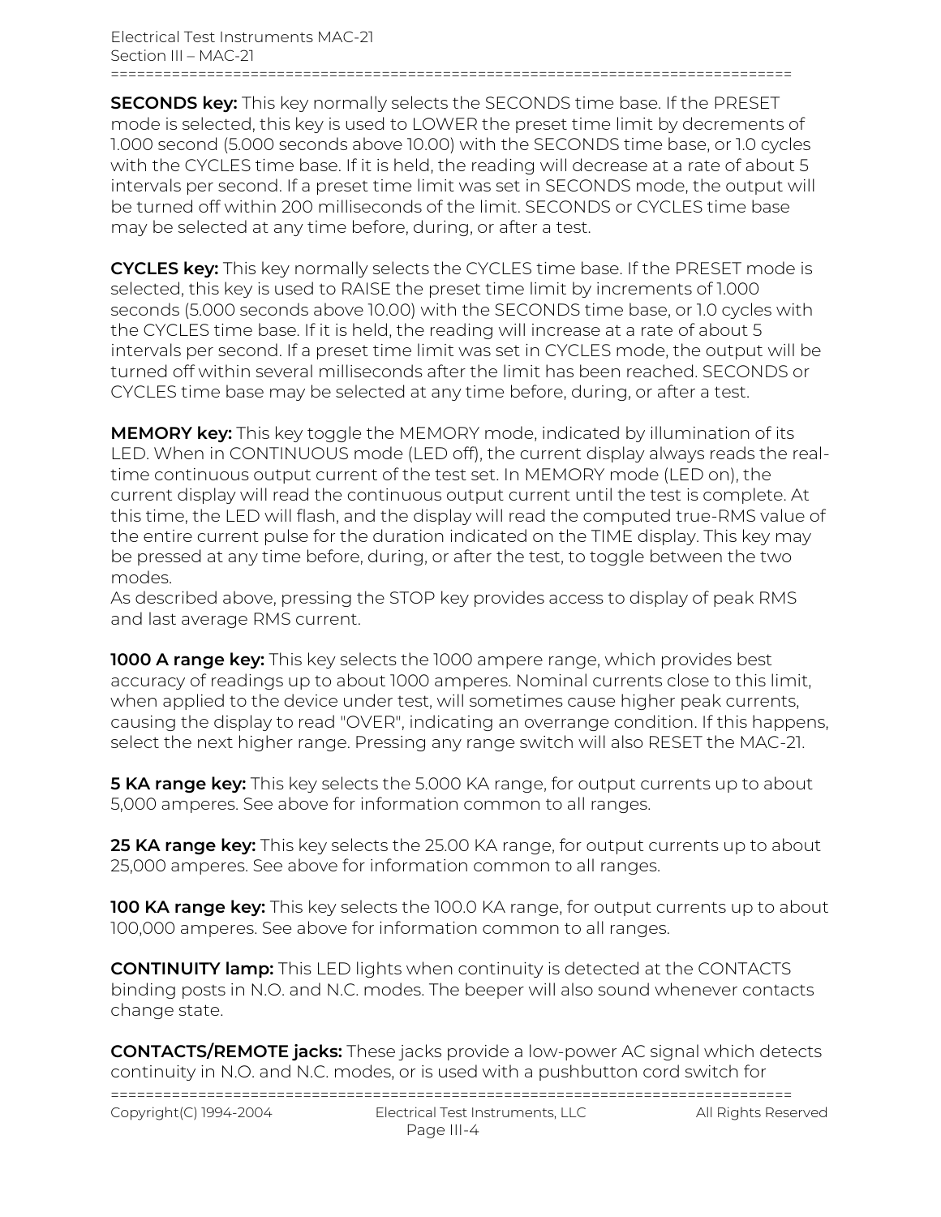**SECONDS key:** This key normally selects the SECONDS time base. If the PRESET mode is selected, this key is used to LOWER the preset time limit by decrements of 1.000 second (5.000 seconds above 10.00) with the SECONDS time base, or 1.0 cycles with the CYCLES time base. If it is held, the reading will decrease at a rate of about 5 intervals per second. If a preset time limit was set in SECONDS mode, the output will be turned off within 200 milliseconds of the limit. SECONDS or CYCLES time base may be selected at any time before, during, or after a test.

**CYCLES key:** This key normally selects the CYCLES time base. If the PRESET mode is selected, this key is used to RAISE the preset time limit by increments of 1.000 seconds (5.000 seconds above 10.00) with the SECONDS time base, or 1.0 cycles with the CYCLES time base. If it is held, the reading will increase at a rate of about 5 intervals per second. If a preset time limit was set in CYCLES mode, the output will be turned off within several milliseconds after the limit has been reached. SECONDS or CYCLES time base may be selected at any time before, during, or after a test.

**MEMORY key:** This key toggle the MEMORY mode, indicated by illumination of its LED. When in CONTINUOUS mode (LED off), the current display always reads the real-time continuous output current of the test set. In MEMORY mode (LED on), the current display will read the continuous output current until the test is complete. At this time, the LED will flash, and the display will read the computed true-RMS value of the entire current pulse for the duration indicated on the TIME display. This key may be pressed at any time before, during, or after the test, to toggle between the two modes.
As described above, pressing the STOP key provides access to display of peak RMS and last average RMS current.

**1000 A range key:** This key selects the 1000 ampere range, which provides best accuracy of readings up to about 1000 amperes. Nominal currents close to this limit, when applied to the device under test, will sometimes cause higher peak currents, causing the display to read "OVER", indicating an overrange condition. If this happens, select the next higher range. Pressing any range switch will also RESET the MAC-21.

**5 KA range key:** This key selects the 5.000 KA range, for output currents up to about 5,000 amperes. See above for information common to all ranges.

**25 KA range key:** This key selects the 25.00 KA range, for output currents up to about 25,000 amperes. See above for information common to all ranges.

**100 KA range key:** This key selects the 100.0 KA range, for output currents up to about 100,000 amperes. See above for information common to all ranges.

**CONTINUITY lamp:** This LED lights when continuity is detected at the CONTACTS binding posts in N.O. and N.C. modes. The beeper will also sound whenever contacts change state.

**CONTACTS/REMOTE jacks:** These jacks provide a low-power AC signal which detects continuity in N.O. and N.C. modes, or is used with a pushbutton cord switch for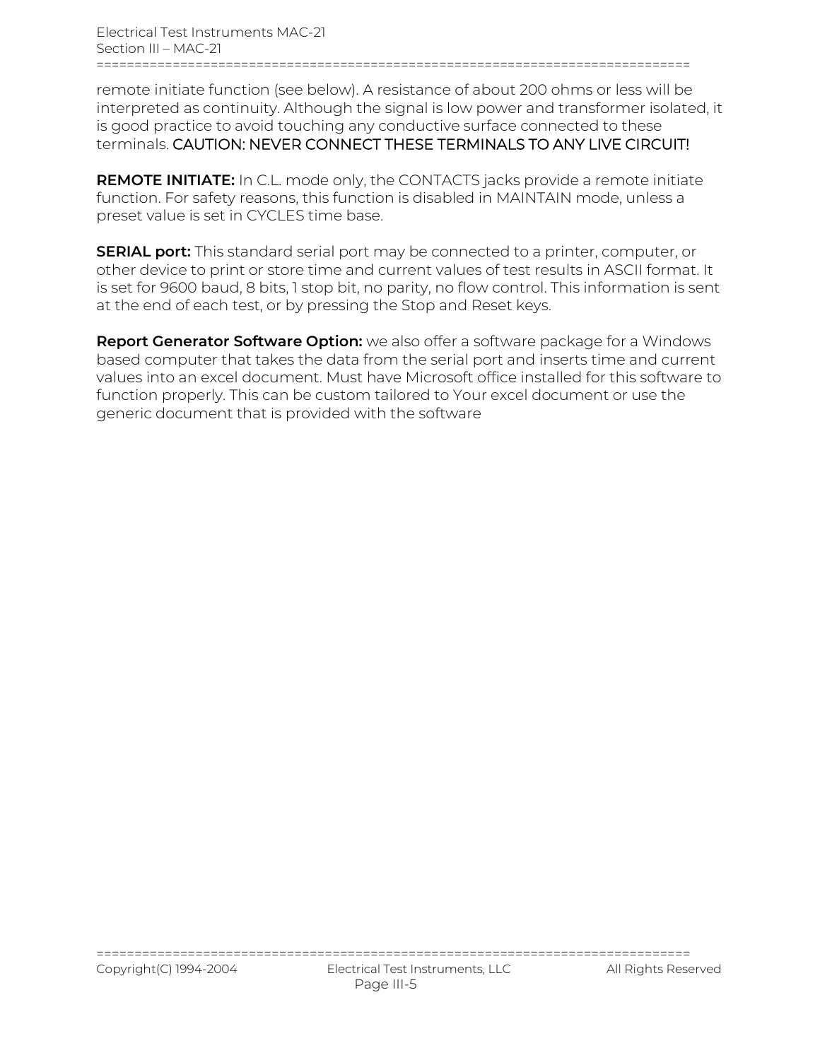remote initiate function (see below). A resistance of about 200 ohms or less will be interpreted as continuity. Although the signal is low power and transformer isolated, it is good practice to avoid touching any conductive surface connected to these terminals. CAUTION: NEVER CONNECT THESE TERMINALS TO ANY LIVE CIRCUIT!

**REMOTE INITIATE:** In C.L. mode only, the CONTACTS jacks provide a remote initiate function. For safety reasons, this function is disabled in MAINTAIN mode, unless a preset value is set in CYCLES time base.

**SERIAL port:** This standard serial port may be connected to a printer, computer, or other device to print or store time and current values of test results in ASCII format. It is set for 9600 baud, 8 bits, 1 stop bit, no parity, no flow control. This information is sent at the end of each test, or by pressing the Stop and Reset keys.

**Report Generator Software Option:** we also offer a software package for a Windows based computer that takes the data from the serial port and inserts time and current values into an excel document. Must have Microsoft office installed for this software to function properly. This can be custom tailored to Your excel document or use the generic document that is provided with the software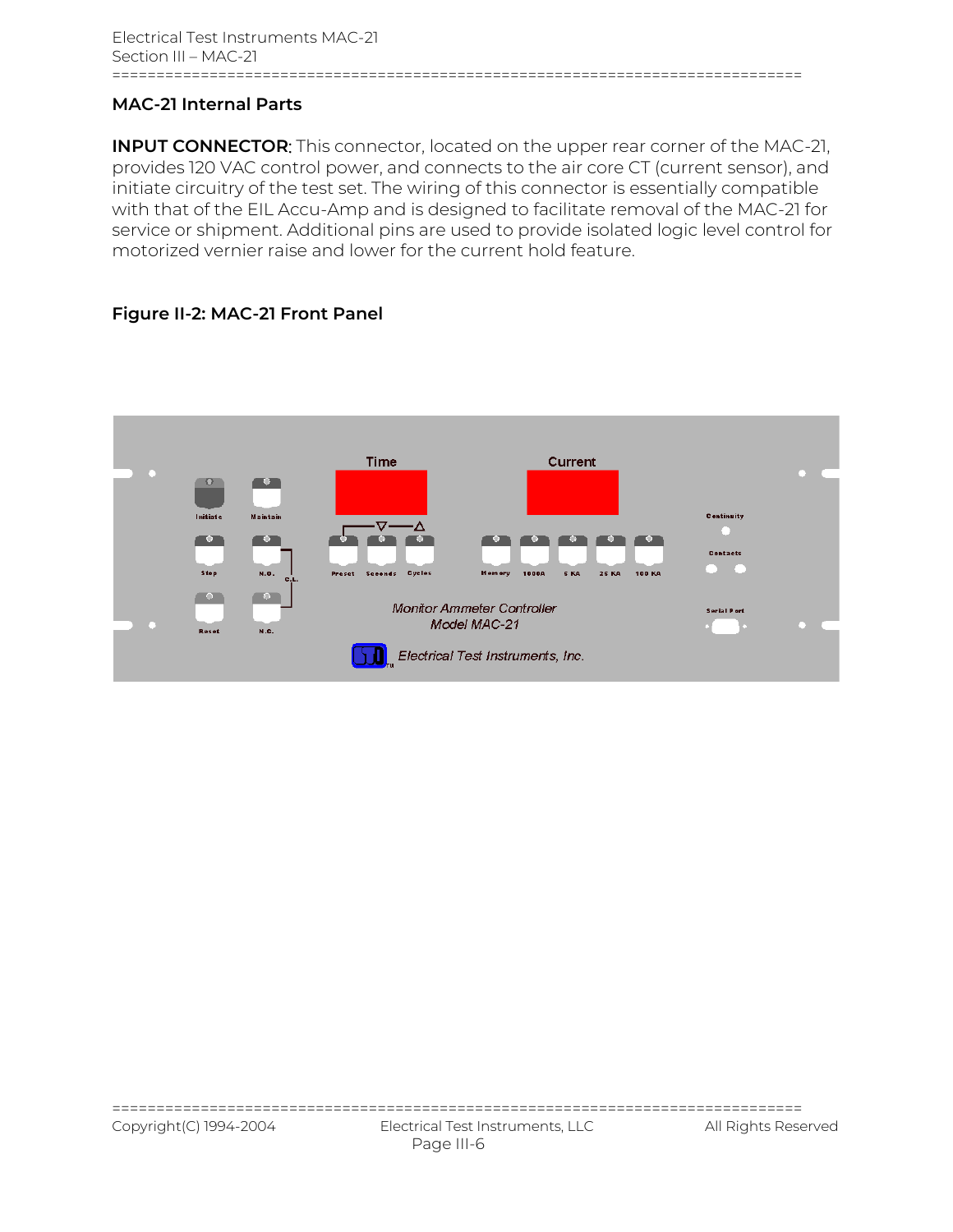## MAC-21 Internal Parts

**INPUT CONNECTOR**: This connector, located on the upper rear corner of the MAC-21, provides 120 VAC control power, and connects to the air core CT (current sensor), and initiate circuitry of the test set. The wiring of this connector is essentially compatible with that of the EIL Accu-Amp and is designed to facilitate removal of the MAC-21 for service or shipment. Additional pins are used to provide isolated logic level control for motorized vernier raise and lower for the current hold feature.

### Figure II-2: MAC-21 Front Panel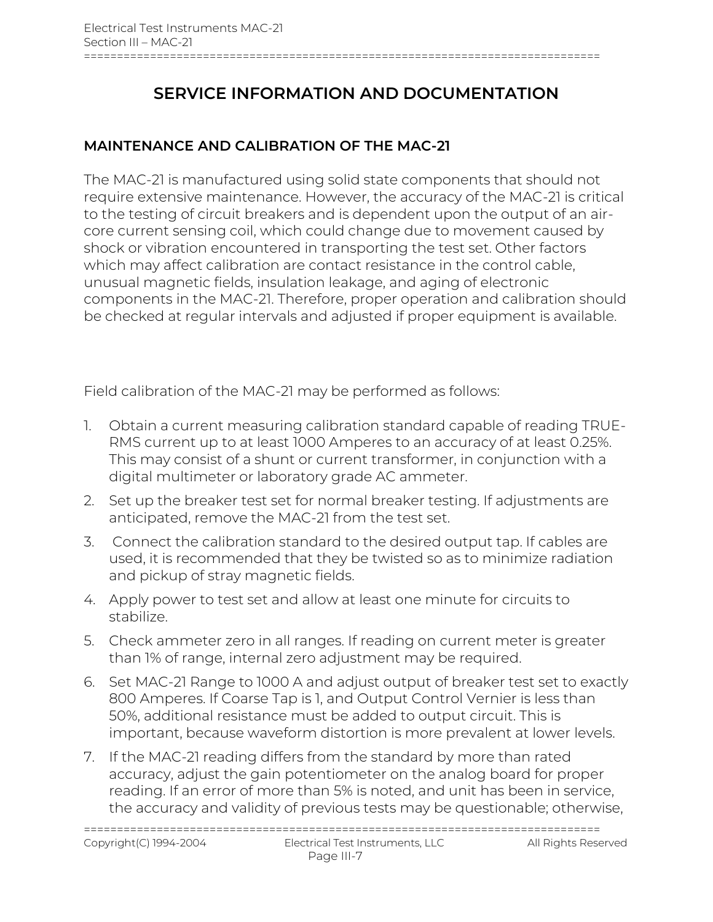# SERVICE INFORMATION AND DOCUMENTATION

## MAINTENANCE AND CALIBRATION OF THE MAC-21

The MAC-21 is manufactured using solid state components that should not require extensive maintenance. However, the accuracy of the MAC-21 is critical to the testing of circuit breakers and is dependent upon the output of an air-core current sensing coil, which could change due to movement caused by shock or vibration encountered in transporting the test set. Other factors which may affect calibration are contact resistance in the control cable, unusual magnetic fields, insulation leakage, and aging of electronic components in the MAC-21. Therefore, proper operation and calibration should be checked at regular intervals and adjusted if proper equipment is available.

Field calibration of the MAC-21 may be performed as follows:

1. Obtain a current measuring calibration standard capable of reading TRUE-RMS current up to at least 1000 Amperes to an accuracy of at least 0.25%. This may consist of a shunt or current transformer, in conjunction with a digital multimeter or laboratory grade AC ammeter.
2. Set up the breaker test set for normal breaker testing. If adjustments are anticipated, remove the MAC-21 from the test set.
3. Connect the calibration standard to the desired output tap. If cables are used, it is recommended that they be twisted so as to minimize radiation and pickup of stray magnetic fields.
4. Apply power to test set and allow at least one minute for circuits to stabilize.
5. Check ammeter zero in all ranges. If reading on current meter is greater than 1% of range, internal zero adjustment may be required.
6. Set MAC-21 Range to 1000 A and adjust output of breaker test set to exactly 800 Amperes. If Coarse Tap is 1, and Output Control Vernier is less than 50%, additional resistance must be added to output circuit. This is important, because waveform distortion is more prevalent at lower levels.
7. If the MAC-21 reading differs from the standard by more than rated accuracy, adjust the gain potentiometer on the analog board for proper reading. If an error of more than 5% is noted, and unit has been in service, the accuracy and validity of previous tests may be questionable; otherwise,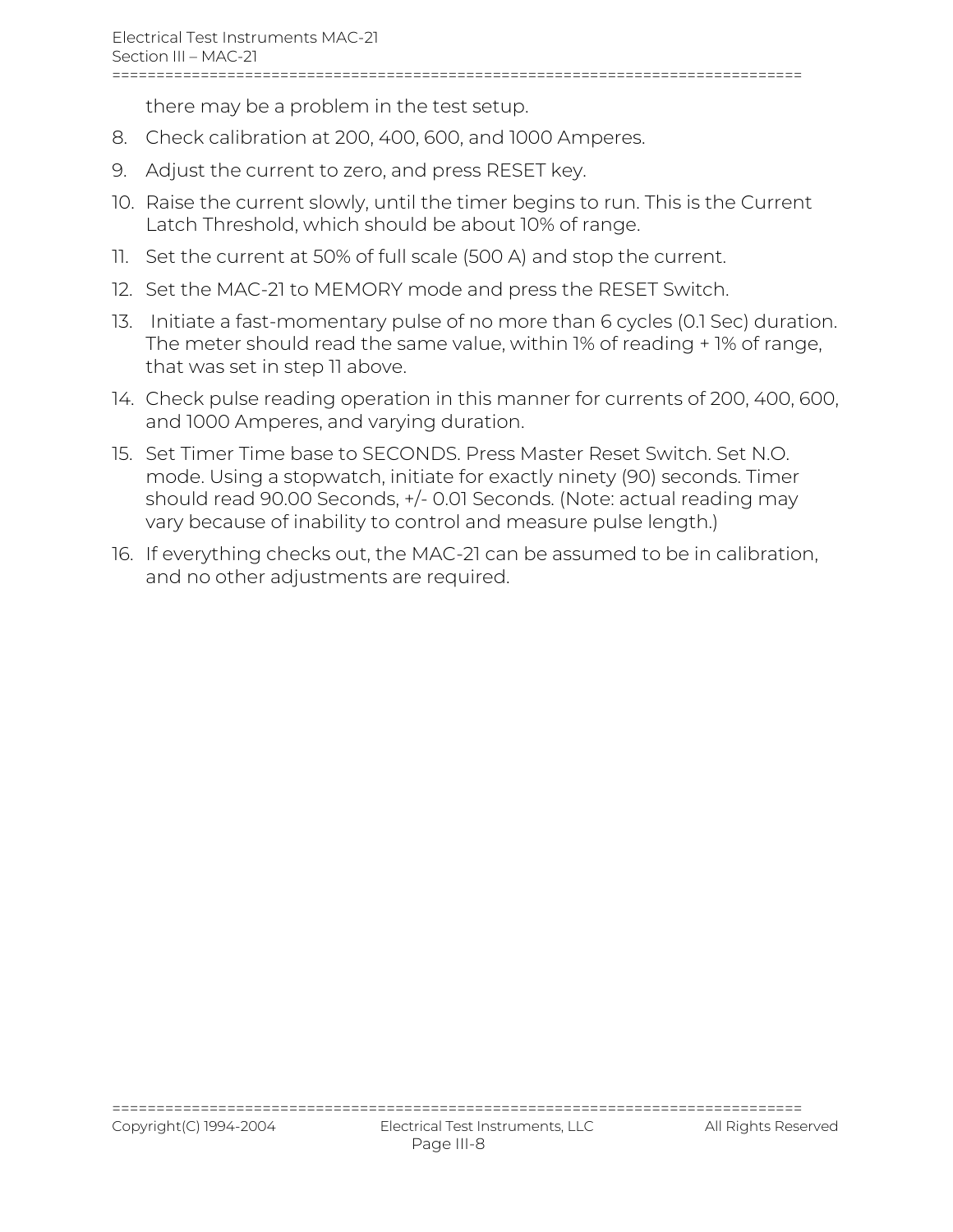there may be a problem in the test setup.

8. Check calibration at 200, 400, 600, and 1000 Amperes.
9. Adjust the current to zero, and press RESET key.
10. Raise the current slowly, until the timer begins to run. This is the Current Latch Threshold, which should be about 10% of range.
11. Set the current at 50% of full scale (500 A) and stop the current.
12. Set the MAC-21 to MEMORY mode and press the RESET Switch.
13. Initiate a fast-momentary pulse of no more than 6 cycles (0.1 Sec) duration. The meter should read the same value, within 1% of reading + 1% of range, that was set in step 11 above.
14. Check pulse reading operation in this manner for currents of 200, 400, 600, and 1000 Amperes, and varying duration.
15. Set Timer Time base to SECONDS. Press Master Reset Switch. Set N.O. mode. Using a stopwatch, initiate for exactly ninety (90) seconds. Timer should read 90.00 Seconds, +/- 0.01 Seconds. (Note: actual reading may vary because of inability to control and measure pulse length.)
16. If everything checks out, the MAC-21 can be assumed to be in calibration, and no other adjustments are required.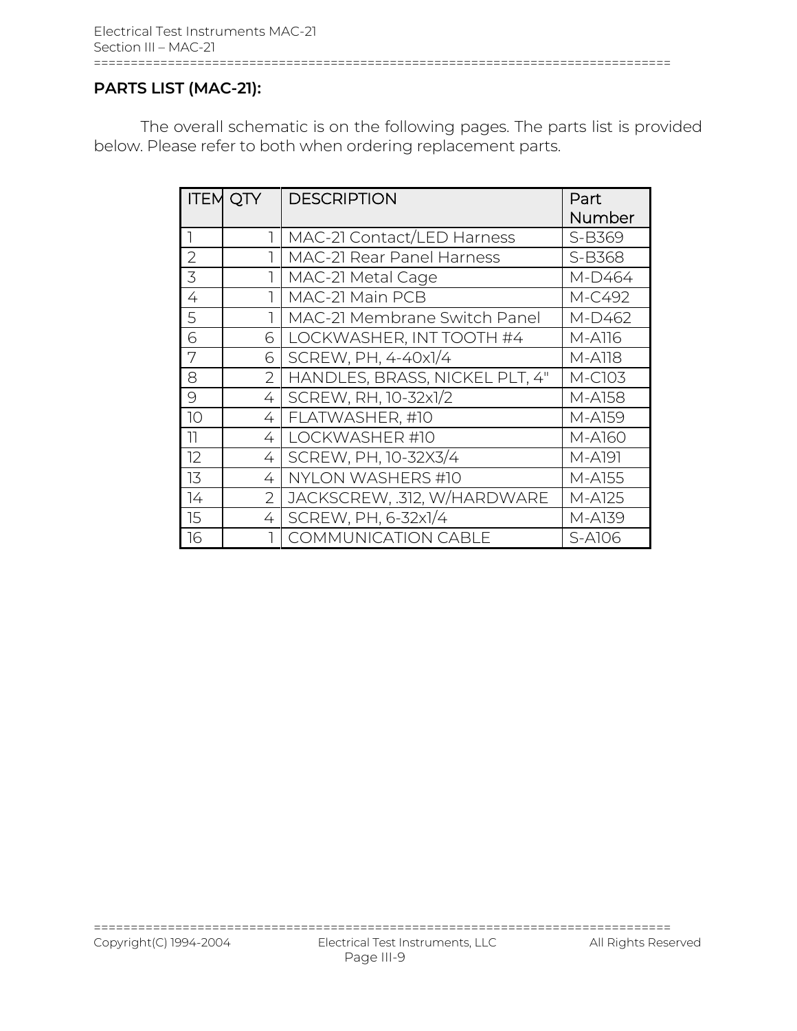## PARTS LIST (MAC-21):

The overall schematic is on the following pages. The parts list is provided below. Please refer to both when ordering replacement parts.

| ITEM | QTY | DESCRIPTION | Part Number |
|---|---|---|---|
| 1 | 1 | MAC-21 Contact/LED Harness | S-B369 |
| 2 | 1 | MAC-21 Rear Panel Harness | S-B368 |
| 3 | 1 | MAC-21 Metal Cage | M-D464 |
| 4 | 1 | MAC-21 Main PCB | M-C492 |
| 5 | 1 | MAC-21 Membrane Switch Panel | M-D462 |
| 6 | 6 | LOCKWASHER, INT TOOTH #4 | M-A116 |
| 7 | 6 | SCREW, PH, 4-40x1/4 | M-A118 |
| 8 | 2 | HANDLES, BRASS, NICKEL PLT, 4" | M-C103 |
| 9 | 4 | SCREW, RH, 10-32x1/2 | M-A158 |
| 10 | 4 | FLATWASHER, #10 | M-A159 |
| 11 | 4 | LOCKWASHER #10 | M-A160 |
| 12 | 4 | SCREW, PH, 10-32X3/4 | M-A191 |
| 13 | 4 | NYLON WASHERS #10 | M-A155 |
| 14 | 2 | JACKSCREW, .312, W/HARDWARE | M-A125 |
| 15 | 4 | SCREW, PH, 6-32x1/4 | M-A139 |
| 16 | 1 | COMMUNICATION CABLE | S-A106 |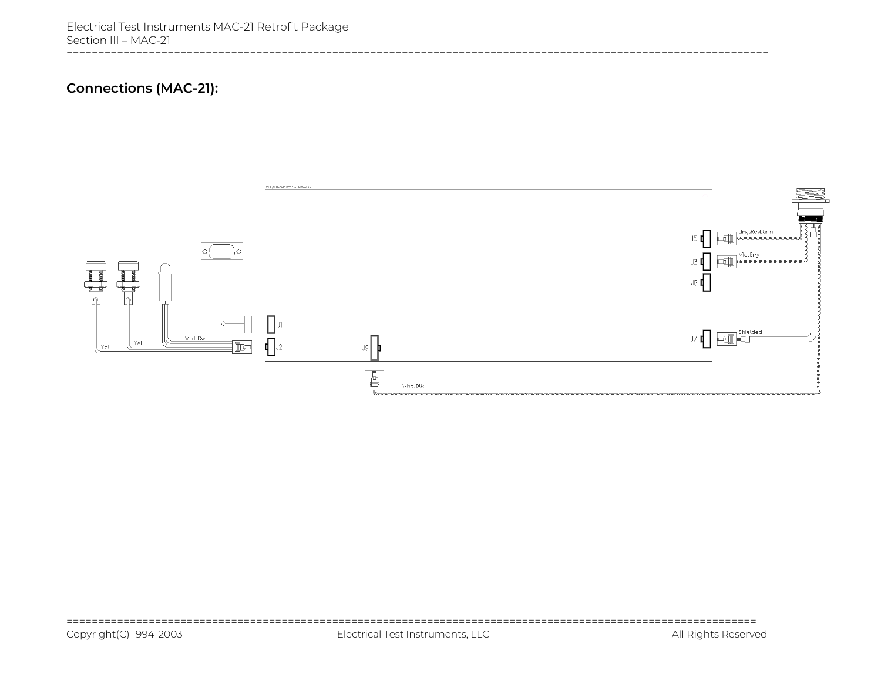## Connections (MAC-21):

J5 — Org,Red,Grn

J3 — Vio,Gry

J8

J7 — Shielded

J1

J2 — Yel, Yel, Wht,Red

J9 — Wht,Blk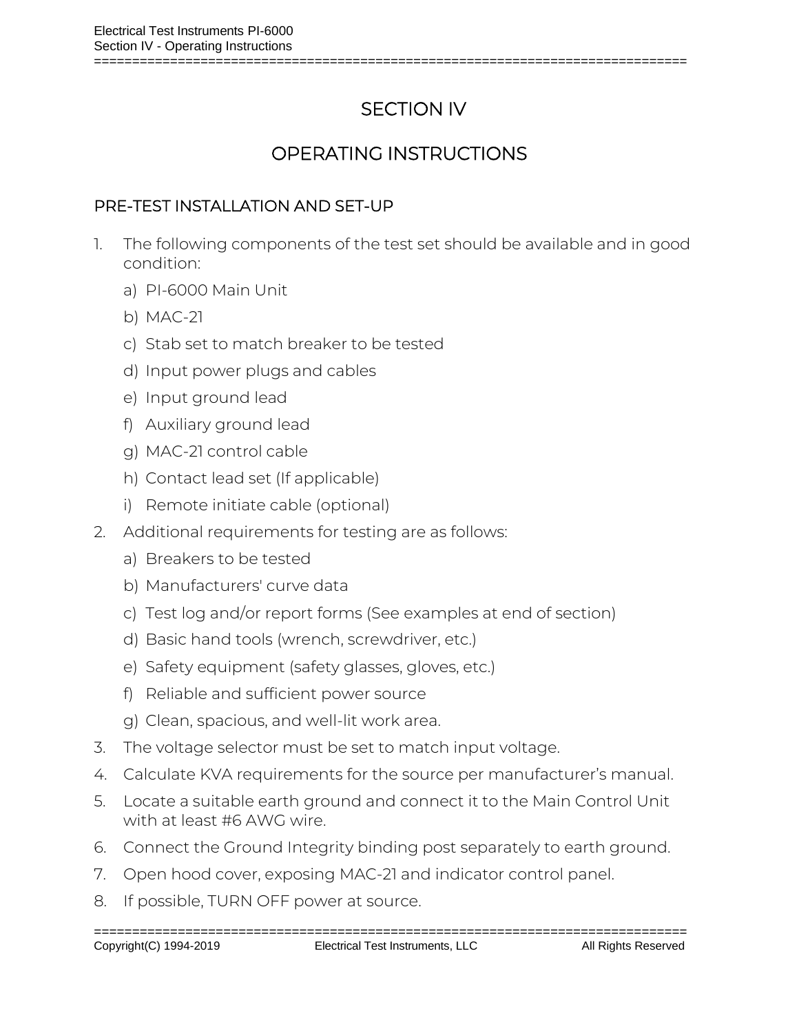# SECTION IV

# OPERATING INSTRUCTIONS

## PRE-TEST INSTALLATION AND SET-UP

1. The following components of the test set should be available and in good condition:
   a) PI-6000 Main Unit
   b) MAC-21
   c) Stab set to match breaker to be tested
   d) Input power plugs and cables
   e) Input ground lead
   f) Auxiliary ground lead
   g) MAC-21 control cable
   h) Contact lead set (If applicable)
   i) Remote initiate cable (optional)
2. Additional requirements for testing are as follows:
   a) Breakers to be tested
   b) Manufacturers' curve data
   c) Test log and/or report forms (See examples at end of section)
   d) Basic hand tools (wrench, screwdriver, etc.)
   e) Safety equipment (safety glasses, gloves, etc.)
   f) Reliable and sufficient power source
   g) Clean, spacious, and well-lit work area.
3. The voltage selector must be set to match input voltage.
4. Calculate KVA requirements for the source per manufacturer's manual.
5. Locate a suitable earth ground and connect it to the Main Control Unit with at least #6 AWG wire.
6. Connect the Ground Integrity binding post separately to earth ground.
7. Open hood cover, exposing MAC-21 and indicator control panel.
8. If possible, TURN OFF power at source.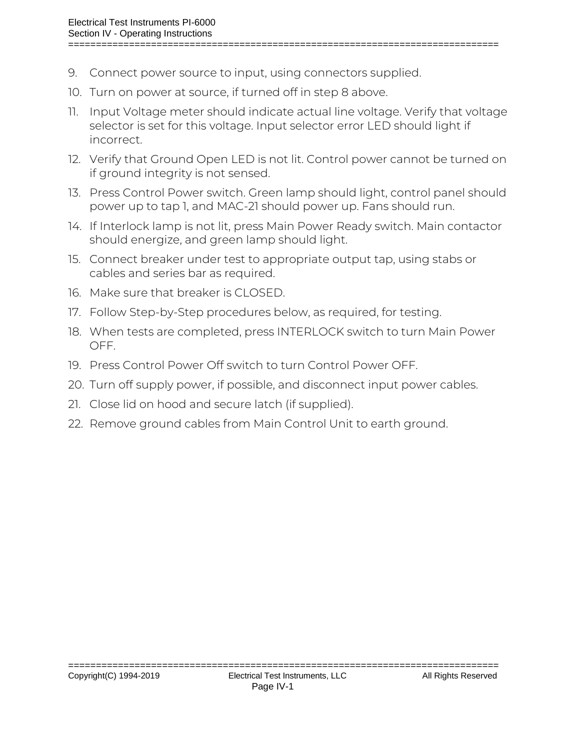9. Connect power source to input, using connectors supplied.
10. Turn on power at source, if turned off in step 8 above.
11. Input Voltage meter should indicate actual line voltage. Verify that voltage selector is set for this voltage. Input selector error LED should light if incorrect.
12. Verify that Ground Open LED is not lit. Control power cannot be turned on if ground integrity is not sensed.
13. Press Control Power switch. Green lamp should light, control panel should power up to tap 1, and MAC-21 should power up. Fans should run.
14. If Interlock lamp is not lit, press Main Power Ready switch. Main contactor should energize, and green lamp should light.
15. Connect breaker under test to appropriate output tap, using stabs or cables and series bar as required.
16. Make sure that breaker is CLOSED.
17. Follow Step-by-Step procedures below, as required, for testing.
18. When tests are completed, press INTERLOCK switch to turn Main Power OFF.
19. Press Control Power Off switch to turn Control Power OFF.
20. Turn off supply power, if possible, and disconnect input power cables.
21. Close lid on hood and secure latch (if supplied).
22. Remove ground cables from Main Control Unit to earth ground.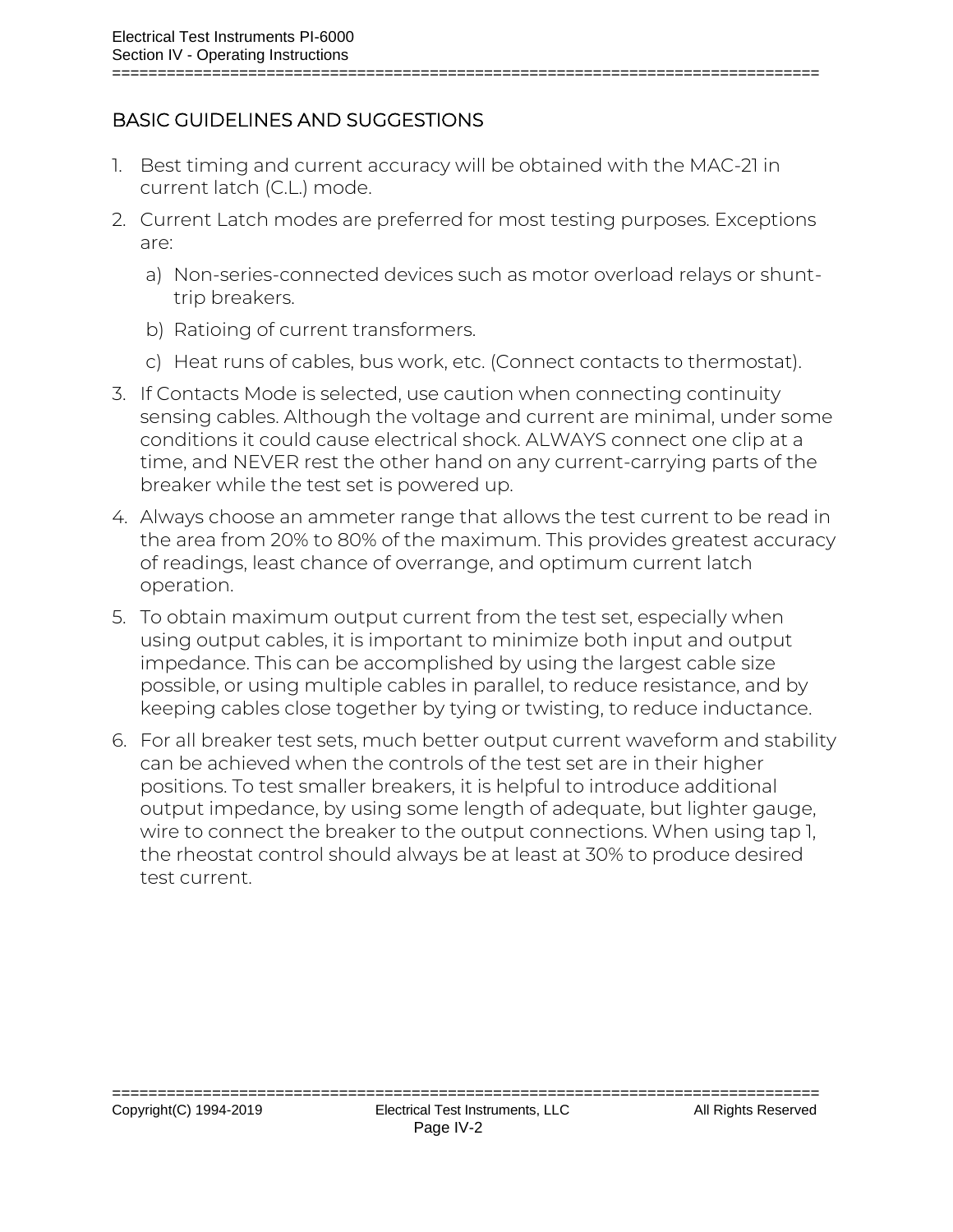## BASIC GUIDELINES AND SUGGESTIONS

1. Best timing and current accuracy will be obtained with the MAC-21 in current latch (C.L.) mode.
2. Current Latch modes are preferred for most testing purposes. Exceptions are:
   a) Non-series-connected devices such as motor overload relays or shunt-trip breakers.
   b) Ratioing of current transformers.
   c) Heat runs of cables, bus work, etc. (Connect contacts to thermostat).
3. If Contacts Mode is selected, use caution when connecting continuity sensing cables. Although the voltage and current are minimal, under some conditions it could cause electrical shock. ALWAYS connect one clip at a time, and NEVER rest the other hand on any current-carrying parts of the breaker while the test set is powered up.
4. Always choose an ammeter range that allows the test current to be read in the area from 20% to 80% of the maximum. This provides greatest accuracy of readings, least chance of overrange, and optimum current latch operation.
5. To obtain maximum output current from the test set, especially when using output cables, it is important to minimize both input and output impedance. This can be accomplished by using the largest cable size possible, or using multiple cables in parallel, to reduce resistance, and by keeping cables close together by tying or twisting, to reduce inductance.
6. For all breaker test sets, much better output current waveform and stability can be achieved when the controls of the test set are in their higher positions. To test smaller breakers, it is helpful to introduce additional output impedance, by using some length of adequate, but lighter gauge, wire to connect the breaker to the output connections. When using tap 1, the rheostat control should always be at least at 30% to produce desired test current.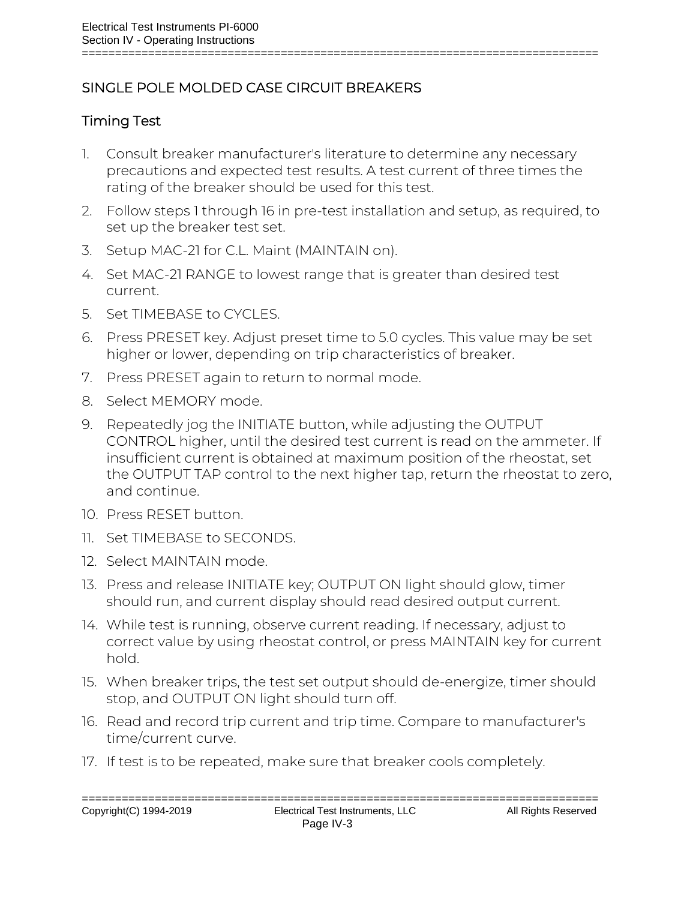## SINGLE POLE MOLDED CASE CIRCUIT BREAKERS

### Timing Test

1. Consult breaker manufacturer's literature to determine any necessary precautions and expected test results. A test current of three times the rating of the breaker should be used for this test.
2. Follow steps 1 through 16 in pre-test installation and setup, as required, to set up the breaker test set.
3. Setup MAC-21 for C.L. Maint (MAINTAIN on).
4. Set MAC-21 RANGE to lowest range that is greater than desired test current.
5. Set TIMEBASE to CYCLES.
6. Press PRESET key. Adjust preset time to 5.0 cycles. This value may be set higher or lower, depending on trip characteristics of breaker.
7. Press PRESET again to return to normal mode.
8. Select MEMORY mode.
9. Repeatedly jog the INITIATE button, while adjusting the OUTPUT CONTROL higher, until the desired test current is read on the ammeter. If insufficient current is obtained at maximum position of the rheostat, set the OUTPUT TAP control to the next higher tap, return the rheostat to zero, and continue.
10. Press RESET button.
11. Set TIMEBASE to SECONDS.
12. Select MAINTAIN mode.
13. Press and release INITIATE key; OUTPUT ON light should glow, timer should run, and current display should read desired output current.
14. While test is running, observe current reading. If necessary, adjust to correct value by using rheostat control, or press MAINTAIN key for current hold.
15. When breaker trips, the test set output should de-energize, timer should stop, and OUTPUT ON light should turn off.
16. Read and record trip current and trip time. Compare to manufacturer's time/current curve.
17. If test is to be repeated, make sure that breaker cools completely.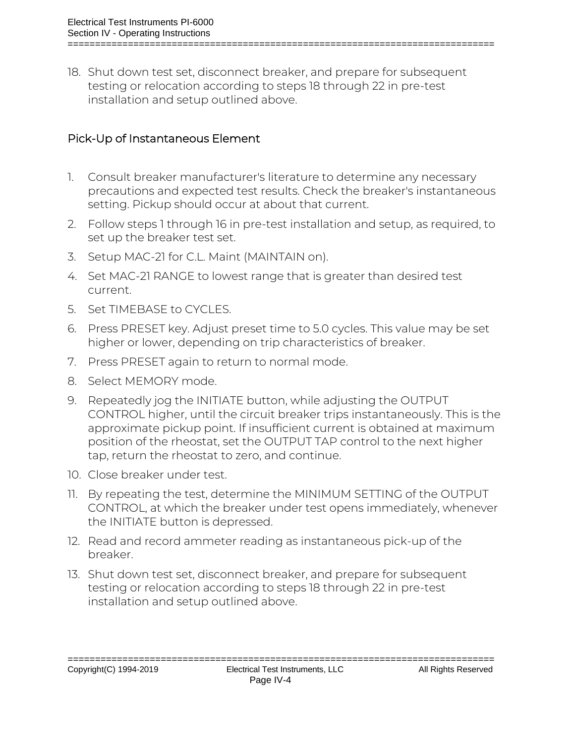18. Shut down test set, disconnect breaker, and prepare for subsequent testing or relocation according to steps 18 through 22 in pre-test installation and setup outlined above.

## Pick-Up of Instantaneous Element

1. Consult breaker manufacturer's literature to determine any necessary precautions and expected test results. Check the breaker's instantaneous setting. Pickup should occur at about that current.
2. Follow steps 1 through 16 in pre-test installation and setup, as required, to set up the breaker test set.
3. Setup MAC-21 for C.L. Maint (MAINTAIN on).
4. Set MAC-21 RANGE to lowest range that is greater than desired test current.
5. Set TIMEBASE to CYCLES.
6. Press PRESET key. Adjust preset time to 5.0 cycles. This value may be set higher or lower, depending on trip characteristics of breaker.
7. Press PRESET again to return to normal mode.
8. Select MEMORY mode.
9. Repeatedly jog the INITIATE button, while adjusting the OUTPUT CONTROL higher, until the circuit breaker trips instantaneously. This is the approximate pickup point. If insufficient current is obtained at maximum position of the rheostat, set the OUTPUT TAP control to the next higher tap, return the rheostat to zero, and continue.
10. Close breaker under test.
11. By repeating the test, determine the MINIMUM SETTING of the OUTPUT CONTROL, at which the breaker under test opens immediately, whenever the INITIATE button is depressed.
12. Read and record ammeter reading as instantaneous pick-up of the breaker.
13. Shut down test set, disconnect breaker, and prepare for subsequent testing or relocation according to steps 18 through 22 in pre-test installation and setup outlined above.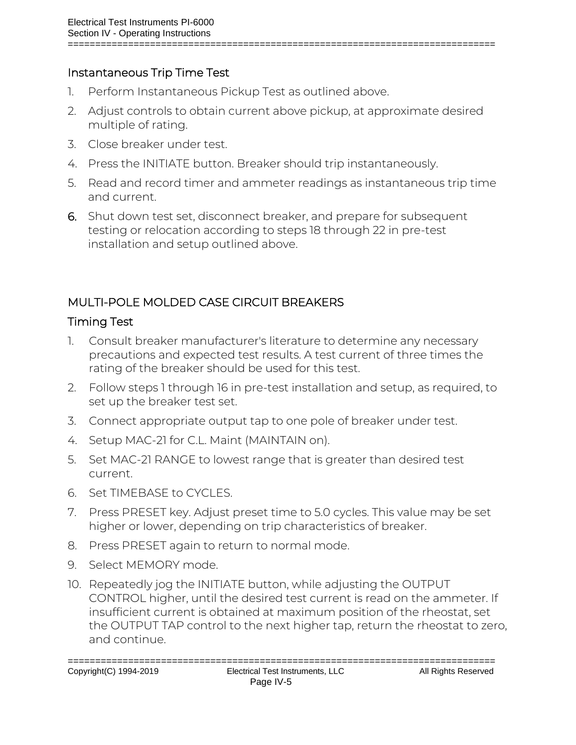### Instantaneous Trip Time Test

1. Perform Instantaneous Pickup Test as outlined above.
2. Adjust controls to obtain current above pickup, at approximate desired multiple of rating.
3. Close breaker under test.
4. Press the INITIATE button. Breaker should trip instantaneously.
5. Read and record timer and ammeter readings as instantaneous trip time and current.
6. Shut down test set, disconnect breaker, and prepare for subsequent testing or relocation according to steps 18 through 22 in pre-test installation and setup outlined above.

## MULTI-POLE MOLDED CASE CIRCUIT BREAKERS

### Timing Test

1. Consult breaker manufacturer's literature to determine any necessary precautions and expected test results. A test current of three times the rating of the breaker should be used for this test.
2. Follow steps 1 through 16 in pre-test installation and setup, as required, to set up the breaker test set.
3. Connect appropriate output tap to one pole of breaker under test.
4. Setup MAC-21 for C.L. Maint (MAINTAIN on).
5. Set MAC-21 RANGE to lowest range that is greater than desired test current.
6. Set TIMEBASE to CYCLES.
7. Press PRESET key. Adjust preset time to 5.0 cycles. This value may be set higher or lower, depending on trip characteristics of breaker.
8. Press PRESET again to return to normal mode.
9. Select MEMORY mode.
10. Repeatedly jog the INITIATE button, while adjusting the OUTPUT CONTROL higher, until the desired test current is read on the ammeter. If insufficient current is obtained at maximum position of the rheostat, set the OUTPUT TAP control to the next higher tap, return the rheostat to zero, and continue.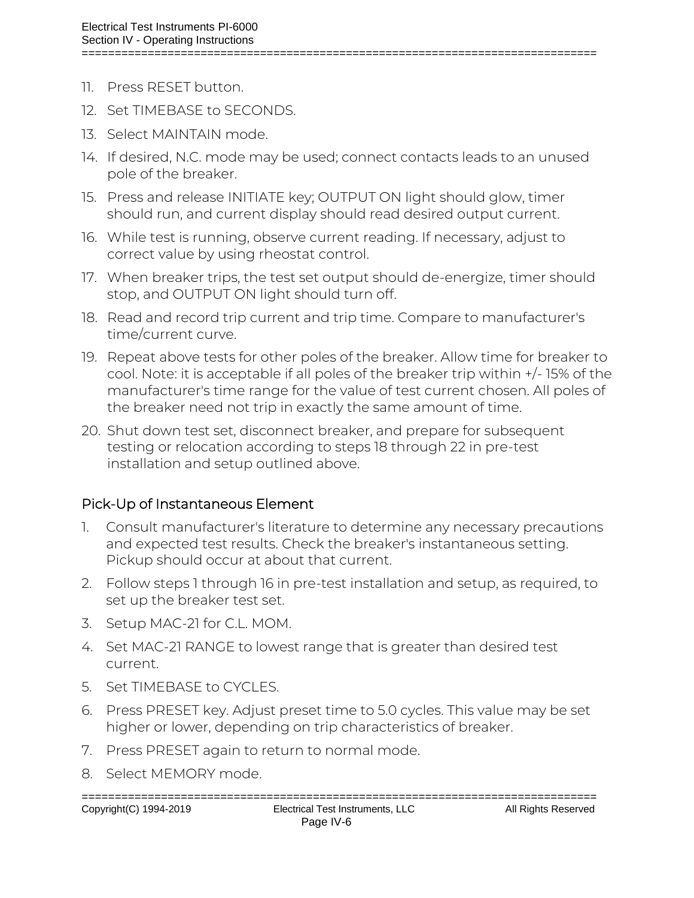11. Press RESET button.
12. Set TIMEBASE to SECONDS.
13. Select MAINTAIN mode.
14. If desired, N.C. mode may be used; connect contacts leads to an unused pole of the breaker.
15. Press and release INITIATE key; OUTPUT ON light should glow, timer should run, and current display should read desired output current.
16. While test is running, observe current reading. If necessary, adjust to correct value by using rheostat control.
17. When breaker trips, the test set output should de-energize, timer should stop, and OUTPUT ON light should turn off.
18. Read and record trip current and trip time. Compare to manufacturer's time/current curve.
19. Repeat above tests for other poles of the breaker. Allow time for breaker to cool. Note: it is acceptable if all poles of the breaker trip within +/- 15% of the manufacturer's time range for the value of test current chosen. All poles of the breaker need not trip in exactly the same amount of time.
20. Shut down test set, disconnect breaker, and prepare for subsequent testing or relocation according to steps 18 through 22 in pre-test installation and setup outlined above.

## Pick-Up of Instantaneous Element

1. Consult manufacturer's literature to determine any necessary precautions and expected test results. Check the breaker's instantaneous setting. Pickup should occur at about that current.
2. Follow steps 1 through 16 in pre-test installation and setup, as required, to set up the breaker test set.
3. Setup MAC-21 for C.L. MOM.
4. Set MAC-21 RANGE to lowest range that is greater than desired test current.
5. Set TIMEBASE to CYCLES.
6. Press PRESET key. Adjust preset time to 5.0 cycles. This value may be set higher or lower, depending on trip characteristics of breaker.
7. Press PRESET again to return to normal mode.
8. Select MEMORY mode.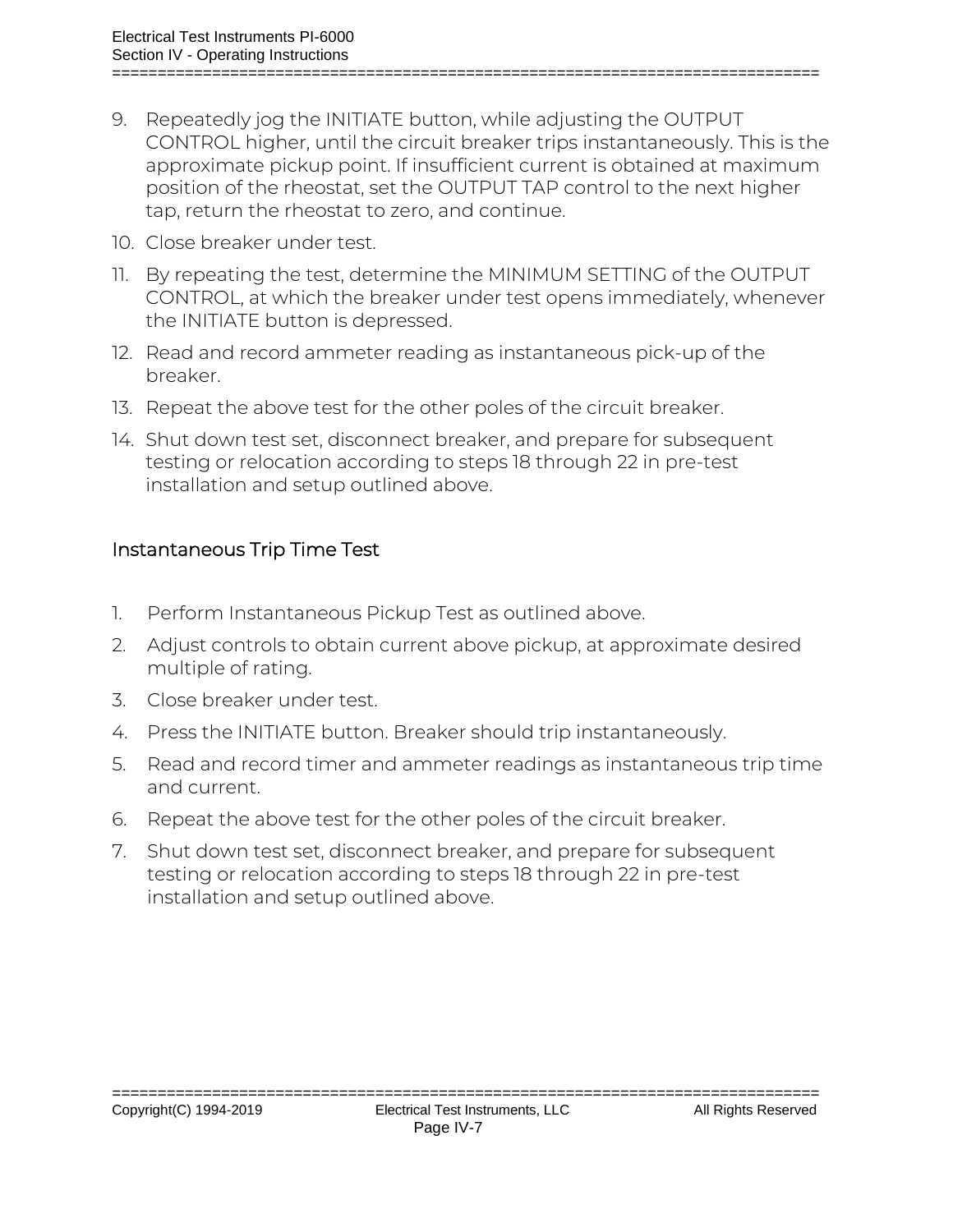9. Repeatedly jog the INITIATE button, while adjusting the OUTPUT CONTROL higher, until the circuit breaker trips instantaneously. This is the approximate pickup point. If insufficient current is obtained at maximum position of the rheostat, set the OUTPUT TAP control to the next higher tap, return the rheostat to zero, and continue.
10. Close breaker under test.
11. By repeating the test, determine the MINIMUM SETTING of the OUTPUT CONTROL, at which the breaker under test opens immediately, whenever the INITIATE button is depressed.
12. Read and record ammeter reading as instantaneous pick-up of the breaker.
13. Repeat the above test for the other poles of the circuit breaker.
14. Shut down test set, disconnect breaker, and prepare for subsequent testing or relocation according to steps 18 through 22 in pre-test installation and setup outlined above.

## Instantaneous Trip Time Test

1. Perform Instantaneous Pickup Test as outlined above.
2. Adjust controls to obtain current above pickup, at approximate desired multiple of rating.
3. Close breaker under test.
4. Press the INITIATE button. Breaker should trip instantaneously.
5. Read and record timer and ammeter readings as instantaneous trip time and current.
6. Repeat the above test for the other poles of the circuit breaker.
7. Shut down test set, disconnect breaker, and prepare for subsequent testing or relocation according to steps 18 through 22 in pre-test installation and setup outlined above.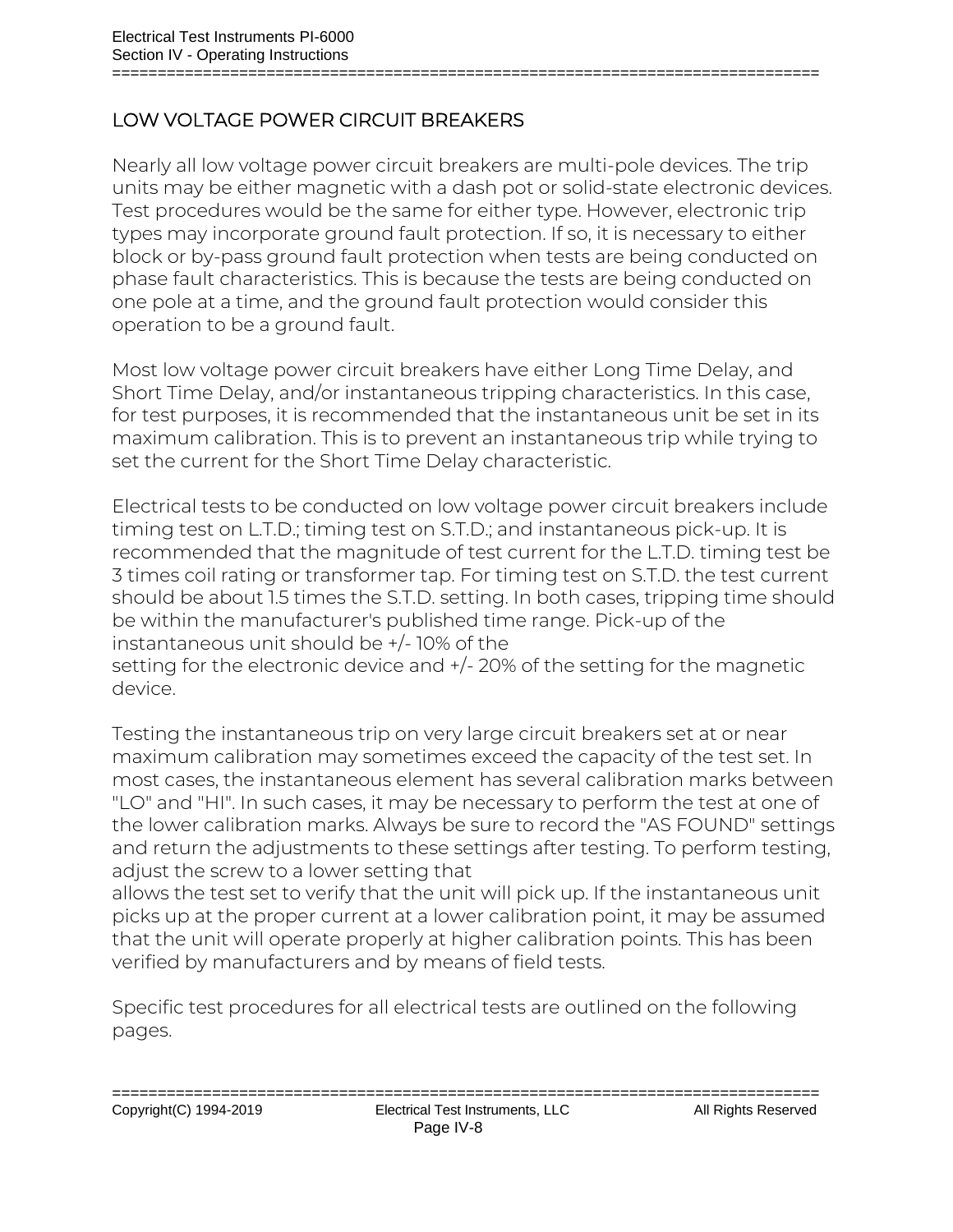## LOW VOLTAGE POWER CIRCUIT BREAKERS

Nearly all low voltage power circuit breakers are multi-pole devices. The trip units may be either magnetic with a dash pot or solid-state electronic devices. Test procedures would be the same for either type. However, electronic trip types may incorporate ground fault protection. If so, it is necessary to either block or by-pass ground fault protection when tests are being conducted on phase fault characteristics. This is because the tests are being conducted on one pole at a time, and the ground fault protection would consider this operation to be a ground fault.

Most low voltage power circuit breakers have either Long Time Delay, and Short Time Delay, and/or instantaneous tripping characteristics. In this case, for test purposes, it is recommended that the instantaneous unit be set in its maximum calibration. This is to prevent an instantaneous trip while trying to set the current for the Short Time Delay characteristic.

Electrical tests to be conducted on low voltage power circuit breakers include timing test on L.T.D.; timing test on S.T.D.; and instantaneous pick-up. It is recommended that the magnitude of test current for the L.T.D. timing test be 3 times coil rating or transformer tap. For timing test on S.T.D. the test current should be about 1.5 times the S.T.D. setting. In both cases, tripping time should be within the manufacturer's published time range. Pick-up of the instantaneous unit should be +/- 10% of the setting for the electronic device and +/- 20% of the setting for the magnetic device.

Testing the instantaneous trip on very large circuit breakers set at or near maximum calibration may sometimes exceed the capacity of the test set. In most cases, the instantaneous element has several calibration marks between "LO" and "HI". In such cases, it may be necessary to perform the test at one of the lower calibration marks. Always be sure to record the "AS FOUND" settings and return the adjustments to these settings after testing. To perform testing, adjust the screw to a lower setting that allows the test set to verify that the unit will pick up. If the instantaneous unit picks up at the proper current at a lower calibration point, it may be assumed that the unit will operate properly at higher calibration points. This has been verified by manufacturers and by means of field tests.

Specific test procedures for all electrical tests are outlined on the following pages.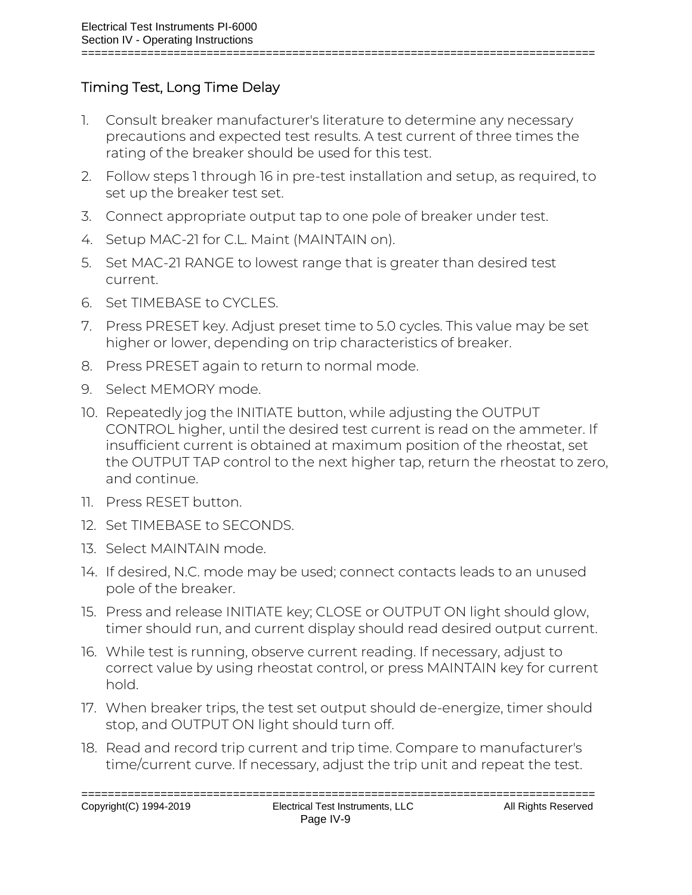## Timing Test, Long Time Delay

1. Consult breaker manufacturer's literature to determine any necessary precautions and expected test results. A test current of three times the rating of the breaker should be used for this test.
2. Follow steps 1 through 16 in pre-test installation and setup, as required, to set up the breaker test set.
3. Connect appropriate output tap to one pole of breaker under test.
4. Setup MAC-21 for C.L. Maint (MAINTAIN on).
5. Set MAC-21 RANGE to lowest range that is greater than desired test current.
6. Set TIMEBASE to CYCLES.
7. Press PRESET key. Adjust preset time to 5.0 cycles. This value may be set higher or lower, depending on trip characteristics of breaker.
8. Press PRESET again to return to normal mode.
9. Select MEMORY mode.
10. Repeatedly jog the INITIATE button, while adjusting the OUTPUT CONTROL higher, until the desired test current is read on the ammeter. If insufficient current is obtained at maximum position of the rheostat, set the OUTPUT TAP control to the next higher tap, return the rheostat to zero, and continue.
11. Press RESET button.
12. Set TIMEBASE to SECONDS.
13. Select MAINTAIN mode.
14. If desired, N.C. mode may be used; connect contacts leads to an unused pole of the breaker.
15. Press and release INITIATE key; CLOSE or OUTPUT ON light should glow, timer should run, and current display should read desired output current.
16. While test is running, observe current reading. If necessary, adjust to correct value by using rheostat control, or press MAINTAIN key for current hold.
17. When breaker trips, the test set output should de-energize, timer should stop, and OUTPUT ON light should turn off.
18. Read and record trip current and trip time. Compare to manufacturer's time/current curve. If necessary, adjust the trip unit and repeat the test.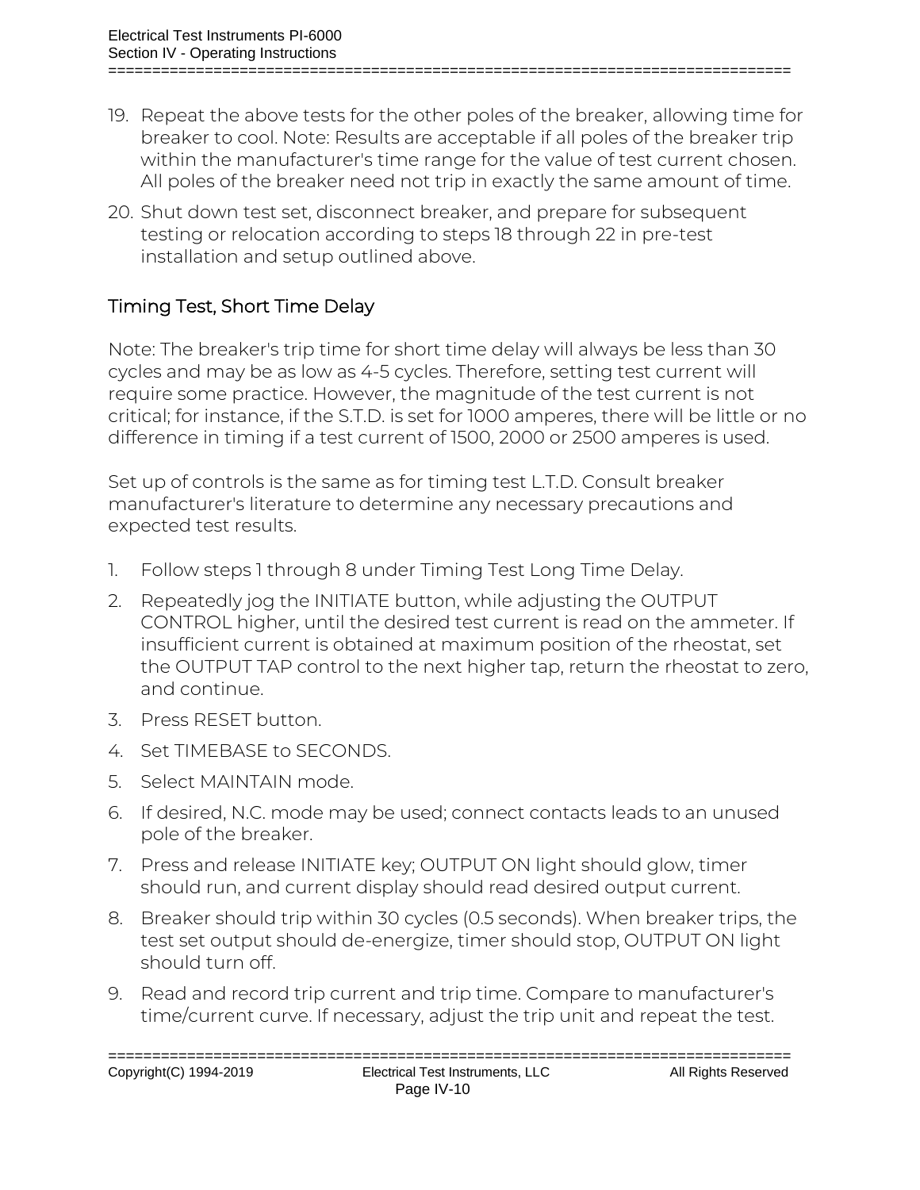19. Repeat the above tests for the other poles of the breaker, allowing time for breaker to cool. Note: Results are acceptable if all poles of the breaker trip within the manufacturer's time range for the value of test current chosen. All poles of the breaker need not trip in exactly the same amount of time.
20. Shut down test set, disconnect breaker, and prepare for subsequent testing or relocation according to steps 18 through 22 in pre-test installation and setup outlined above.

## Timing Test, Short Time Delay

Note: The breaker's trip time for short time delay will always be less than 30 cycles and may be as low as 4-5 cycles. Therefore, setting test current will require some practice. However, the magnitude of the test current is not critical; for instance, if the S.T.D. is set for 1000 amperes, there will be little or no difference in timing if a test current of 1500, 2000 or 2500 amperes is used.

Set up of controls is the same as for timing test L.T.D. Consult breaker manufacturer's literature to determine any necessary precautions and expected test results.

1. Follow steps 1 through 8 under Timing Test Long Time Delay.
2. Repeatedly jog the INITIATE button, while adjusting the OUTPUT CONTROL higher, until the desired test current is read on the ammeter. If insufficient current is obtained at maximum position of the rheostat, set the OUTPUT TAP control to the next higher tap, return the rheostat to zero, and continue.
3. Press RESET button.
4. Set TIMEBASE to SECONDS.
5. Select MAINTAIN mode.
6. If desired, N.C. mode may be used; connect contacts leads to an unused pole of the breaker.
7. Press and release INITIATE key; OUTPUT ON light should glow, timer should run, and current display should read desired output current.
8. Breaker should trip within 30 cycles (0.5 seconds). When breaker trips, the test set output should de-energize, timer should stop, OUTPUT ON light should turn off.
9. Read and record trip current and trip time. Compare to manufacturer's time/current curve. If necessary, adjust the trip unit and repeat the test.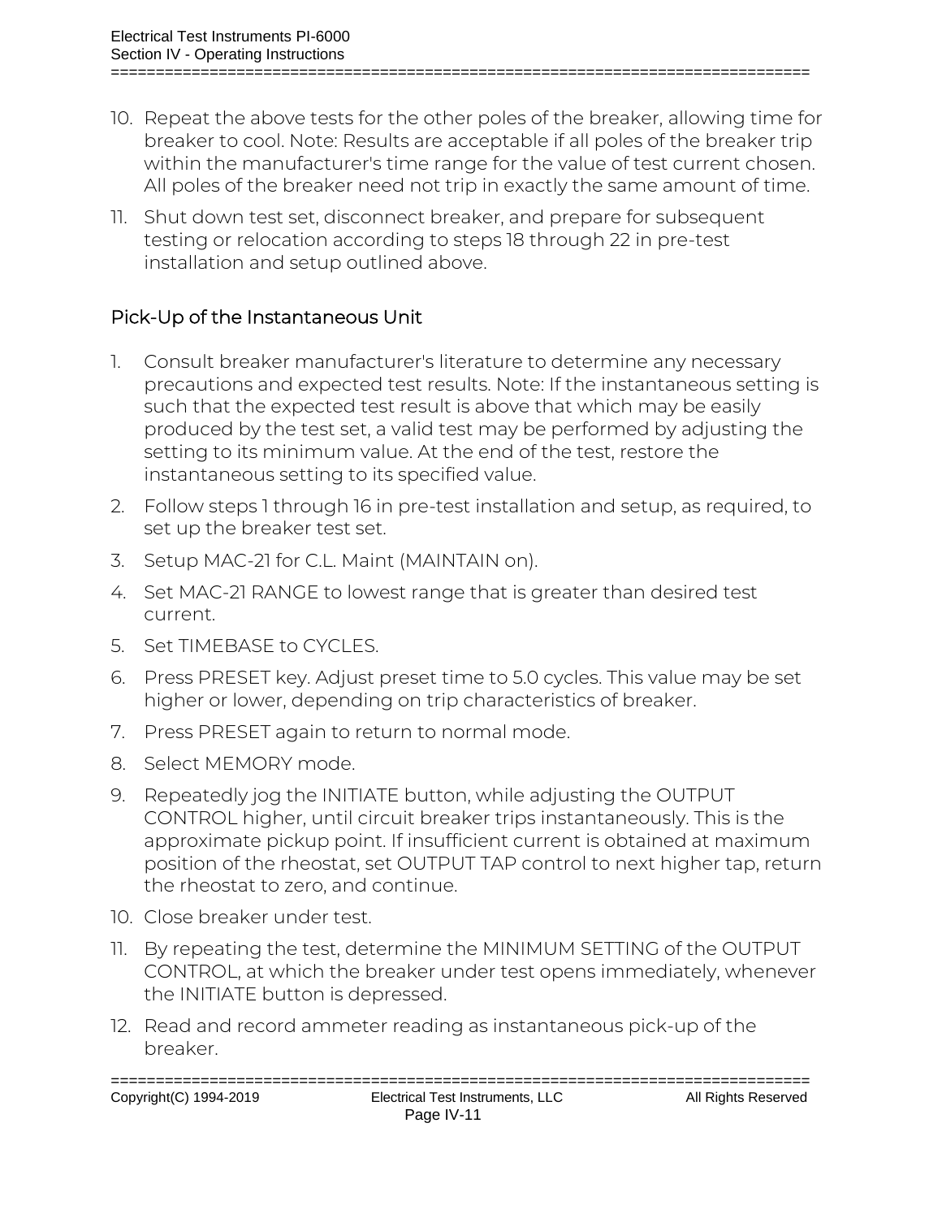10. Repeat the above tests for the other poles of the breaker, allowing time for breaker to cool. Note: Results are acceptable if all poles of the breaker trip within the manufacturer's time range for the value of test current chosen. All poles of the breaker need not trip in exactly the same amount of time.
11. Shut down test set, disconnect breaker, and prepare for subsequent testing or relocation according to steps 18 through 22 in pre-test installation and setup outlined above.

## Pick-Up of the Instantaneous Unit

1. Consult breaker manufacturer's literature to determine any necessary precautions and expected test results. Note: If the instantaneous setting is such that the expected test result is above that which may be easily produced by the test set, a valid test may be performed by adjusting the setting to its minimum value. At the end of the test, restore the instantaneous setting to its specified value.
2. Follow steps 1 through 16 in pre-test installation and setup, as required, to set up the breaker test set.
3. Setup MAC-21 for C.L. Maint (MAINTAIN on).
4. Set MAC-21 RANGE to lowest range that is greater than desired test current.
5. Set TIMEBASE to CYCLES.
6. Press PRESET key. Adjust preset time to 5.0 cycles. This value may be set higher or lower, depending on trip characteristics of breaker.
7. Press PRESET again to return to normal mode.
8. Select MEMORY mode.
9. Repeatedly jog the INITIATE button, while adjusting the OUTPUT CONTROL higher, until circuit breaker trips instantaneously. This is the approximate pickup point. If insufficient current is obtained at maximum position of the rheostat, set OUTPUT TAP control to next higher tap, return the rheostat to zero, and continue.
10. Close breaker under test.
11. By repeating the test, determine the MINIMUM SETTING of the OUTPUT CONTROL, at which the breaker under test opens immediately, whenever the INITIATE button is depressed.
12. Read and record ammeter reading as instantaneous pick-up of the breaker.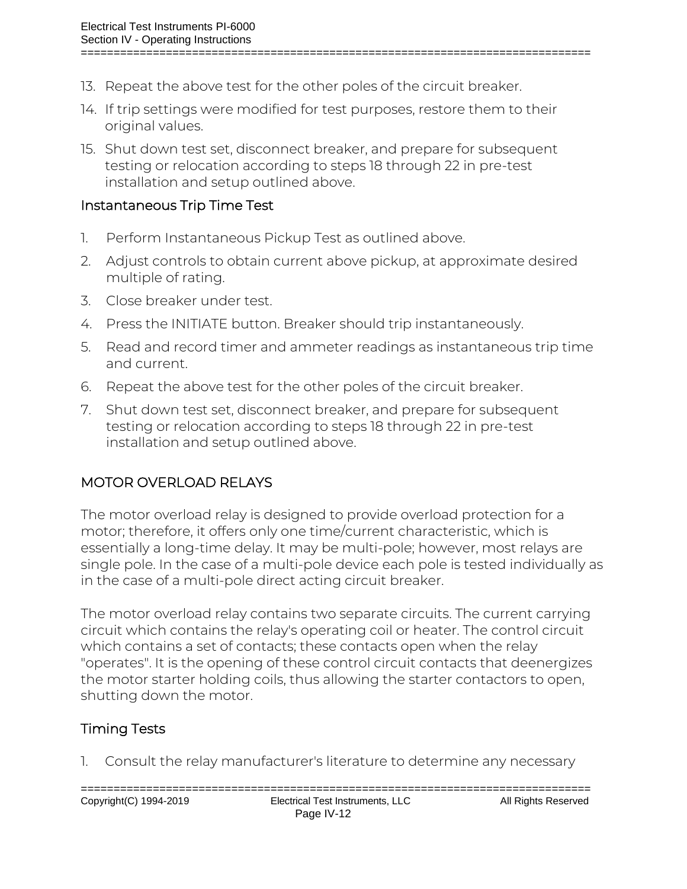13. Repeat the above test for the other poles of the circuit breaker.
14. If trip settings were modified for test purposes, restore them to their original values.
15. Shut down test set, disconnect breaker, and prepare for subsequent testing or relocation according to steps 18 through 22 in pre-test installation and setup outlined above.

### Instantaneous Trip Time Test

1. Perform Instantaneous Pickup Test as outlined above.
2. Adjust controls to obtain current above pickup, at approximate desired multiple of rating.
3. Close breaker under test.
4. Press the INITIATE button. Breaker should trip instantaneously.
5. Read and record timer and ammeter readings as instantaneous trip time and current.
6. Repeat the above test for the other poles of the circuit breaker.
7. Shut down test set, disconnect breaker, and prepare for subsequent testing or relocation according to steps 18 through 22 in pre-test installation and setup outlined above.

## MOTOR OVERLOAD RELAYS

The motor overload relay is designed to provide overload protection for a motor; therefore, it offers only one time/current characteristic, which is essentially a long-time delay. It may be multi-pole; however, most relays are single pole. In the case of a multi-pole device each pole is tested individually as in the case of a multi-pole direct acting circuit breaker.

The motor overload relay contains two separate circuits. The current carrying circuit which contains the relay's operating coil or heater. The control circuit which contains a set of contacts; these contacts open when the relay "operates". It is the opening of these control circuit contacts that deenergizes the motor starter holding coils, thus allowing the starter contactors to open, shutting down the motor.

### Timing Tests

1. Consult the relay manufacturer's literature to determine any necessary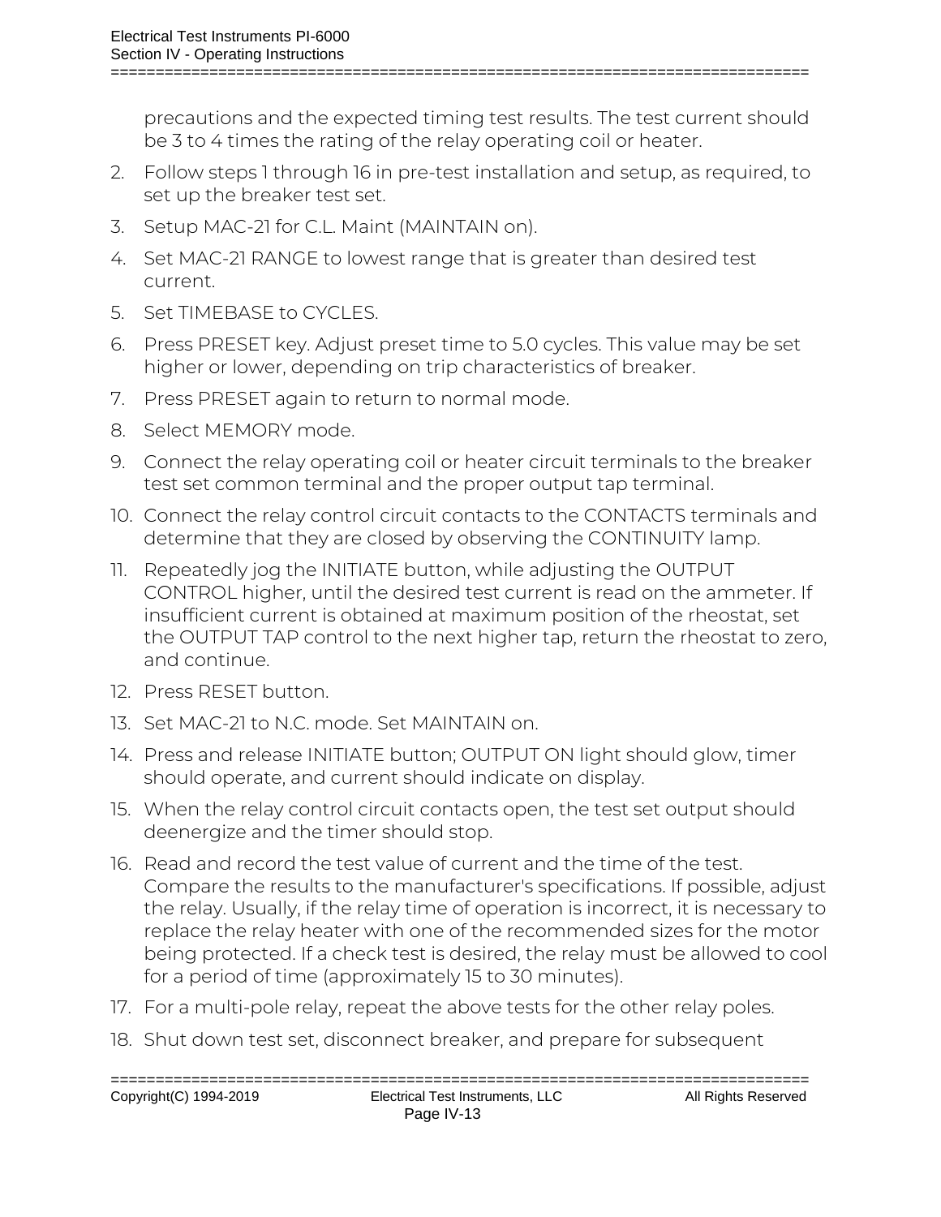precautions and the expected timing test results. The test current should be 3 to 4 times the rating of the relay operating coil or heater.

2. Follow steps 1 through 16 in pre-test installation and setup, as required, to set up the breaker test set.
3. Setup MAC-21 for C.L. Maint (MAINTAIN on).
4. Set MAC-21 RANGE to lowest range that is greater than desired test current.
5. Set TIMEBASE to CYCLES.
6. Press PRESET key. Adjust preset time to 5.0 cycles. This value may be set higher or lower, depending on trip characteristics of breaker.
7. Press PRESET again to return to normal mode.
8. Select MEMORY mode.
9. Connect the relay operating coil or heater circuit terminals to the breaker test set common terminal and the proper output tap terminal.
10. Connect the relay control circuit contacts to the CONTACTS terminals and determine that they are closed by observing the CONTINUITY lamp.
11. Repeatedly jog the INITIATE button, while adjusting the OUTPUT CONTROL higher, until the desired test current is read on the ammeter. If insufficient current is obtained at maximum position of the rheostat, set the OUTPUT TAP control to the next higher tap, return the rheostat to zero, and continue.
12. Press RESET button.
13. Set MAC-21 to N.C. mode. Set MAINTAIN on.
14. Press and release INITIATE button; OUTPUT ON light should glow, timer should operate, and current should indicate on display.
15. When the relay control circuit contacts open, the test set output should deenergize and the timer should stop.
16. Read and record the test value of current and the time of the test. Compare the results to the manufacturer's specifications. If possible, adjust the relay. Usually, if the relay time of operation is incorrect, it is necessary to replace the relay heater with one of the recommended sizes for the motor being protected. If a check test is desired, the relay must be allowed to cool for a period of time (approximately 15 to 30 minutes).
17. For a multi-pole relay, repeat the above tests for the other relay poles.
18. Shut down test set, disconnect breaker, and prepare for subsequent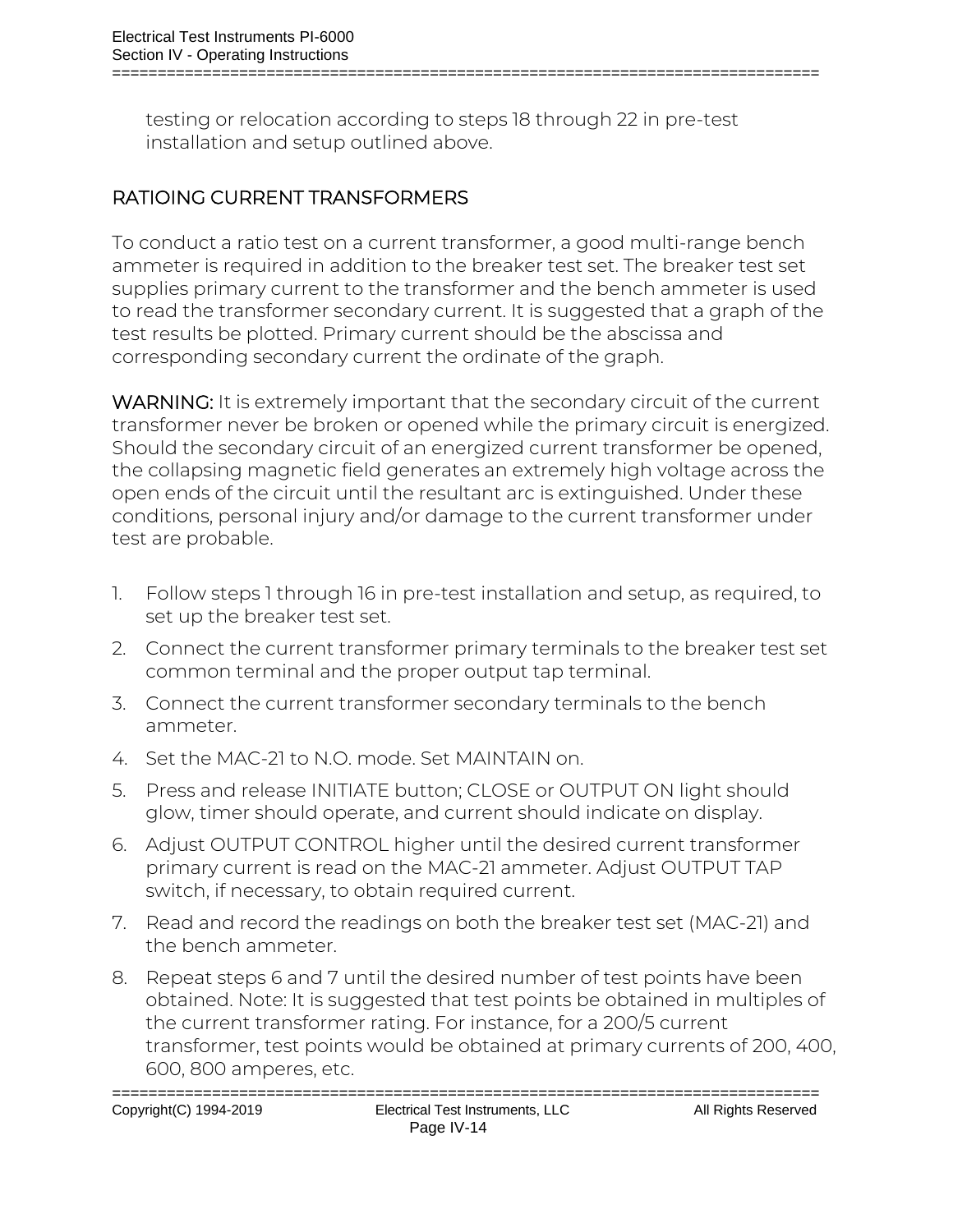testing or relocation according to steps 18 through 22 in pre-test installation and setup outlined above.

## RATIOING CURRENT TRANSFORMERS

To conduct a ratio test on a current transformer, a good multi-range bench ammeter is required in addition to the breaker test set. The breaker test set supplies primary current to the transformer and the bench ammeter is used to read the transformer secondary current. It is suggested that a graph of the test results be plotted. Primary current should be the abscissa and corresponding secondary current the ordinate of the graph.

**WARNING:** It is extremely important that the secondary circuit of the current transformer never be broken or opened while the primary circuit is energized. Should the secondary circuit of an energized current transformer be opened, the collapsing magnetic field generates an extremely high voltage across the open ends of the circuit until the resultant arc is extinguished. Under these conditions, personal injury and/or damage to the current transformer under test are probable.

1. Follow steps 1 through 16 in pre-test installation and setup, as required, to set up the breaker test set.
2. Connect the current transformer primary terminals to the breaker test set common terminal and the proper output tap terminal.
3. Connect the current transformer secondary terminals to the bench ammeter.
4. Set the MAC-21 to N.O. mode. Set MAINTAIN on.
5. Press and release INITIATE button; CLOSE or OUTPUT ON light should glow, timer should operate, and current should indicate on display.
6. Adjust OUTPUT CONTROL higher until the desired current transformer primary current is read on the MAC-21 ammeter. Adjust OUTPUT TAP switch, if necessary, to obtain required current.
7. Read and record the readings on both the breaker test set (MAC-21) and the bench ammeter.
8. Repeat steps 6 and 7 until the desired number of test points have been obtained. Note: It is suggested that test points be obtained in multiples of the current transformer rating. For instance, for a 200/5 current transformer, test points would be obtained at primary currents of 200, 400, 600, 800 amperes, etc.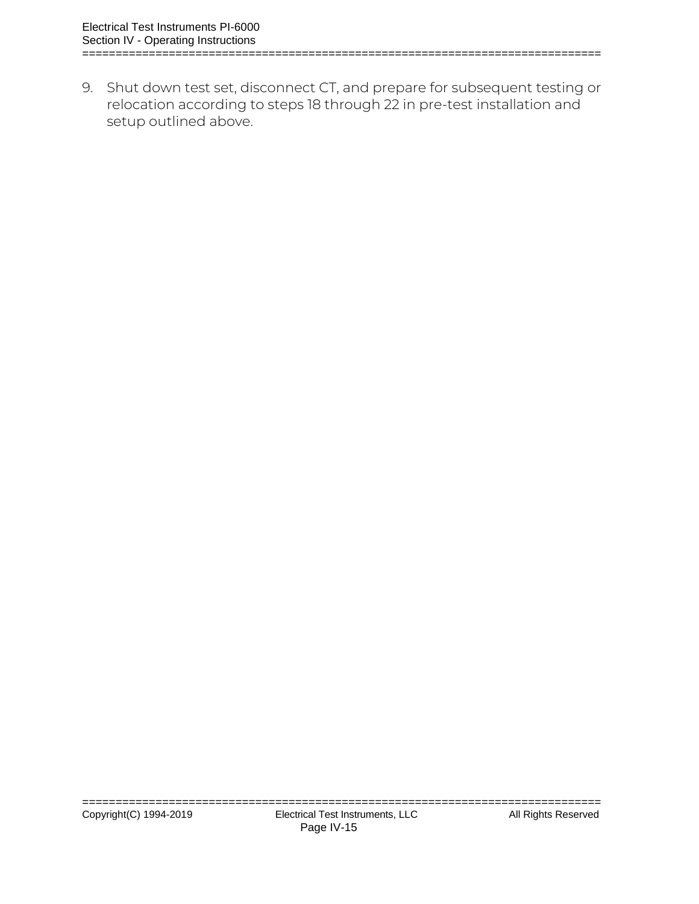9. Shut down test set, disconnect CT, and prepare for subsequent testing or relocation according to steps 18 through 22 in pre-test installation and setup outlined above.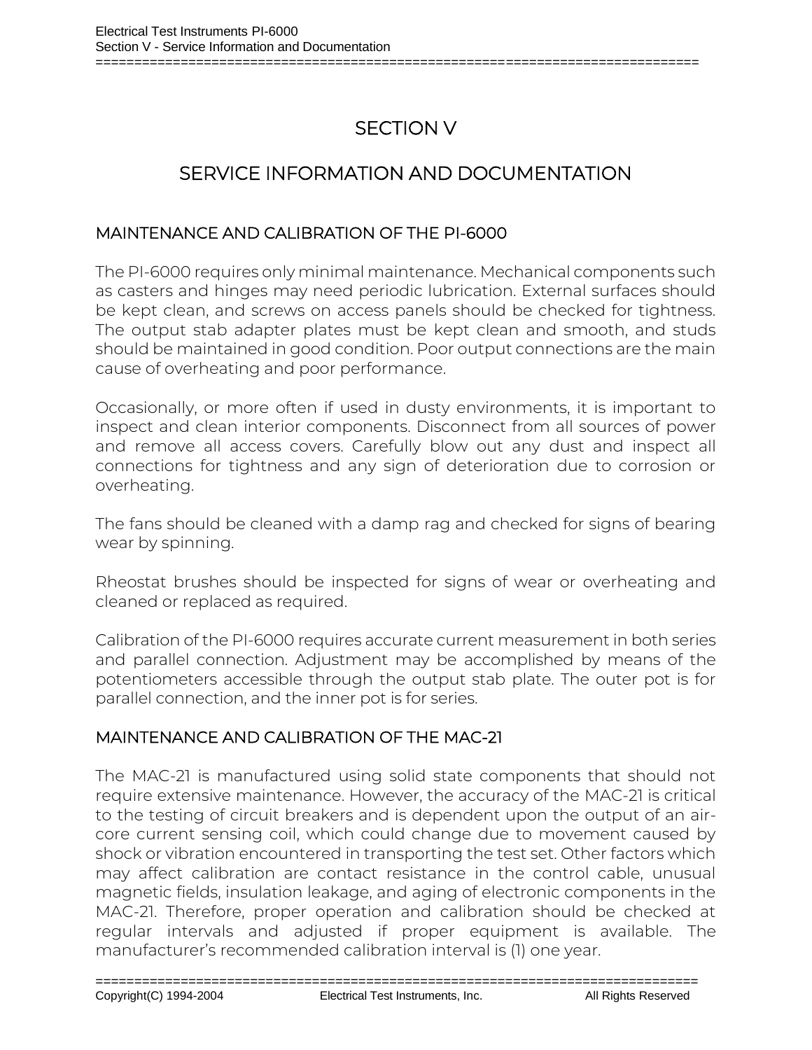# SECTION V

# SERVICE INFORMATION AND DOCUMENTATION

## MAINTENANCE AND CALIBRATION OF THE PI-6000

The PI-6000 requires only minimal maintenance. Mechanical components such as casters and hinges may need periodic lubrication. External surfaces should be kept clean, and screws on access panels should be checked for tightness. The output stab adapter plates must be kept clean and smooth, and studs should be maintained in good condition. Poor output connections are the main cause of overheating and poor performance.

Occasionally, or more often if used in dusty environments, it is important to inspect and clean interior components. Disconnect from all sources of power and remove all access covers. Carefully blow out any dust and inspect all connections for tightness and any sign of deterioration due to corrosion or overheating.

The fans should be cleaned with a damp rag and checked for signs of bearing wear by spinning.

Rheostat brushes should be inspected for signs of wear or overheating and cleaned or replaced as required.

Calibration of the PI-6000 requires accurate current measurement in both series and parallel connection. Adjustment may be accomplished by means of the potentiometers accessible through the output stab plate. The outer pot is for parallel connection, and the inner pot is for series.

## MAINTENANCE AND CALIBRATION OF THE MAC-21

The MAC-21 is manufactured using solid state components that should not require extensive maintenance. However, the accuracy of the MAC-21 is critical to the testing of circuit breakers and is dependent upon the output of an air-core current sensing coil, which could change due to movement caused by shock or vibration encountered in transporting the test set. Other factors which may affect calibration are contact resistance in the control cable, unusual magnetic fields, insulation leakage, and aging of electronic components in the MAC-21. Therefore, proper operation and calibration should be checked at regular intervals and adjusted if proper equipment is available. The manufacturer's recommended calibration interval is (1) one year.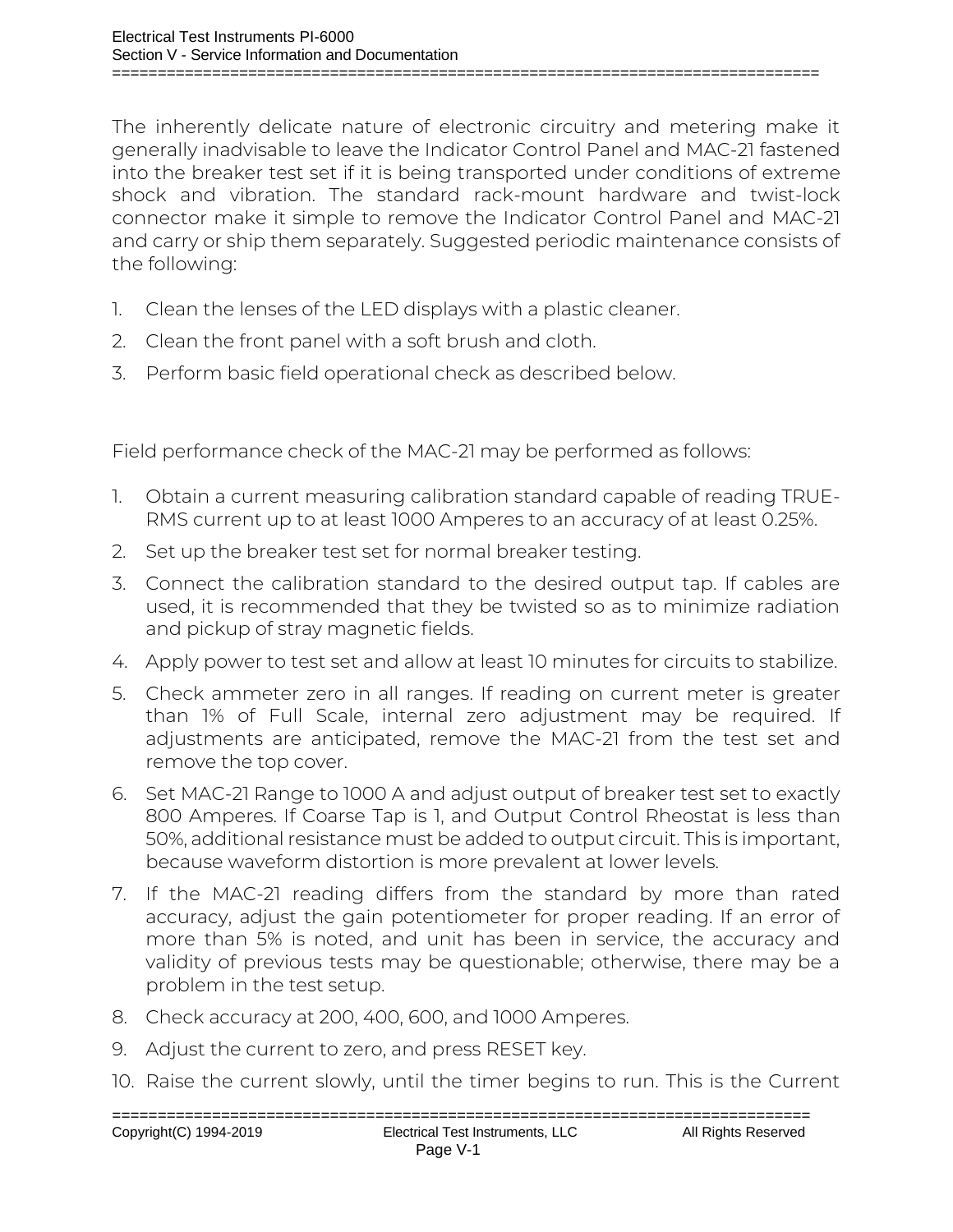The inherently delicate nature of electronic circuitry and metering make it generally inadvisable to leave the Indicator Control Panel and MAC-21 fastened into the breaker test set if it is being transported under conditions of extreme shock and vibration. The standard rack-mount hardware and twist-lock connector make it simple to remove the Indicator Control Panel and MAC-21 and carry or ship them separately. Suggested periodic maintenance consists of the following:

1. Clean the lenses of the LED displays with a plastic cleaner.
2. Clean the front panel with a soft brush and cloth.
3. Perform basic field operational check as described below.

Field performance check of the MAC-21 may be performed as follows:

1. Obtain a current measuring calibration standard capable of reading TRUE-RMS current up to at least 1000 Amperes to an accuracy of at least 0.25%.
2. Set up the breaker test set for normal breaker testing.
3. Connect the calibration standard to the desired output tap. If cables are used, it is recommended that they be twisted so as to minimize radiation and pickup of stray magnetic fields.
4. Apply power to test set and allow at least 10 minutes for circuits to stabilize.
5. Check ammeter zero in all ranges. If reading on current meter is greater than 1% of Full Scale, internal zero adjustment may be required. If adjustments are anticipated, remove the MAC-21 from the test set and remove the top cover.
6. Set MAC-21 Range to 1000 A and adjust output of breaker test set to exactly 800 Amperes. If Coarse Tap is 1, and Output Control Rheostat is less than 50%, additional resistance must be added to output circuit. This is important, because waveform distortion is more prevalent at lower levels.
7. If the MAC-21 reading differs from the standard by more than rated accuracy, adjust the gain potentiometer for proper reading. If an error of more than 5% is noted, and unit has been in service, the accuracy and validity of previous tests may be questionable; otherwise, there may be a problem in the test setup.
8. Check accuracy at 200, 400, 600, and 1000 Amperes.
9. Adjust the current to zero, and press RESET key.
10. Raise the current slowly, until the timer begins to run. This is the Current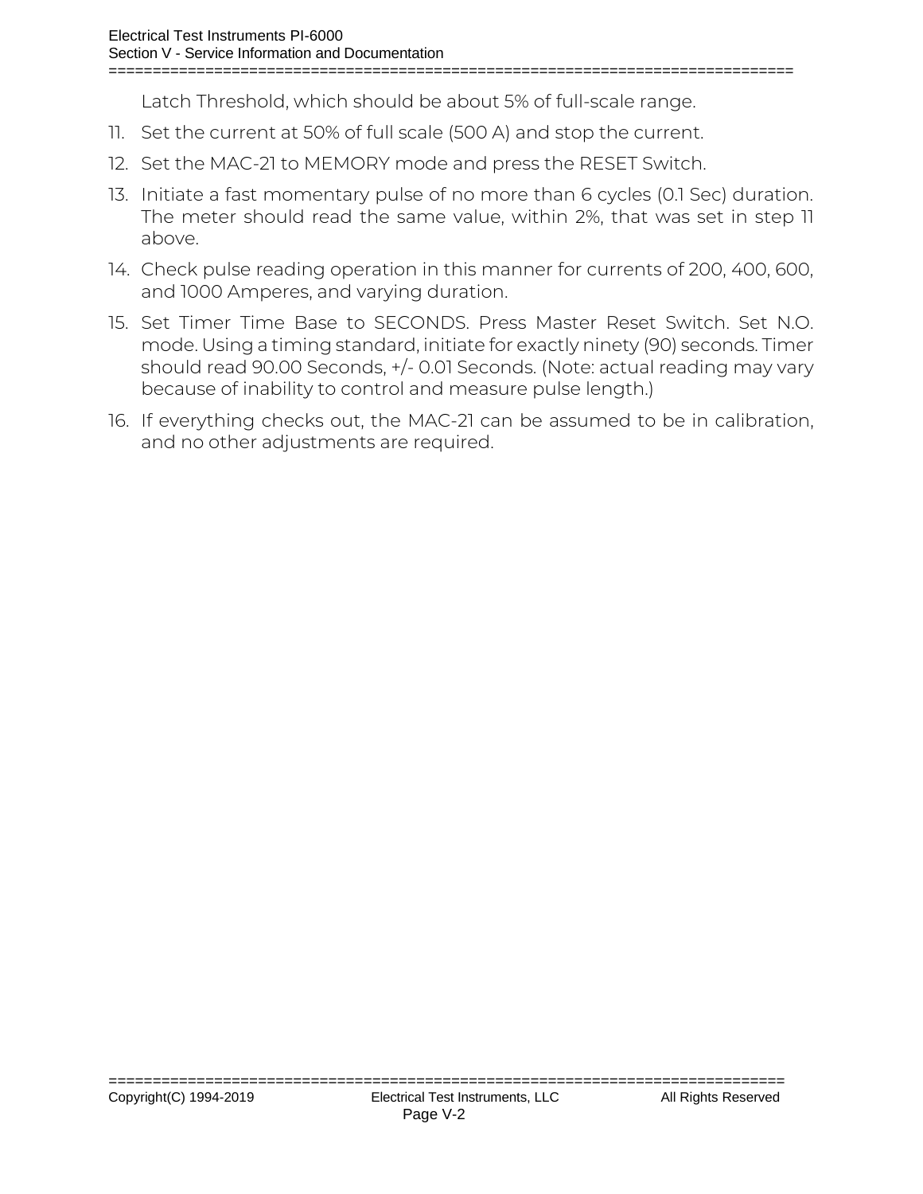Latch Threshold, which should be about 5% of full-scale range.

11. Set the current at 50% of full scale (500 A) and stop the current.
12. Set the MAC-21 to MEMORY mode and press the RESET Switch.
13. Initiate a fast momentary pulse of no more than 6 cycles (0.1 Sec) duration. The meter should read the same value, within 2%, that was set in step 11 above.
14. Check pulse reading operation in this manner for currents of 200, 400, 600, and 1000 Amperes, and varying duration.
15. Set Timer Time Base to SECONDS. Press Master Reset Switch. Set N.O. mode. Using a timing standard, initiate for exactly ninety (90) seconds. Timer should read 90.00 Seconds, +/- 0.01 Seconds. (Note: actual reading may vary because of inability to control and measure pulse length.)
16. If everything checks out, the MAC-21 can be assumed to be in calibration, and no other adjustments are required.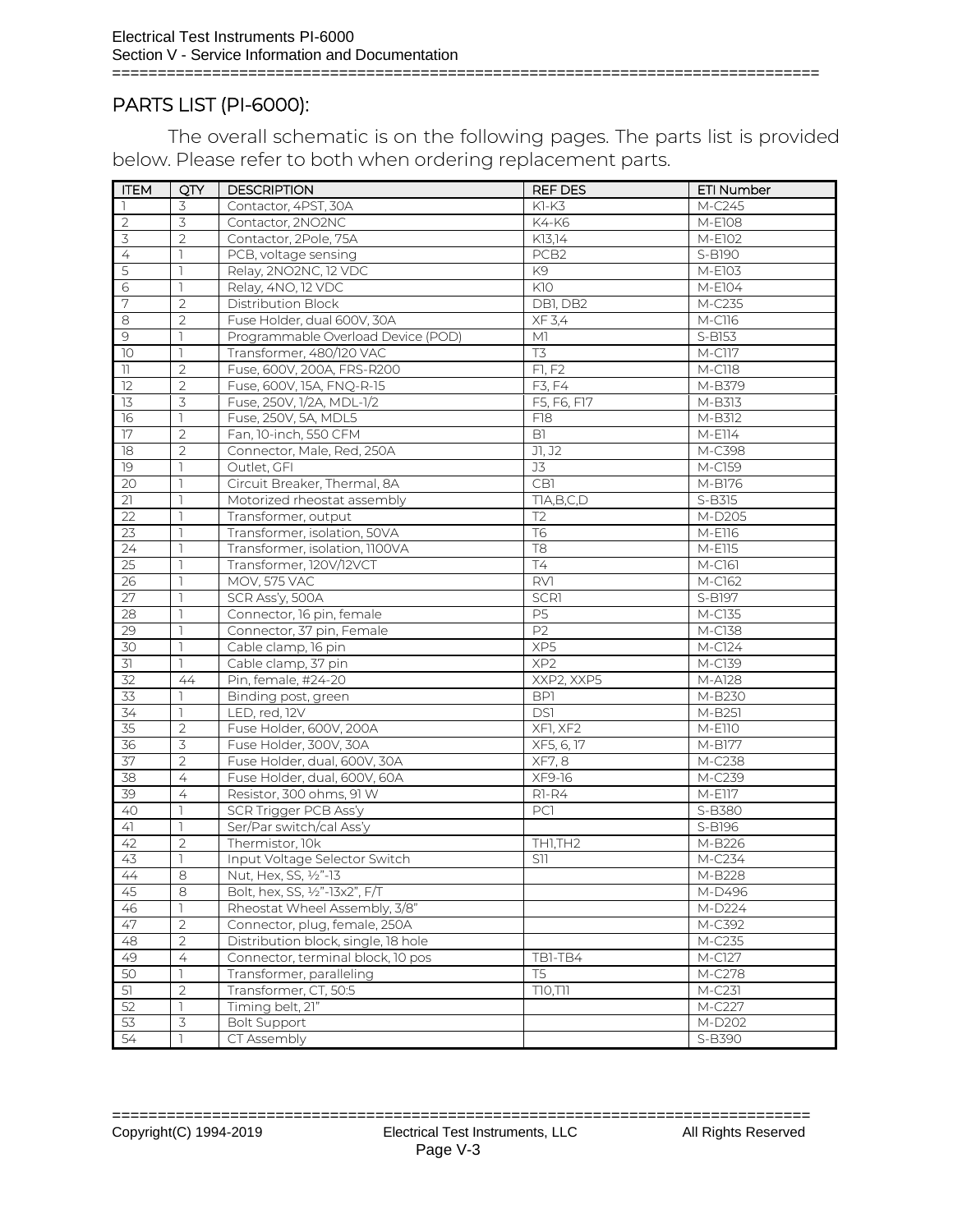## PARTS LIST (PI-6000):

The overall schematic is on the following pages. The parts list is provided below. Please refer to both when ordering replacement parts.

| ITEM | QTY | DESCRIPTION | REF DES | ETI Number |
|---|---|---|---|---|
| 1 | 3 | Contactor, 4PST, 30A | K1-K3 | M-C245 |
| 2 | 3 | Contactor, 2NO2NC | K4-K6 | M-E108 |
| 3 | 2 | Contactor, 2Pole, 75A | K13,14 | M-E102 |
| 4 | 1 | PCB, voltage sensing | PCB2 | S-B190 |
| 5 | 1 | Relay, 2NO2NC, 12 VDC | K9 | M-E103 |
| 6 | 1 | Relay, 4NO, 12 VDC | K10 | M-E104 |
| 7 | 2 | Distribution Block | DB1, DB2 | M-C235 |
| 8 | 2 | Fuse Holder, dual 600V, 30A | XF 3,4 | M-C116 |
| 9 | 1 | Programmable Overload Device (POD) | M1 | S-B153 |
| 10 | 1 | Transformer, 480/120 VAC | T3 | M-C117 |
| 11 | 2 | Fuse, 600V, 200A, FRS-R200 | F1, F2 | M-C118 |
| 12 | 2 | Fuse, 600V, 15A, FNQ-R-15 | F3, F4 | M-B379 |
| 13 | 3 | Fuse, 250V, 1/2A, MDL-1/2 | F5, F6, F17 | M-B313 |
| 16 | 1 | Fuse, 250V, 5A, MDL5 | F18 | M-B312 |
| 17 | 2 | Fan, 10-inch, 550 CFM | B1 | M-E114 |
| 18 | 2 | Connector, Male, Red, 250A | J1, J2 | M-C398 |
| 19 | 1 | Outlet, GFI | J3 | M-C159 |
| 20 | 1 | Circuit Breaker, Thermal, 8A | CB1 | M-B176 |
| 21 | 1 | Motorized rheostat assembly | T1A,B,C,D | S-B315 |
| 22 | 1 | Transformer, output | T2 | M-D205 |
| 23 | 1 | Transformer, isolation, 50VA | T6 | M-E116 |
| 24 | 1 | Transformer, isolation, 1100VA | T8 | M-E115 |
| 25 | 1 | Transformer, 120V/12VCT | T4 | M-C161 |
| 26 | 1 | MOV, 575 VAC | RV1 | M-C162 |
| 27 | 1 | SCR Ass'y, 500A | SCR1 | S-B197 |
| 28 | 1 | Connector, 16 pin, female | P5 | M-C135 |
| 29 | 1 | Connector, 37 pin, Female | P2 | M-C138 |
| 30 | 1 | Cable clamp, 16 pin | XP5 | M-C124 |
| 31 | 1 | Cable clamp, 37 pin | XP2 | M-C139 |
| 32 | 44 | Pin, female, #24-20 | XXP2, XXP5 | M-A128 |
| 33 | 1 | Binding post, green | BP1 | M-B230 |
| 34 | 1 | LED, red, 12V | DS1 | M-B251 |
| 35 | 2 | Fuse Holder, 600V, 200A | XF1, XF2 | M-E110 |
| 36 | 3 | Fuse Holder, 300V, 30A | XF5, 6, 17 | M-B177 |
| 37 | 2 | Fuse Holder, dual, 600V, 30A | XF7, 8 | M-C238 |
| 38 | 4 | Fuse Holder, dual, 600V, 60A | XF9-16 | M-C239 |
| 39 | 4 | Resistor, 300 ohms, 91 W | R1-R4 | M-E117 |
| 40 | 1 | SCR Trigger PCB Ass'y | PC1 | S-B380 |
| 41 | 1 | Ser/Par switch/cal Ass'y | | S-B196 |
| 42 | 2 | Thermistor, 10k | TH1,TH2 | M-B226 |
| 43 | 1 | Input Voltage Selector Switch | S11 | M-C234 |
| 44 | 8 | Nut, Hex, SS, ½"-13 | | M-B228 |
| 45 | 8 | Bolt, hex, SS, ½"-13x2", F/T | | M-D496 |
| 46 | 1 | Rheostat Wheel Assembly, 3/8" | | M-D224 |
| 47 | 2 | Connector, plug, female, 250A | | M-C392 |
| 48 | 2 | Distribution block, single, 18 hole | | M-C235 |
| 49 | 4 | Connector, terminal block, 10 pos | TB1-TB4 | M-C127 |
| 50 | 1 | Transformer, paralleling | T5 | M-C278 |
| 51 | 2 | Transformer, CT, 50:5 | T10,T11 | M-C231 |
| 52 | 1 | Timing belt, 21" | | M-C227 |
| 53 | 3 | Bolt Support | | M-D202 |
| 54 | 1 | CT Assembly | | S-B390 |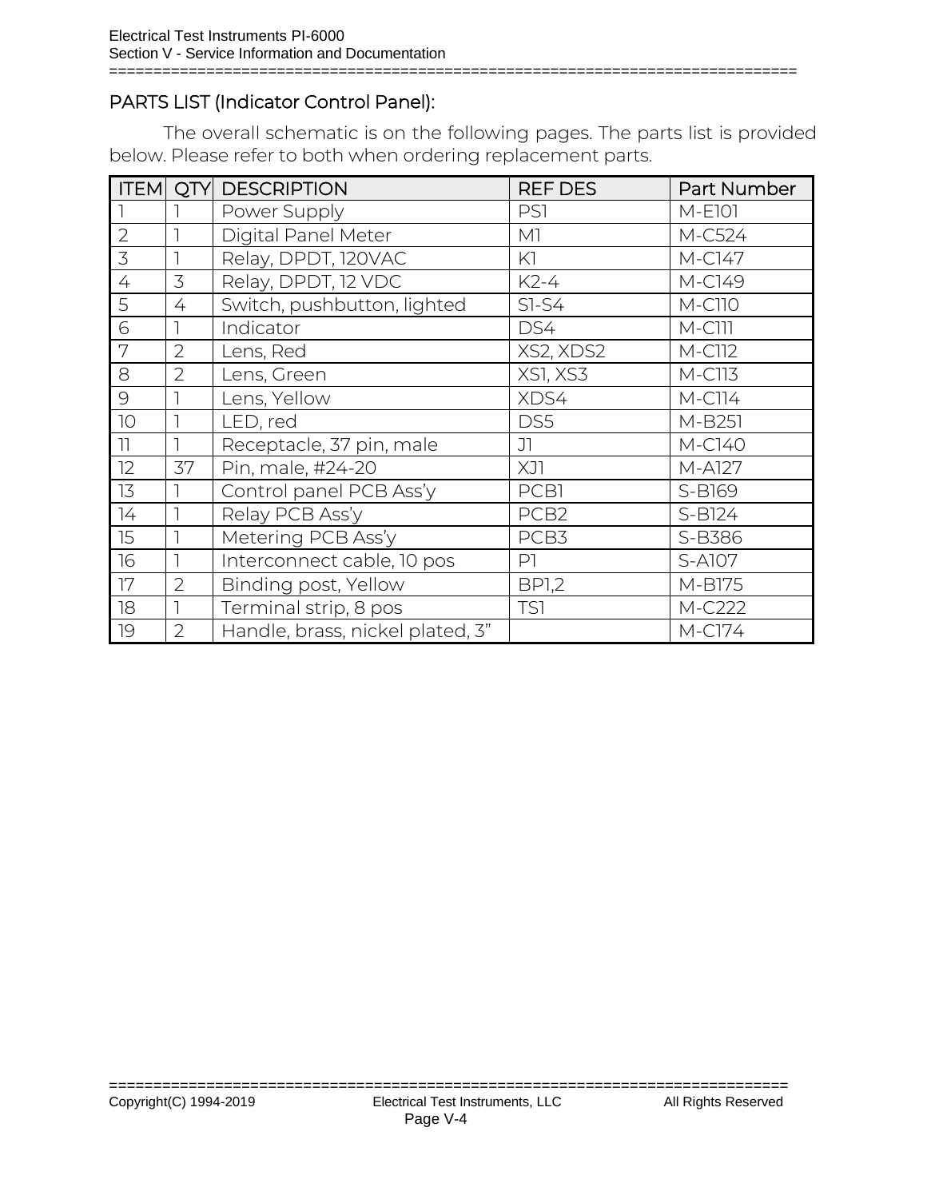## PARTS LIST (Indicator Control Panel):

The overall schematic is on the following pages. The parts list is provided below. Please refer to both when ordering replacement parts.

| ITEM | QTY | DESCRIPTION | REF DES | Part Number |
|---|---|---|---|---|
| 1 | 1 | Power Supply | PS1 | M-E101 |
| 2 | 1 | Digital Panel Meter | M1 | M-C524 |
| 3 | 1 | Relay, DPDT, 120VAC | K1 | M-C147 |
| 4 | 3 | Relay, DPDT, 12 VDC | K2-4 | M-C149 |
| 5 | 4 | Switch, pushbutton, lighted | S1-S4 | M-C110 |
| 6 | 1 | Indicator | DS4 | M-C111 |
| 7 | 2 | Lens, Red | XS2, XDS2 | M-C112 |
| 8 | 2 | Lens, Green | XS1, XS3 | M-C113 |
| 9 | 1 | Lens, Yellow | XDS4 | M-C114 |
| 10 | 1 | LED, red | DS5 | M-B251 |
| 11 | 1 | Receptacle, 37 pin, male | J1 | M-C140 |
| 12 | 37 | Pin, male, #24-20 | XJ1 | M-A127 |
| 13 | 1 | Control panel PCB Ass'y | PCB1 | S-B169 |
| 14 | 1 | Relay PCB Ass'y | PCB2 | S-B124 |
| 15 | 1 | Metering PCB Ass'y | PCB3 | S-B386 |
| 16 | 1 | Interconnect cable, 10 pos | P1 | S-A107 |
| 17 | 2 | Binding post, Yellow | BP1,2 | M-B175 |
| 18 | 1 | Terminal strip, 8 pos | TS1 | M-C222 |
| 19 | 2 | Handle, brass, nickel plated, 3" | | M-C174 |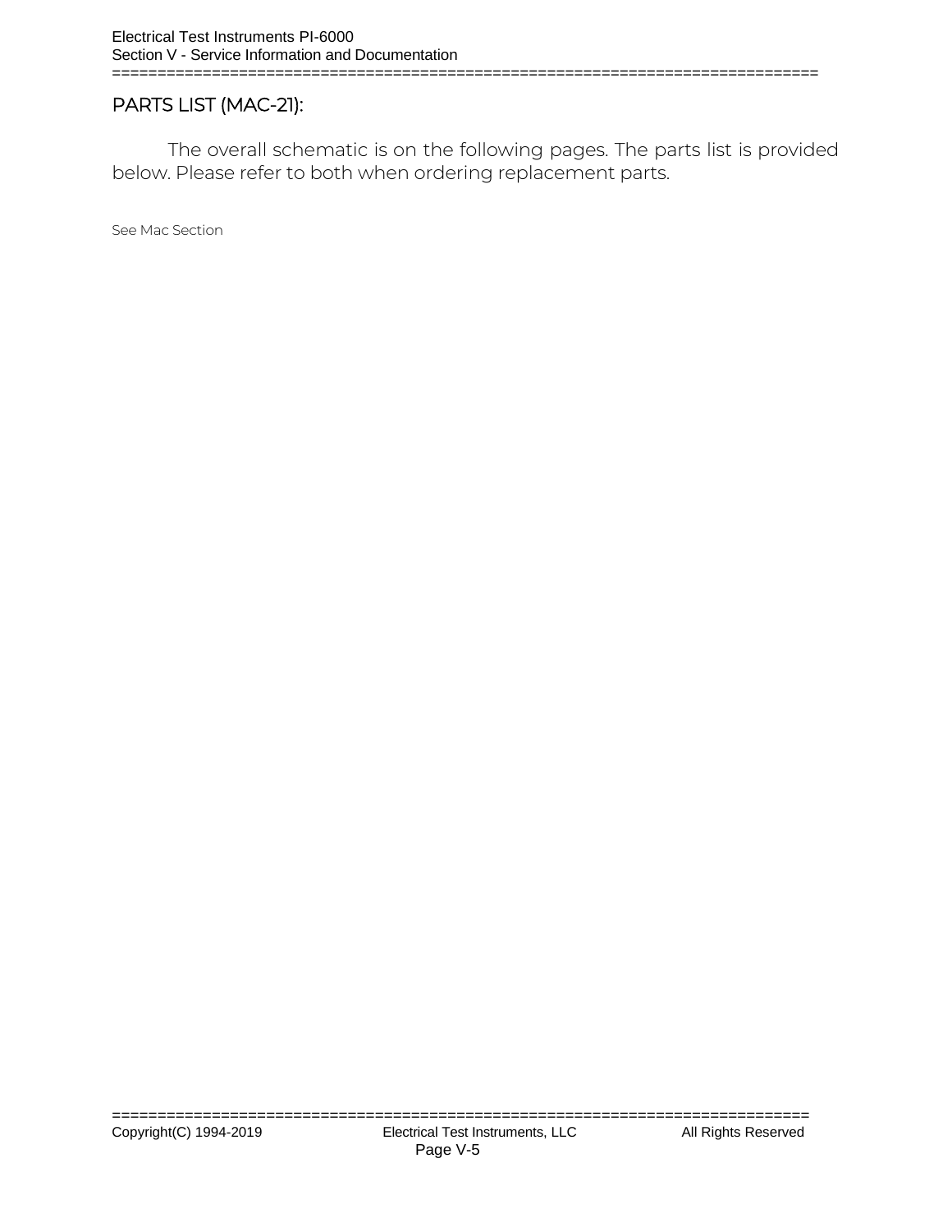## PARTS LIST (MAC-21):

The overall schematic is on the following pages. The parts list is provided below. Please refer to both when ordering replacement parts.

See Mac Section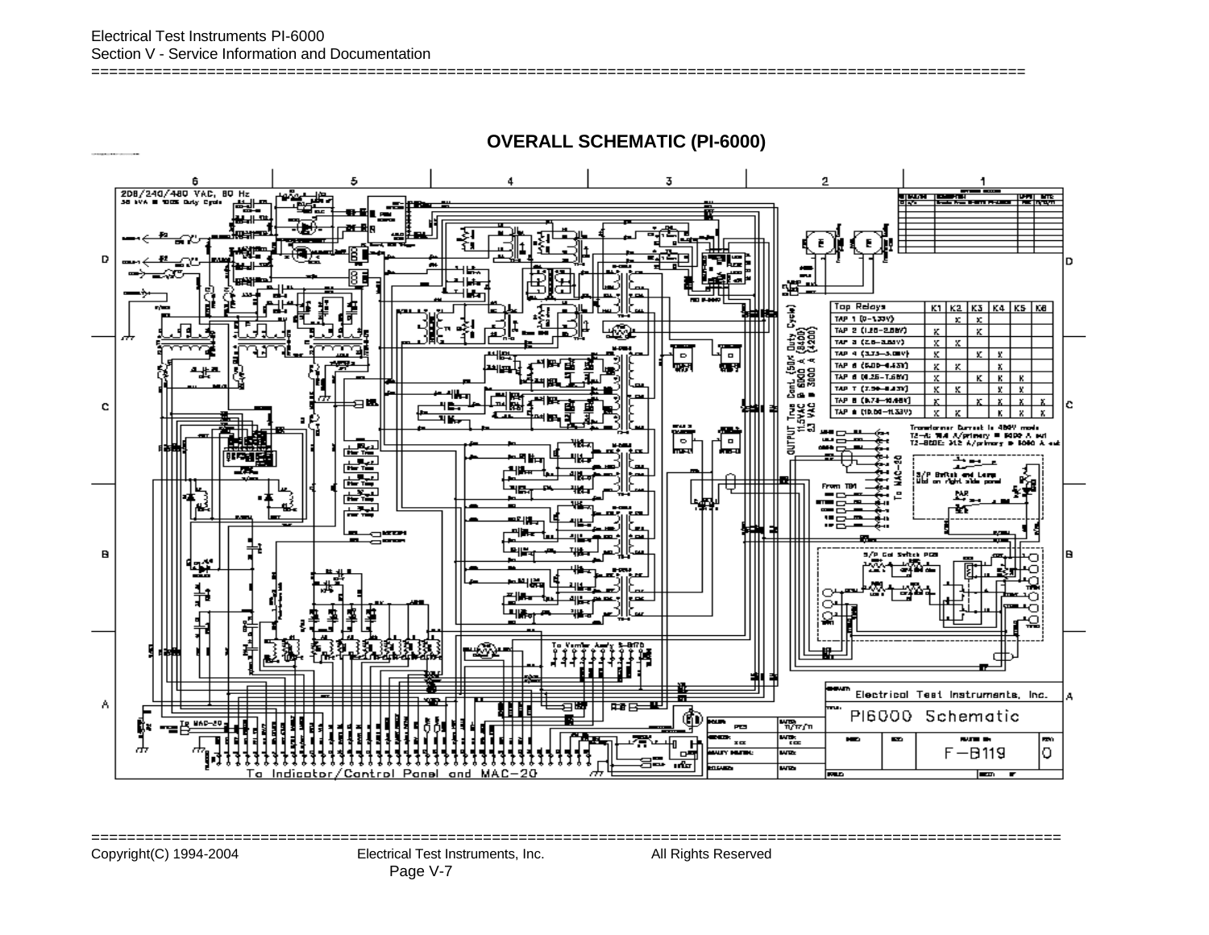# OVERALL SCHEMATIC (PI-6000)

208/240/480 VAC, 60 Hz
36 kVA @ 100% Duty Cycle

| Tap Relays | K1 | K2 | K3 | K4 | K5 | K6 |
|---|---|---|---|---|---|---|
| TAP 1 (0–1.33V) | | X | X | | | |
| TAP 2 (1.26–2.08V) | X | | X | | | |
| TAP 3 (2.0–3.03V) | X | X | | | | |
| TAP 4 (3.73–5.08V) | X | | X | X | | |
| TAP 5 (5.00–6.43V) | X | X | | X | | |
| TAP 6 (6.25–7.58V) | X | | X | X | X | |
| TAP 7 (7.50–8.83V) | X | X | | X | X | |
| TAP 8 (8.75–10.08V) | X | | X | X | X | X |
| TAP 9 (10.00–11.33V) | X | X | | X | X | X |

OUTPUT True Cont. (50% Duty Cycle)
11.5VAC @ 6000 A (8400)
23 VAC @ 3000 A (4200)

Transformer Current in 480V mode
T2–A: 18.4 A/primary @ 6000 A out
T2–B&DE: 21.2 A/primary @ 6000 A out

S/P Switch and Lamp
Mtd on right side panel

S/P Coil Switch PC25

From TB1

To MAC–20

To Vernier Assy S-B17B

To MAC–20

To Indicator/Control Panel and MAC–20

Electrical Test Instruments, Inc.

PI6000 Schematic

F–B119

0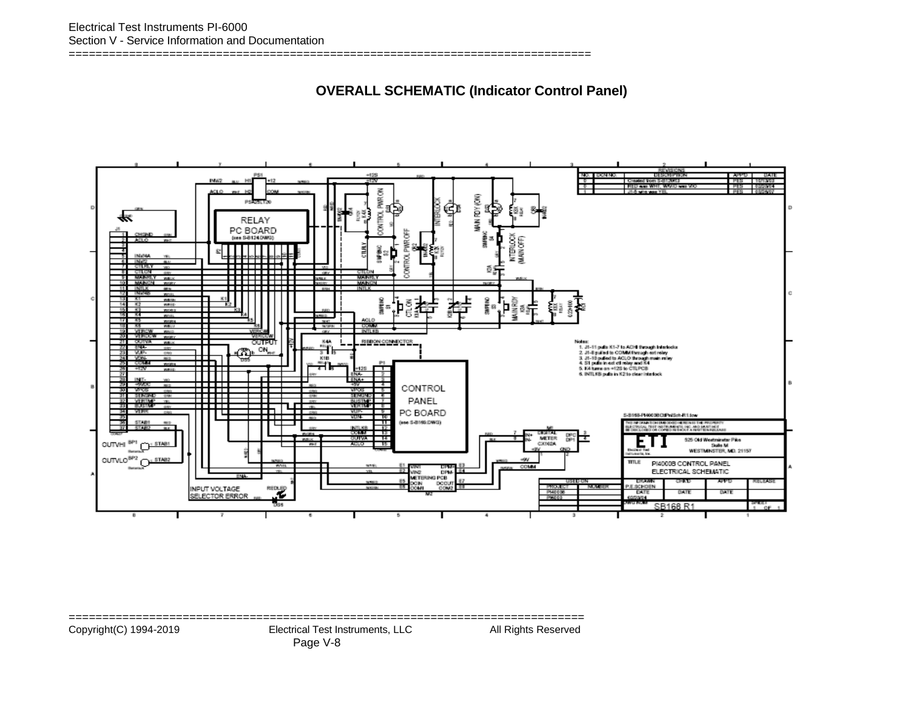# OVERALL SCHEMATIC (Indicator Control Panel)

Notes:
1. J1-11 pulls K1-7 to ACHI through Interlocks
2. J1-8 pulled to COMM through ext relay
3. J1-10 pulled to ACLO through main relay
4. S1 pulls in ext ctl relay and K4
5. K4 turns on +12S to CTLPCB
6. INTLKB pulls in K2 to clear interlock

TITLE: PI4000B CONTROL PANEL ELECTRICAL SCHEMATIC

DWG NUM: SB168 R1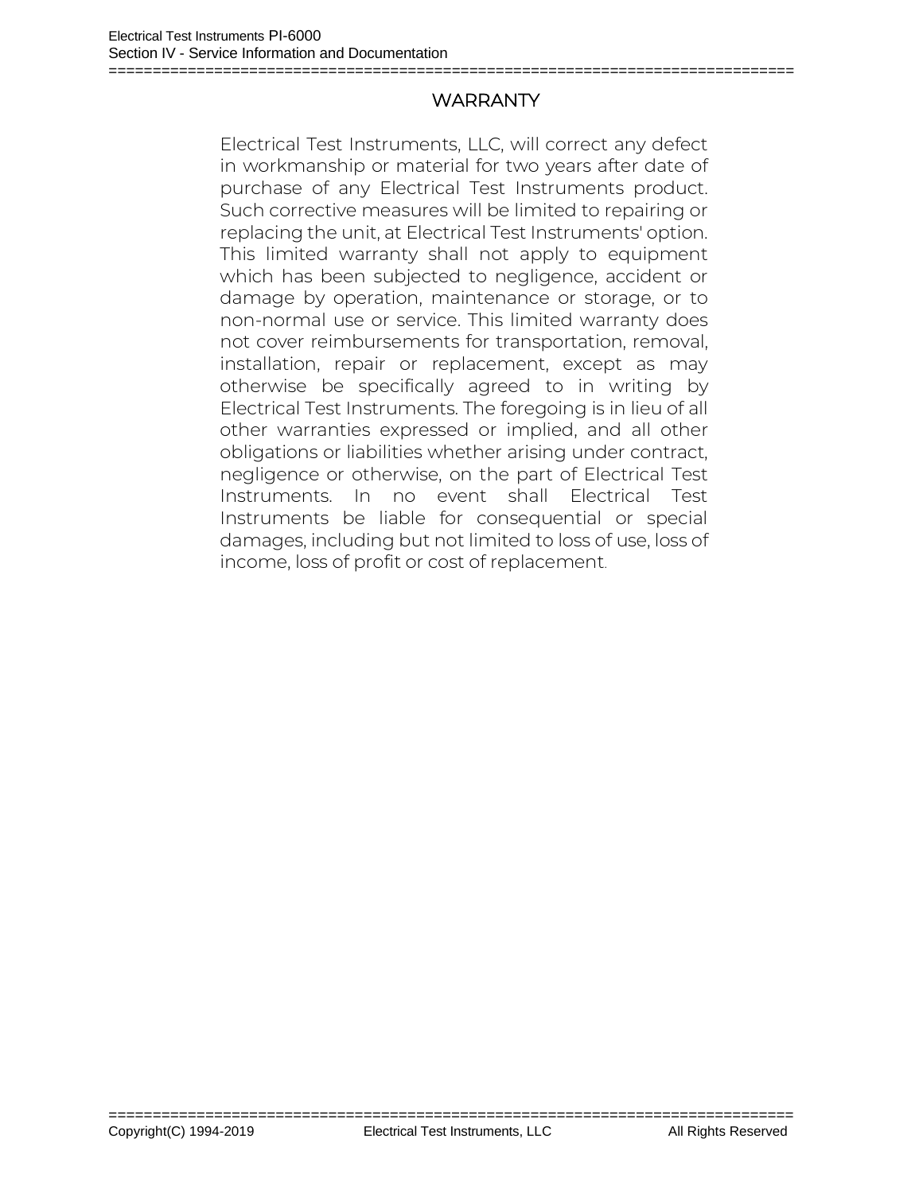# WARRANTY

Electrical Test Instruments, LLC, will correct any defect in workmanship or material for two years after date of purchase of any Electrical Test Instruments product. Such corrective measures will be limited to repairing or replacing the unit, at Electrical Test Instruments' option. This limited warranty shall not apply to equipment which has been subjected to negligence, accident or damage by operation, maintenance or storage, or to non-normal use or service. This limited warranty does not cover reimbursements for transportation, removal, installation, repair or replacement, except as may otherwise be specifically agreed to in writing by Electrical Test Instruments. The foregoing is in lieu of all other warranties expressed or implied, and all other obligations or liabilities whether arising under contract, negligence or otherwise, on the part of Electrical Test Instruments. In no event shall Electrical Test Instruments be liable for consequential or special damages, including but not limited to loss of use, loss of income, loss of profit or cost of replacement.